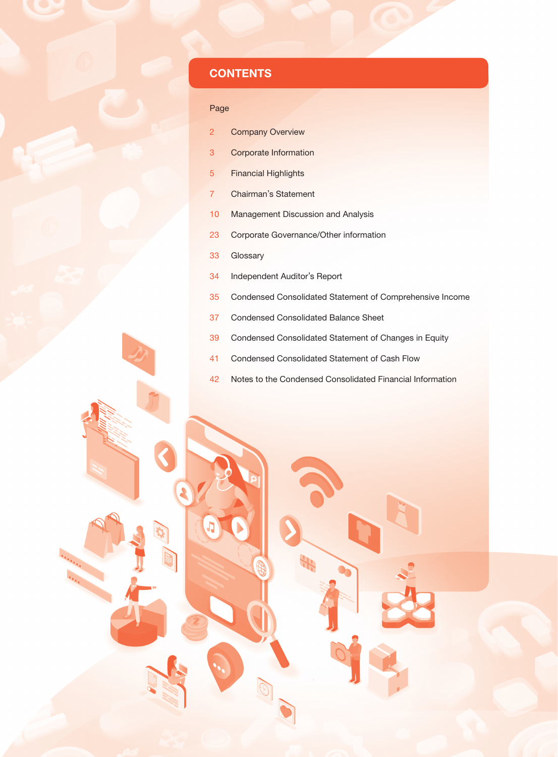# CONTENTS

| Page | |
|---|---|
| 2 | Company Overview |
| 3 | Corporate Information |
| 5 | Financial Highlights |
| 7 | Chairman's Statement |
| 10 | Management Discussion and Analysis |
| 23 | Corporate Governance/Other information |
| 33 | Glossary |
| 34 | Independent Auditor's Report |
| 35 | Condensed Consolidated Statement of Comprehensive Income |
| 37 | Condensed Consolidated Balance Sheet |
| 39 | Condensed Consolidated Statement of Changes in Equity |
| 41 | Condensed Consolidated Statement of Cash Flow |
| 42 | Notes to the Condensed Consolidated Financial Information |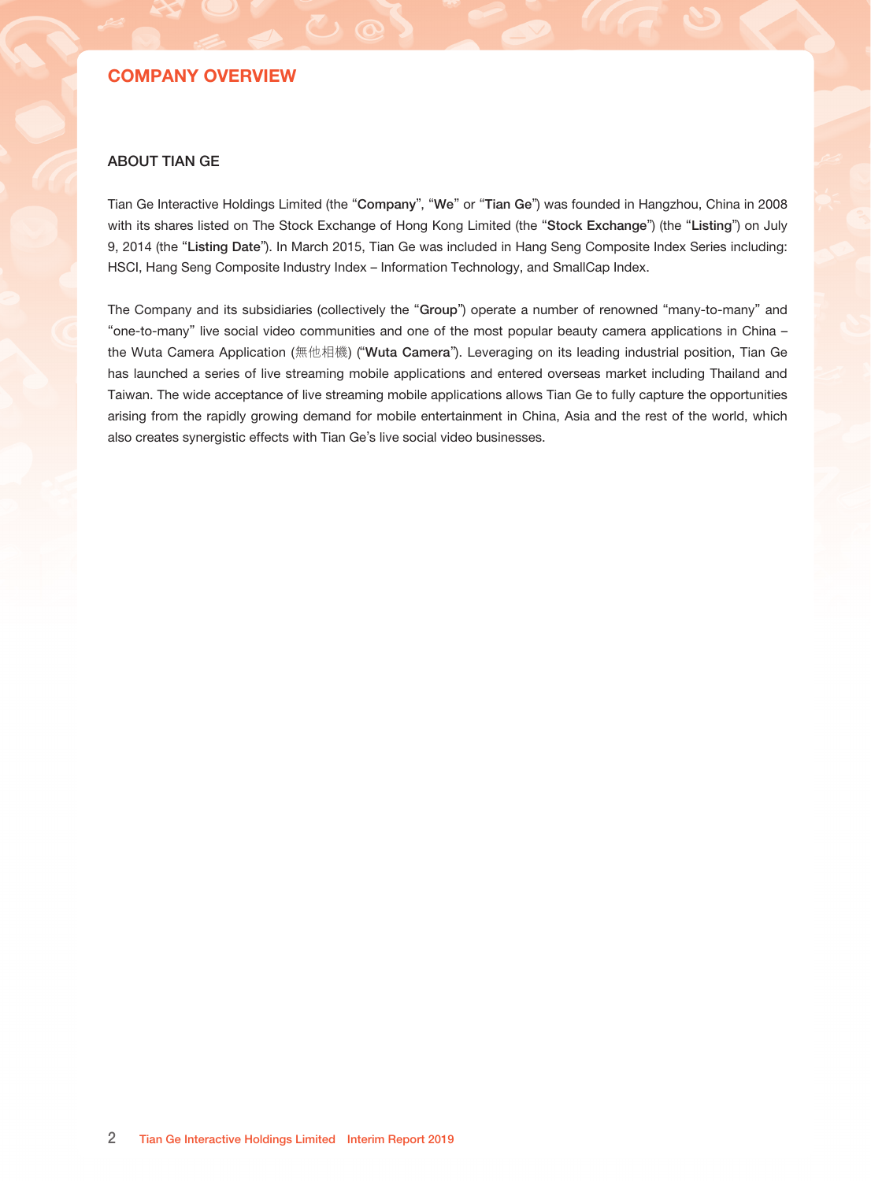# COMPANY OVERVIEW

## ABOUT TIAN GE

Tian Ge Interactive Holdings Limited (the "**Company**", "**We**" or "**Tian Ge**") was founded in Hangzhou, China in 2008 with its shares listed on The Stock Exchange of Hong Kong Limited (the "**Stock Exchange**") (the "**Listing**") on July 9, 2014 (the "**Listing Date**"). In March 2015, Tian Ge was included in Hang Seng Composite Index Series including: HSCI, Hang Seng Composite Industry Index – Information Technology, and SmallCap Index.

The Company and its subsidiaries (collectively the "**Group**") operate a number of renowned "many-to-many" and "one-to-many" live social video communities and one of the most popular beauty camera applications in China – the Wuta Camera Application (無他相機) ("**Wuta Camera**"). Leveraging on its leading industrial position, Tian Ge has launched a series of live streaming mobile applications and entered overseas market including Thailand and Taiwan. The wide acceptance of live streaming mobile applications allows Tian Ge to fully capture the opportunities arising from the rapidly growing demand for mobile entertainment in China, Asia and the rest of the world, which also creates synergistic effects with Tian Ge's live social video businesses.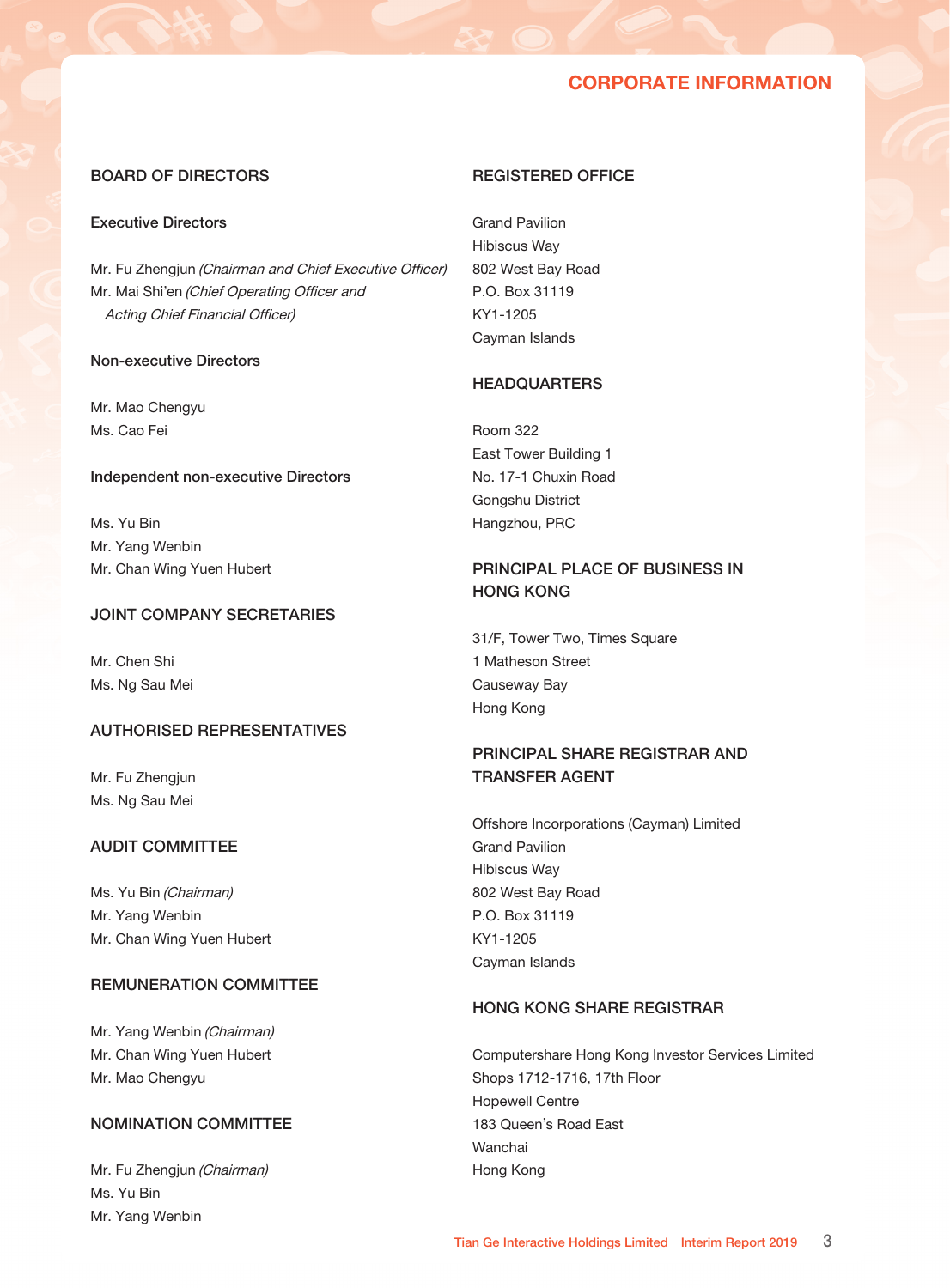# CORPORATE INFORMATION

## BOARD OF DIRECTORS

### Executive Directors

Mr. Fu Zhengjun *(Chairman and Chief Executive Officer)*
Mr. Mai Shi'en *(Chief Operating Officer and Acting Chief Financial Officer)*

### Non-executive Directors

Mr. Mao Chengyu
Ms. Cao Fei

### Independent non-executive Directors

Ms. Yu Bin
Mr. Yang Wenbin
Mr. Chan Wing Yuen Hubert

## JOINT COMPANY SECRETARIES

Mr. Chen Shi
Ms. Ng Sau Mei

## AUTHORISED REPRESENTATIVES

Mr. Fu Zhengjun
Ms. Ng Sau Mei

## AUDIT COMMITTEE

Ms. Yu Bin *(Chairman)*
Mr. Yang Wenbin
Mr. Chan Wing Yuen Hubert

## REMUNERATION COMMITTEE

Mr. Yang Wenbin *(Chairman)*
Mr. Chan Wing Yuen Hubert
Mr. Mao Chengyu

## NOMINATION COMMITTEE

Mr. Fu Zhengjun *(Chairman)*
Ms. Yu Bin
Mr. Yang Wenbin

## REGISTERED OFFICE

Grand Pavilion
Hibiscus Way
802 West Bay Road
P.O. Box 31119
KY1-1205
Cayman Islands

## HEADQUARTERS

Room 322
East Tower Building 1
No. 17-1 Chuxin Road
Gongshu District
Hangzhou, PRC

## PRINCIPAL PLACE OF BUSINESS IN HONG KONG

31/F, Tower Two, Times Square
1 Matheson Street
Causeway Bay
Hong Kong

## PRINCIPAL SHARE REGISTRAR AND TRANSFER AGENT

Offshore Incorporations (Cayman) Limited
Grand Pavilion
Hibiscus Way
802 West Bay Road
P.O. Box 31119
KY1-1205
Cayman Islands

## HONG KONG SHARE REGISTRAR

Computershare Hong Kong Investor Services Limited
Shops 1712-1716, 17th Floor
Hopewell Centre
183 Queen's Road East
Wanchai
Hong Kong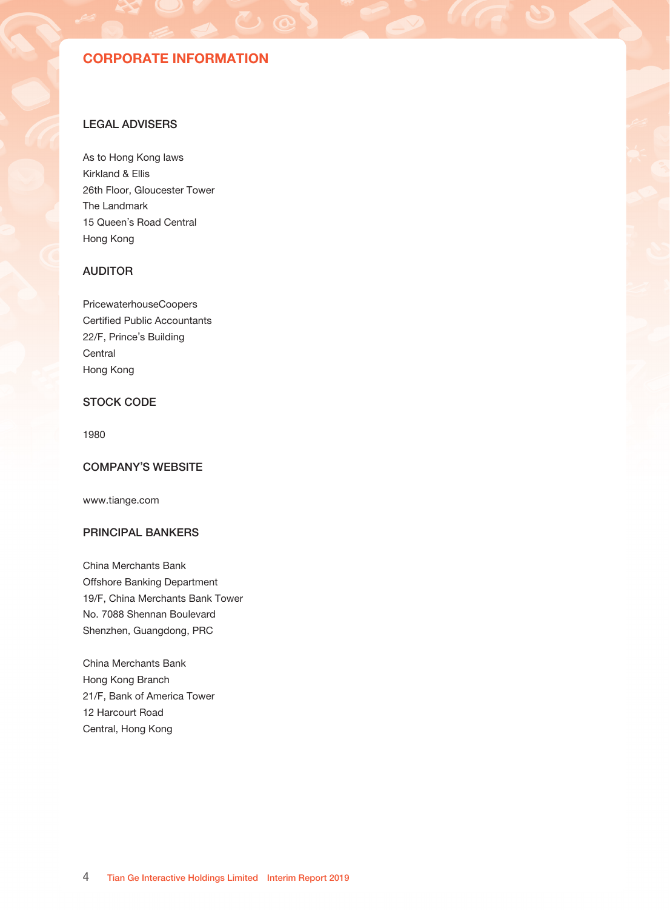# CORPORATE INFORMATION

## LEGAL ADVISERS

As to Hong Kong laws
Kirkland & Ellis
26th Floor, Gloucester Tower
The Landmark
15 Queen's Road Central
Hong Kong

## AUDITOR

PricewaterhouseCoopers
Certified Public Accountants
22/F, Prince's Building
Central
Hong Kong

## STOCK CODE

1980

## COMPANY'S WEBSITE

www.tiange.com

## PRINCIPAL BANKERS

China Merchants Bank
Offshore Banking Department
19/F, China Merchants Bank Tower
No. 7088 Shennan Boulevard
Shenzhen, Guangdong, PRC

China Merchants Bank
Hong Kong Branch
21/F, Bank of America Tower
12 Harcourt Road
Central, Hong Kong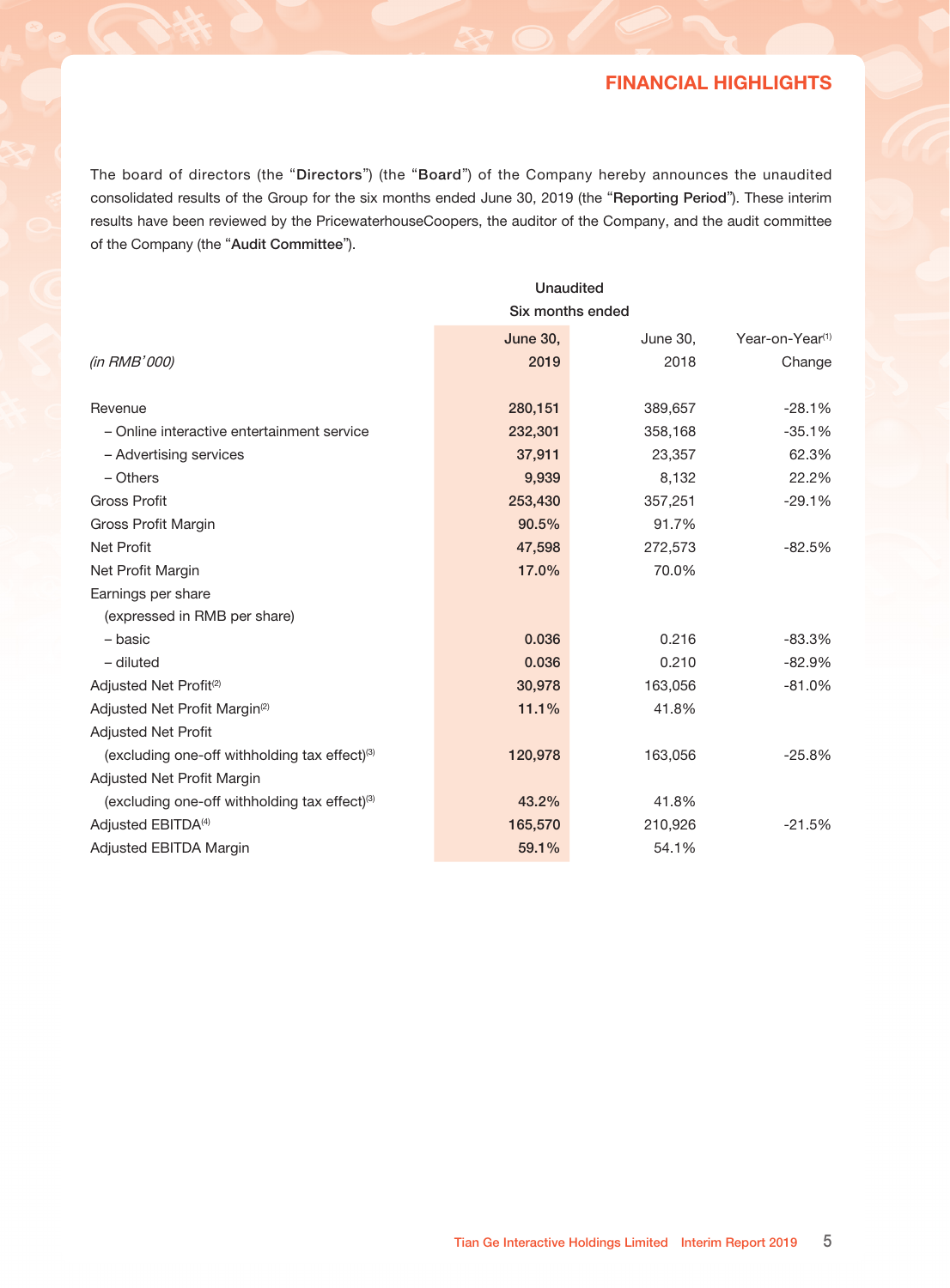# FINANCIAL HIGHLIGHTS

The board of directors (the "**Directors**") (the "**Board**") of the Company hereby announces the unaudited consolidated results of the Group for the six months ended June 30, 2019 (the "**Reporting Period**"). These interim results have been reviewed by the PricewaterhouseCoopers, the auditor of the Company, and the audit committee of the Company (the "**Audit Committee**").

| | Unaudited Six months ended | | |
|---|---|---|---|
| *(in RMB'000)* | **June 30, 2019** | June 30, 2018 | Year-on-Year[1] Change |
| Revenue | **280,151** | 389,657 | -28.1% |
| – Online interactive entertainment service | **232,301** | 358,168 | -35.1% |
| – Advertising services | **37,911** | 23,357 | 62.3% |
| – Others | **9,939** | 8,132 | 22.2% |
| Gross Profit | **253,430** | 357,251 | -29.1% |
| Gross Profit Margin | **90.5%** | 91.7% | |
| Net Profit | **47,598** | 272,573 | -82.5% |
| Net Profit Margin | **17.0%** | 70.0% | |
| Earnings per share (expressed in RMB per share) | | | |
| – basic | **0.036** | 0.216 | -83.3% |
| – diluted | **0.036** | 0.210 | -82.9% |
| Adjusted Net Profit[2] | **30,978** | 163,056 | -81.0% |
| Adjusted Net Profit Margin[2] | **11.1%** | 41.8% | |
| Adjusted Net Profit (excluding one-off withholding tax effect)[3] | **120,978** | 163,056 | -25.8% |
| Adjusted Net Profit Margin (excluding one-off withholding tax effect)[3] | **43.2%** | 41.8% | |
| Adjusted EBITDA[4] | **165,570** | 210,926 | -21.5% |
| Adjusted EBITDA Margin | **59.1%** | 54.1% | |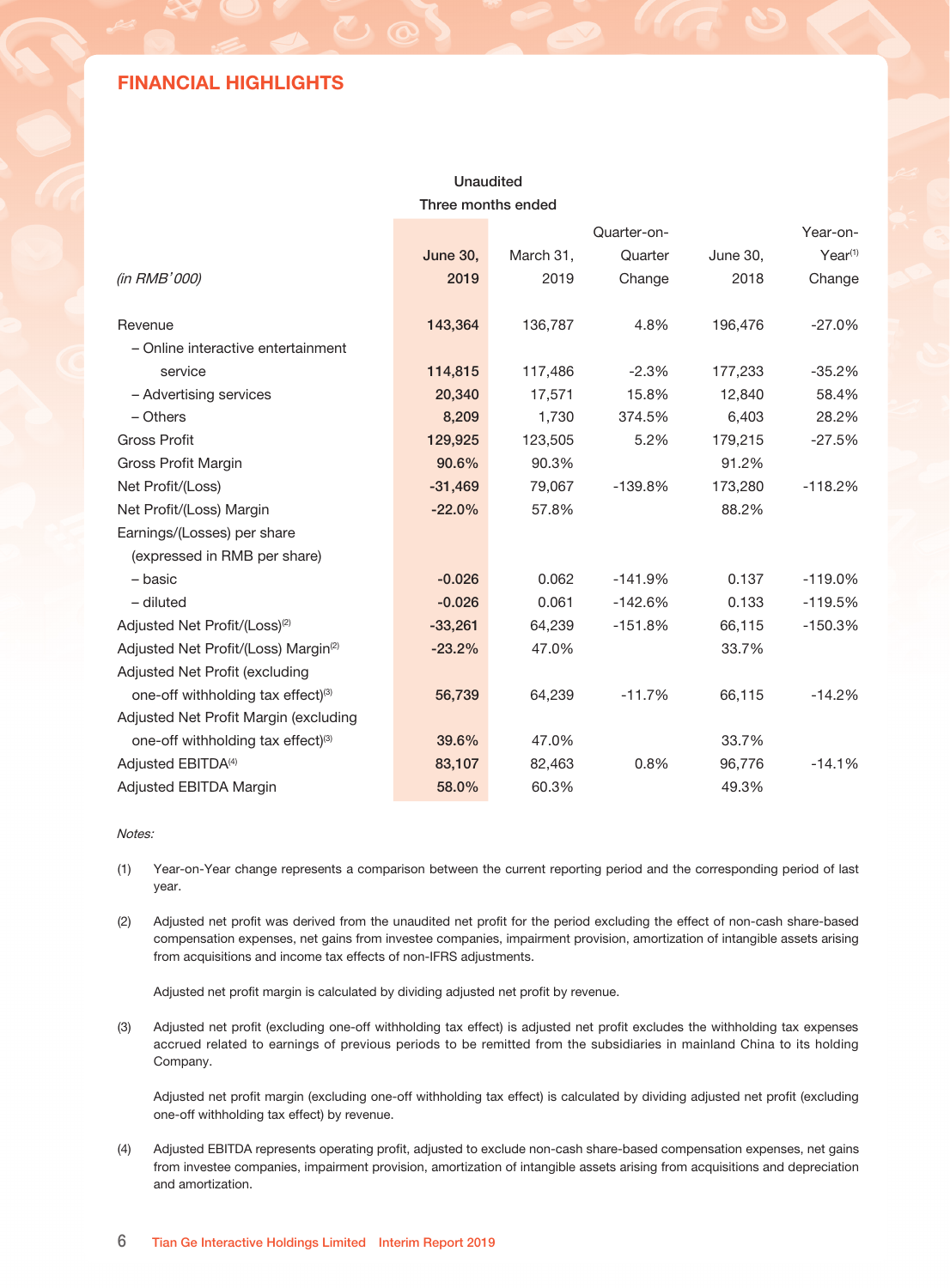## FINANCIAL HIGHLIGHTS

| *(in RMB'000)* | Unaudited Three months ended June 30, 2019 | March 31, 2019 | Quarter-on-Quarter Change | June 30, 2018 | Year-on-Year[(1)] Change |
|---|---|---|---|---|---|
| Revenue | **143,364** | 136,787 | 4.8% | 196,476 | -27.0% |
| – Online interactive entertainment service | **114,815** | 117,486 | -2.3% | 177,233 | -35.2% |
| – Advertising services | **20,340** | 17,571 | 15.8% | 12,840 | 58.4% |
| – Others | **8,209** | 1,730 | 374.5% | 6,403 | 28.2% |
| Gross Profit | **129,925** | 123,505 | 5.2% | 179,215 | -27.5% |
| Gross Profit Margin | **90.6%** | 90.3% | | 91.2% | |
| Net Profit/(Loss) | **-31,469** | 79,067 | -139.8% | 173,280 | -118.2% |
| Net Profit/(Loss) Margin | **-22.0%** | 57.8% | | 88.2% | |
| Earnings/(Losses) per share (expressed in RMB per share) | | | | | |
| – basic | **-0.026** | 0.062 | -141.9% | 0.137 | -119.0% |
| – diluted | **-0.026** | 0.061 | -142.6% | 0.133 | -119.5% |
| Adjusted Net Profit/(Loss)[(2)] | **-33,261** | 64,239 | -151.8% | 66,115 | -150.3% |
| Adjusted Net Profit/(Loss) Margin[(2)] | **-23.2%** | 47.0% | | 33.7% | |
| Adjusted Net Profit (excluding one-off withholding tax effect)[(3)] | **56,739** | 64,239 | -11.7% | 66,115 | -14.2% |
| Adjusted Net Profit Margin (excluding one-off withholding tax effect)[(3)] | **39.6%** | 47.0% | | 33.7% | |
| Adjusted EBITDA[(4)] | **83,107** | 82,463 | 0.8% | 96,776 | -14.1% |
| Adjusted EBITDA Margin | **58.0%** | 60.3% | | 49.3% | |

*Notes:*

(1) Year-on-Year change represents a comparison between the current reporting period and the corresponding period of last year.

(2) Adjusted net profit was derived from the unaudited net profit for the period excluding the effect of non-cash share-based compensation expenses, net gains from investee companies, impairment provision, amortization of intangible assets arising from acquisitions and income tax effects of non-IFRS adjustments.

Adjusted net profit margin is calculated by dividing adjusted net profit by revenue.

(3) Adjusted net profit (excluding one-off withholding tax effect) is adjusted net profit excludes the withholding tax expenses accrued related to earnings of previous periods to be remitted from the subsidiaries in mainland China to its holding Company.

Adjusted net profit margin (excluding one-off withholding tax effect) is calculated by dividing adjusted net profit (excluding one-off withholding tax effect) by revenue.

(4) Adjusted EBITDA represents operating profit, adjusted to exclude non-cash share-based compensation expenses, net gains from investee companies, impairment provision, amortization of intangible assets arising from acquisitions and depreciation and amortization.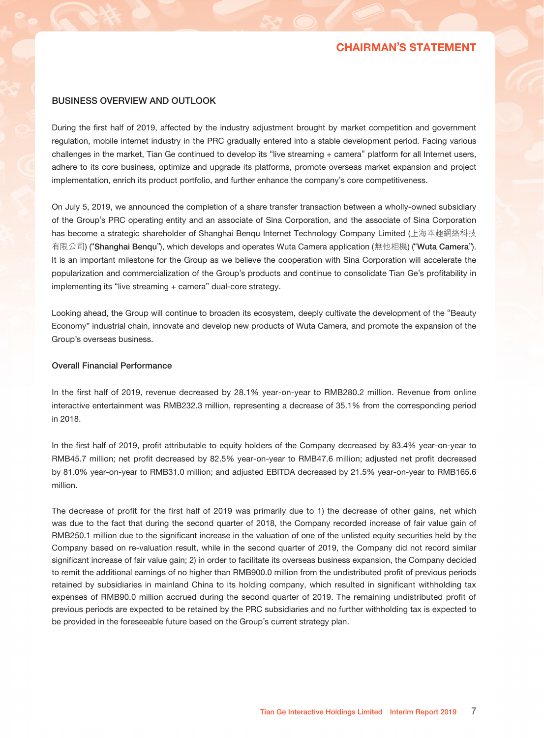# CHAIRMAN'S STATEMENT

## BUSINESS OVERVIEW AND OUTLOOK

During the first half of 2019, affected by the industry adjustment brought by market competition and government regulation, mobile internet industry in the PRC gradually entered into a stable development period. Facing various challenges in the market, Tian Ge continued to develop its "live streaming + camera" platform for all Internet users, adhere to its core business, optimize and upgrade its platforms, promote overseas market expansion and project implementation, enrich its product portfolio, and further enhance the company's core competitiveness.

On July 5, 2019, we announced the completion of a share transfer transaction between a wholly-owned subsidiary of the Group's PRC operating entity and an associate of Sina Corporation, and the associate of Sina Corporation has become a strategic shareholder of Shanghai Benqu Internet Technology Company Limited (上海本趣網絡科技有限公司) ("**Shanghai Benqu**"), which develops and operates Wuta Camera application (無他相機) ("**Wuta Camera**"). It is an important milestone for the Group as we believe the cooperation with Sina Corporation will accelerate the popularization and commercialization of the Group's products and continue to consolidate Tian Ge's profitability in implementing its "live streaming + camera" dual-core strategy.

Looking ahead, the Group will continue to broaden its ecosystem, deeply cultivate the development of the "Beauty Economy" industrial chain, innovate and develop new products of Wuta Camera, and promote the expansion of the Group's overseas business.

### Overall Financial Performance

In the first half of 2019, revenue decreased by 28.1% year-on-year to RMB280.2 million. Revenue from online interactive entertainment was RMB232.3 million, representing a decrease of 35.1% from the corresponding period in 2018.

In the first half of 2019, profit attributable to equity holders of the Company decreased by 83.4% year-on-year to RMB45.7 million; net profit decreased by 82.5% year-on-year to RMB47.6 million; adjusted net profit decreased by 81.0% year-on-year to RMB31.0 million; and adjusted EBITDA decreased by 21.5% year-on-year to RMB165.6 million.

The decrease of profit for the first half of 2019 was primarily due to 1) the decrease of other gains, net which was due to the fact that during the second quarter of 2018, the Company recorded increase of fair value gain of RMB250.1 million due to the significant increase in the valuation of one of the unlisted equity securities held by the Company based on re-valuation result, while in the second quarter of 2019, the Company did not record similar significant increase of fair value gain; 2) in order to facilitate its overseas business expansion, the Company decided to remit the additional earnings of no higher than RMB900.0 million from the undistributed profit of previous periods retained by subsidiaries in mainland China to its holding company, which resulted in significant withholding tax expenses of RMB90.0 million accrued during the second quarter of 2019. The remaining undistributed profit of previous periods are expected to be retained by the PRC subsidiaries and no further withholding tax is expected to be provided in the foreseeable future based on the Group's current strategy plan.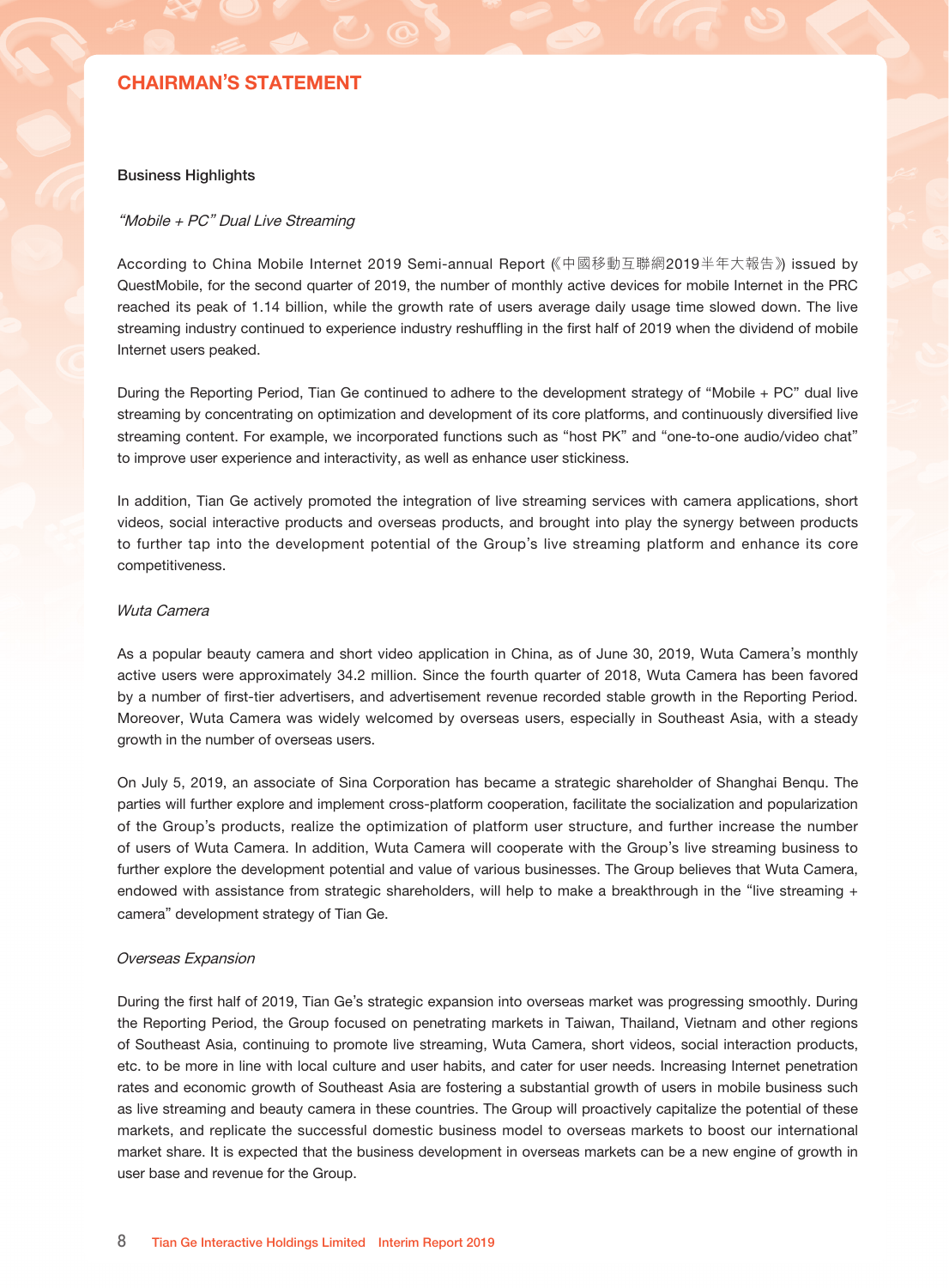# CHAIRMAN'S STATEMENT

## Business Highlights

*"Mobile + PC" Dual Live Streaming*

According to China Mobile Internet 2019 Semi-annual Report (《中國移動互聯網2019半年大報告》) issued by QuestMobile, for the second quarter of 2019, the number of monthly active devices for mobile Internet in the PRC reached its peak of 1.14 billion, while the growth rate of users average daily usage time slowed down. The live streaming industry continued to experience industry reshuffling in the first half of 2019 when the dividend of mobile Internet users peaked.

During the Reporting Period, Tian Ge continued to adhere to the development strategy of "Mobile + PC" dual live streaming by concentrating on optimization and development of its core platforms, and continuously diversified live streaming content. For example, we incorporated functions such as "host PK" and "one-to-one audio/video chat" to improve user experience and interactivity, as well as enhance user stickiness.

In addition, Tian Ge actively promoted the integration of live streaming services with camera applications, short videos, social interactive products and overseas products, and brought into play the synergy between products to further tap into the development potential of the Group's live streaming platform and enhance its core competitiveness.

*Wuta Camera*

As a popular beauty camera and short video application in China, as of June 30, 2019, Wuta Camera's monthly active users were approximately 34.2 million. Since the fourth quarter of 2018, Wuta Camera has been favored by a number of first-tier advertisers, and advertisement revenue recorded stable growth in the Reporting Period. Moreover, Wuta Camera was widely welcomed by overseas users, especially in Southeast Asia, with a steady growth in the number of overseas users.

On July 5, 2019, an associate of Sina Corporation has became a strategic shareholder of Shanghai Benqu. The parties will further explore and implement cross-platform cooperation, facilitate the socialization and popularization of the Group's products, realize the optimization of platform user structure, and further increase the number of users of Wuta Camera. In addition, Wuta Camera will cooperate with the Group's live streaming business to further explore the development potential and value of various businesses. The Group believes that Wuta Camera, endowed with assistance from strategic shareholders, will help to make a breakthrough in the "live streaming + camera" development strategy of Tian Ge.

*Overseas Expansion*

During the first half of 2019, Tian Ge's strategic expansion into overseas market was progressing smoothly. During the Reporting Period, the Group focused on penetrating markets in Taiwan, Thailand, Vietnam and other regions of Southeast Asia, continuing to promote live streaming, Wuta Camera, short videos, social interaction products, etc. to be more in line with local culture and user habits, and cater for user needs. Increasing Internet penetration rates and economic growth of Southeast Asia are fostering a substantial growth of users in mobile business such as live streaming and beauty camera in these countries. The Group will proactively capitalize the potential of these markets, and replicate the successful domestic business model to overseas markets to boost our international market share. It is expected that the business development in overseas markets can be a new engine of growth in user base and revenue for the Group.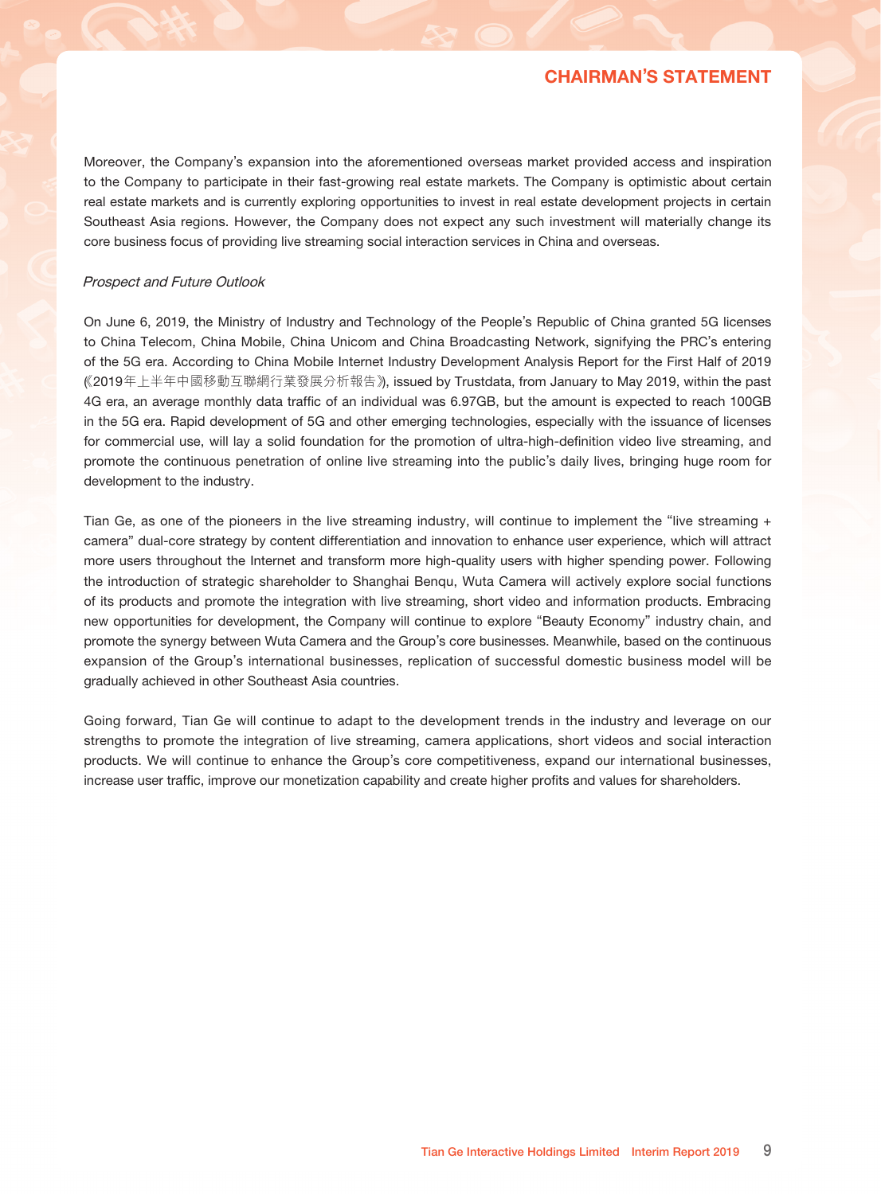Moreover, the Company's expansion into the aforementioned overseas market provided access and inspiration to the Company to participate in their fast-growing real estate markets. The Company is optimistic about certain real estate markets and is currently exploring opportunities to invest in real estate development projects in certain Southeast Asia regions. However, the Company does not expect any such investment will materially change its core business focus of providing live streaming social interaction services in China and overseas.

*Prospect and Future Outlook*

On June 6, 2019, the Ministry of Industry and Technology of the People's Republic of China granted 5G licenses to China Telecom, China Mobile, China Unicom and China Broadcasting Network, signifying the PRC's entering of the 5G era. According to China Mobile Internet Industry Development Analysis Report for the First Half of 2019 (《2019年上半年中國移動互聯網行業發展分析報告》), issued by Trustdata, from January to May 2019, within the past 4G era, an average monthly data traffic of an individual was 6.97GB, but the amount is expected to reach 100GB in the 5G era. Rapid development of 5G and other emerging technologies, especially with the issuance of licenses for commercial use, will lay a solid foundation for the promotion of ultra-high-definition video live streaming, and promote the continuous penetration of online live streaming into the public's daily lives, bringing huge room for development to the industry.

Tian Ge, as one of the pioneers in the live streaming industry, will continue to implement the "live streaming + camera" dual-core strategy by content differentiation and innovation to enhance user experience, which will attract more users throughout the Internet and transform more high-quality users with higher spending power. Following the introduction of strategic shareholder to Shanghai Benqu, Wuta Camera will actively explore social functions of its products and promote the integration with live streaming, short video and information products. Embracing new opportunities for development, the Company will continue to explore "Beauty Economy" industry chain, and promote the synergy between Wuta Camera and the Group's core businesses. Meanwhile, based on the continuous expansion of the Group's international businesses, replication of successful domestic business model will be gradually achieved in other Southeast Asia countries.

Going forward, Tian Ge will continue to adapt to the development trends in the industry and leverage on our strengths to promote the integration of live streaming, camera applications, short videos and social interaction products. We will continue to enhance the Group's core competitiveness, expand our international businesses, increase user traffic, improve our monetization capability and create higher profits and values for shareholders.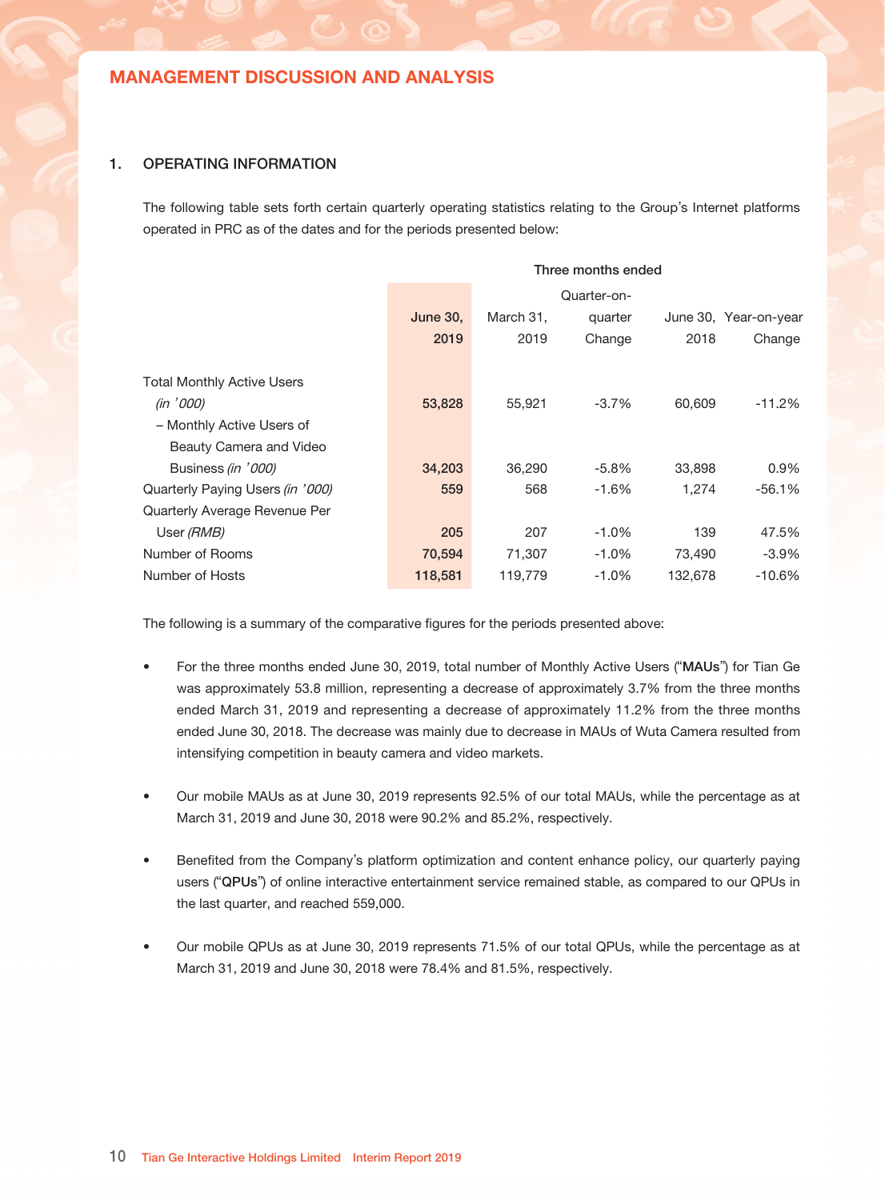# MANAGEMENT DISCUSSION AND ANALYSIS

## 1. OPERATING INFORMATION

The following table sets forth certain quarterly operating statistics relating to the Group's Internet platforms operated in PRC as of the dates and for the periods presented below:

| | Three months ended | | | | |
|---|---|---|---|---|---|
| | **June 30, 2019** | March 31, 2019 | Quarter-on-quarter Change | June 30, 2018 | Year-on-year Change |
| Total Monthly Active Users *(in '000)* | **53,828** | 55,921 | -3.7% | 60,609 | -11.2% |
| – Monthly Active Users of Beauty Camera and Video Business *(in '000)* | **34,203** | 36,290 | -5.8% | 33,898 | 0.9% |
| Quarterly Paying Users *(in '000)* | **559** | 568 | -1.6% | 1,274 | -56.1% |
| Quarterly Average Revenue Per User *(RMB)* | **205** | 207 | -1.0% | 139 | 47.5% |
| Number of Rooms | **70,594** | 71,307 | -1.0% | 73,490 | -3.9% |
| Number of Hosts | **118,581** | 119,779 | -1.0% | 132,678 | -10.6% |

The following is a summary of the comparative figures for the periods presented above:

- For the three months ended June 30, 2019, total number of Monthly Active Users ("**MAUs**") for Tian Ge was approximately 53.8 million, representing a decrease of approximately 3.7% from the three months ended March 31, 2019 and representing a decrease of approximately 11.2% from the three months ended June 30, 2018. The decrease was mainly due to decrease in MAUs of Wuta Camera resulted from intensifying competition in beauty camera and video markets.

- Our mobile MAUs as at June 30, 2019 represents 92.5% of our total MAUs, while the percentage as at March 31, 2019 and June 30, 2018 were 90.2% and 85.2%, respectively.

- Benefited from the Company's platform optimization and content enhance policy, our quarterly paying users ("**QPUs**") of online interactive entertainment service remained stable, as compared to our QPUs in the last quarter, and reached 559,000.

- Our mobile QPUs as at June 30, 2019 represents 71.5% of our total QPUs, while the percentage as at March 31, 2019 and June 30, 2018 were 78.4% and 81.5%, respectively.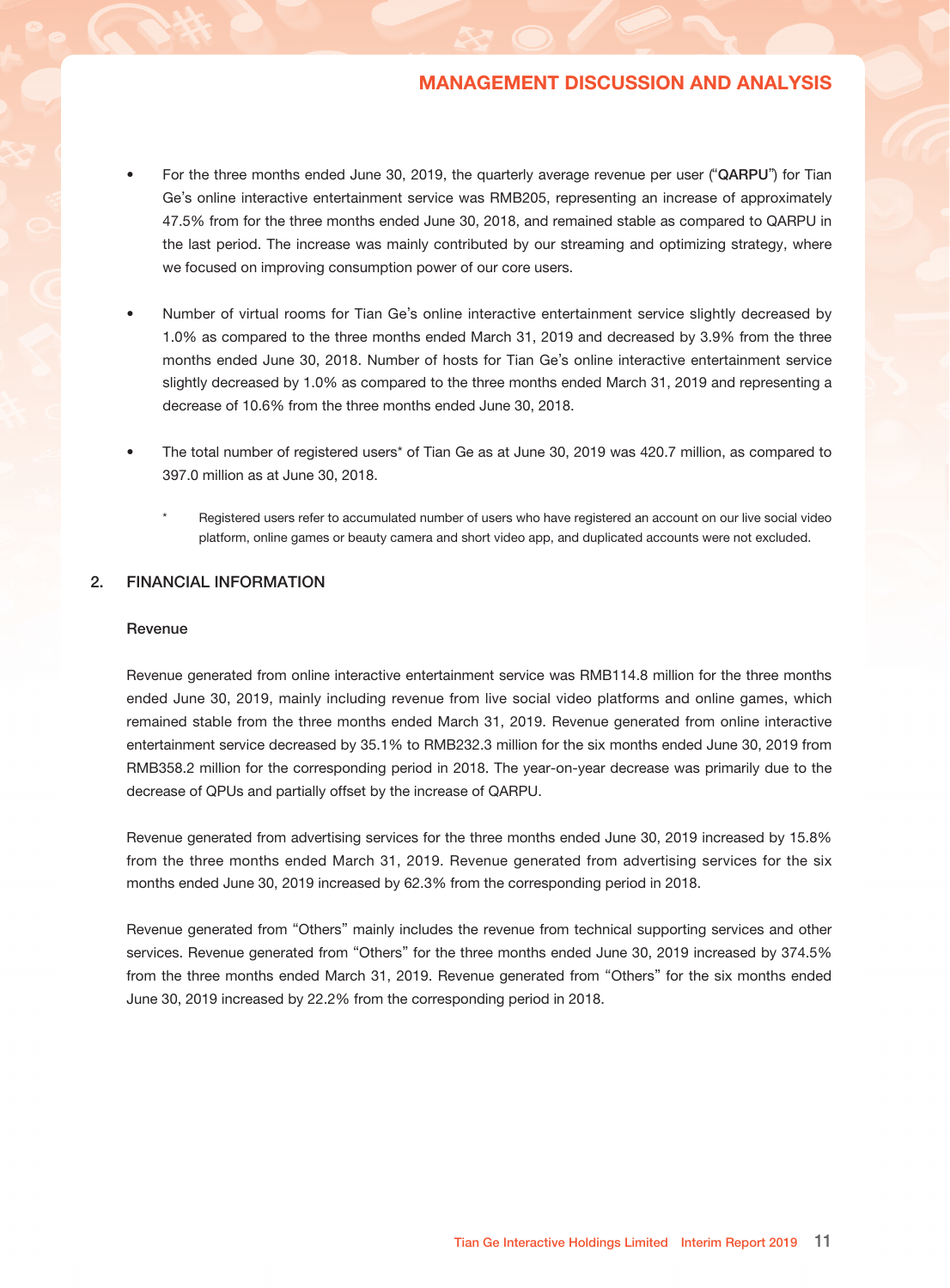- For the three months ended June 30, 2019, the quarterly average revenue per user ("**QARPU**") for Tian Ge's online interactive entertainment service was RMB205, representing an increase of approximately 47.5% from for the three months ended June 30, 2018, and remained stable as compared to QARPU in the last period. The increase was mainly contributed by our streaming and optimizing strategy, where we focused on improving consumption power of our core users.

- Number of virtual rooms for Tian Ge's online interactive entertainment service slightly decreased by 1.0% as compared to the three months ended March 31, 2019 and decreased by 3.9% from the three months ended June 30, 2018. Number of hosts for Tian Ge's online interactive entertainment service slightly decreased by 1.0% as compared to the three months ended March 31, 2019 and representing a decrease of 10.6% from the three months ended June 30, 2018.

- The total number of registered users* of Tian Ge as at June 30, 2019 was 420.7 million, as compared to 397.0 million as at June 30, 2018.

  \* Registered users refer to accumulated number of users who have registered an account on our live social video platform, online games or beauty camera and short video app, and duplicated accounts were not excluded.

## 2. FINANCIAL INFORMATION

### Revenue

Revenue generated from online interactive entertainment service was RMB114.8 million for the three months ended June 30, 2019, mainly including revenue from live social video platforms and online games, which remained stable from the three months ended March 31, 2019. Revenue generated from online interactive entertainment service decreased by 35.1% to RMB232.3 million for the six months ended June 30, 2019 from RMB358.2 million for the corresponding period in 2018. The year-on-year decrease was primarily due to the decrease of QPUs and partially offset by the increase of QARPU.

Revenue generated from advertising services for the three months ended June 30, 2019 increased by 15.8% from the three months ended March 31, 2019. Revenue generated from advertising services for the six months ended June 30, 2019 increased by 62.3% from the corresponding period in 2018.

Revenue generated from "Others" mainly includes the revenue from technical supporting services and other services. Revenue generated from "Others" for the three months ended June 30, 2019 increased by 374.5% from the three months ended March 31, 2019. Revenue generated from "Others" for the six months ended June 30, 2019 increased by 22.2% from the corresponding period in 2018.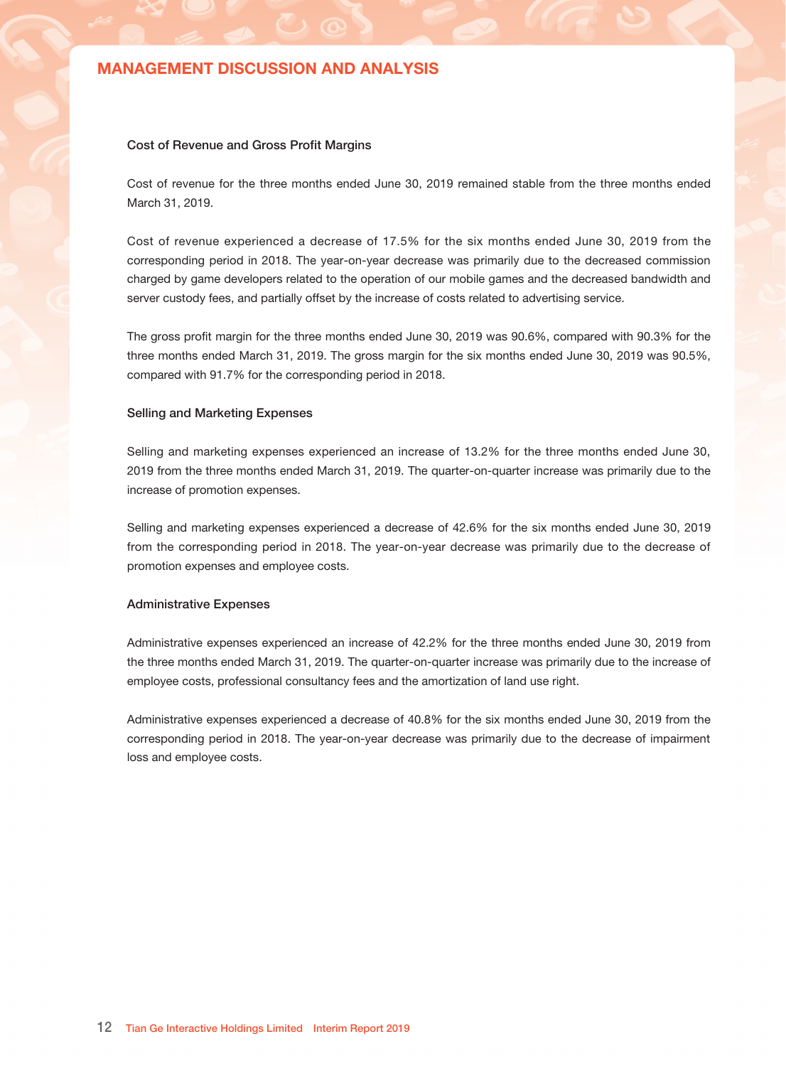## MANAGEMENT DISCUSSION AND ANALYSIS

### Cost of Revenue and Gross Profit Margins

Cost of revenue for the three months ended June 30, 2019 remained stable from the three months ended March 31, 2019.

Cost of revenue experienced a decrease of 17.5% for the six months ended June 30, 2019 from the corresponding period in 2018. The year-on-year decrease was primarily due to the decreased commission charged by game developers related to the operation of our mobile games and the decreased bandwidth and server custody fees, and partially offset by the increase of costs related to advertising service.

The gross profit margin for the three months ended June 30, 2019 was 90.6%, compared with 90.3% for the three months ended March 31, 2019. The gross margin for the six months ended June 30, 2019 was 90.5%, compared with 91.7% for the corresponding period in 2018.

### Selling and Marketing Expenses

Selling and marketing expenses experienced an increase of 13.2% for the three months ended June 30, 2019 from the three months ended March 31, 2019. The quarter-on-quarter increase was primarily due to the increase of promotion expenses.

Selling and marketing expenses experienced a decrease of 42.6% for the six months ended June 30, 2019 from the corresponding period in 2018. The year-on-year decrease was primarily due to the decrease of promotion expenses and employee costs.

### Administrative Expenses

Administrative expenses experienced an increase of 42.2% for the three months ended June 30, 2019 from the three months ended March 31, 2019. The quarter-on-quarter increase was primarily due to the increase of employee costs, professional consultancy fees and the amortization of land use right.

Administrative expenses experienced a decrease of 40.8% for the six months ended June 30, 2019 from the corresponding period in 2018. The year-on-year decrease was primarily due to the decrease of impairment loss and employee costs.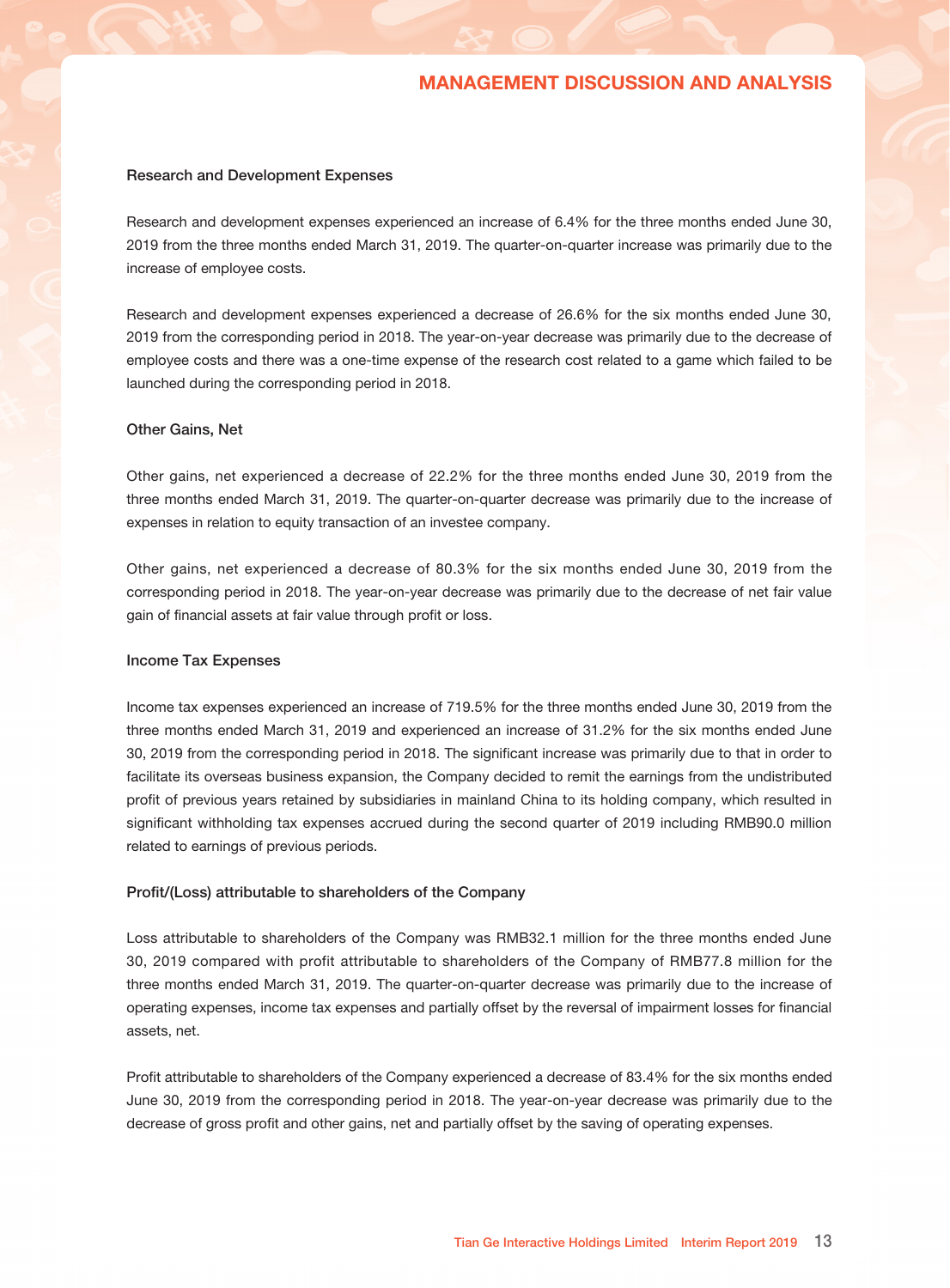#### Research and Development Expenses

Research and development expenses experienced an increase of 6.4% for the three months ended June 30, 2019 from the three months ended March 31, 2019. The quarter-on-quarter increase was primarily due to the increase of employee costs.

Research and development expenses experienced a decrease of 26.6% for the six months ended June 30, 2019 from the corresponding period in 2018. The year-on-year decrease was primarily due to the decrease of employee costs and there was a one-time expense of the research cost related to a game which failed to be launched during the corresponding period in 2018.

#### Other Gains, Net

Other gains, net experienced a decrease of 22.2% for the three months ended June 30, 2019 from the three months ended March 31, 2019. The quarter-on-quarter decrease was primarily due to the increase of expenses in relation to equity transaction of an investee company.

Other gains, net experienced a decrease of 80.3% for the six months ended June 30, 2019 from the corresponding period in 2018. The year-on-year decrease was primarily due to the decrease of net fair value gain of financial assets at fair value through profit or loss.

#### Income Tax Expenses

Income tax expenses experienced an increase of 719.5% for the three months ended June 30, 2019 from the three months ended March 31, 2019 and experienced an increase of 31.2% for the six months ended June 30, 2019 from the corresponding period in 2018. The significant increase was primarily due to that in order to facilitate its overseas business expansion, the Company decided to remit the earnings from the undistributed profit of previous years retained by subsidiaries in mainland China to its holding company, which resulted in significant withholding tax expenses accrued during the second quarter of 2019 including RMB90.0 million related to earnings of previous periods.

#### Profit/(Loss) attributable to shareholders of the Company

Loss attributable to shareholders of the Company was RMB32.1 million for the three months ended June 30, 2019 compared with profit attributable to shareholders of the Company of RMB77.8 million for the three months ended March 31, 2019. The quarter-on-quarter decrease was primarily due to the increase of operating expenses, income tax expenses and partially offset by the reversal of impairment losses for financial assets, net.

Profit attributable to shareholders of the Company experienced a decrease of 83.4% for the six months ended June 30, 2019 from the corresponding period in 2018. The year-on-year decrease was primarily due to the decrease of gross profit and other gains, net and partially offset by the saving of operating expenses.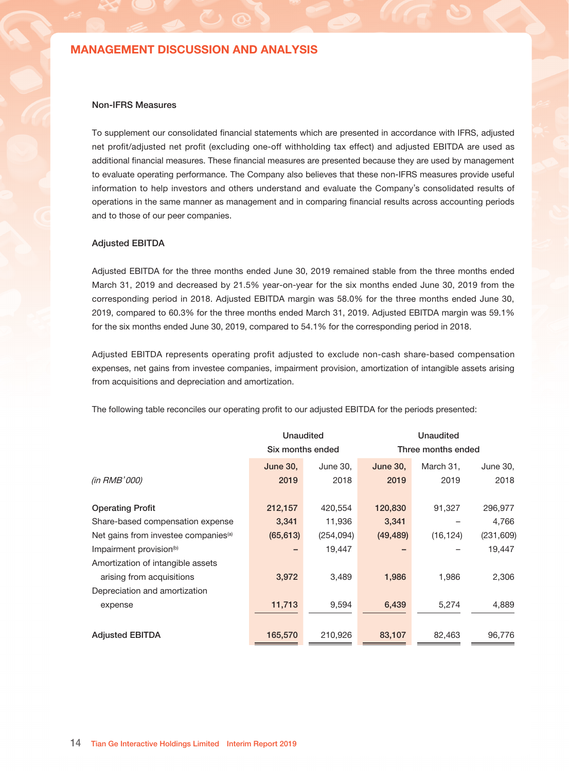## MANAGEMENT DISCUSSION AND ANALYSIS

### Non-IFRS Measures

To supplement our consolidated financial statements which are presented in accordance with IFRS, adjusted net profit/adjusted net profit (excluding one-off withholding tax effect) and adjusted EBITDA are used as additional financial measures. These financial measures are presented because they are used by management to evaluate operating performance. The Company also believes that these non-IFRS measures provide useful information to help investors and others understand and evaluate the Company's consolidated results of operations in the same manner as management and in comparing financial results across accounting periods and to those of our peer companies.

### Adjusted EBITDA

Adjusted EBITDA for the three months ended June 30, 2019 remained stable from the three months ended March 31, 2019 and decreased by 21.5% year-on-year for the six months ended June 30, 2019 from the corresponding period in 2018. Adjusted EBITDA margin was 58.0% for the three months ended June 30, 2019, compared to 60.3% for the three months ended March 31, 2019. Adjusted EBITDA margin was 59.1% for the six months ended June 30, 2019, compared to 54.1% for the corresponding period in 2018.

Adjusted EBITDA represents operating profit adjusted to exclude non-cash share-based compensation expenses, net gains from investee companies, impairment provision, amortization of intangible assets arising from acquisitions and depreciation and amortization.

The following table reconciles our operating profit to our adjusted EBITDA for the periods presented:

| | Unaudited | | Unaudited | | |
|---|---|---|---|---|---|
| | Six months ended | | Three months ended | | |
| *(in RMB'000)* | **June 30, 2019** | June 30, 2018 | **June 30, 2019** | March 31, 2019 | June 30, 2018 |
| **Operating Profit** | **212,157** | 420,554 | **120,830** | 91,327 | 296,977 |
| Share-based compensation expense | **3,341** | 11,936 | **3,341** | – | 4,766 |
| Net gains from investee companies[(a)] | **(65,613)** | (254,094) | **(49,489)** | (16,124) | (231,609) |
| Impairment provision[(b)] | **–** | 19,447 | **–** | – | 19,447 |
| Amortization of intangible assets arising from acquisitions | **3,972** | 3,489 | **1,986** | 1,986 | 2,306 |
| Depreciation and amortization expense | **11,713** | 9,594 | **6,439** | 5,274 | 4,889 |
| **Adjusted EBITDA** | **165,570** | 210,926 | **83,107** | 82,463 | 96,776 |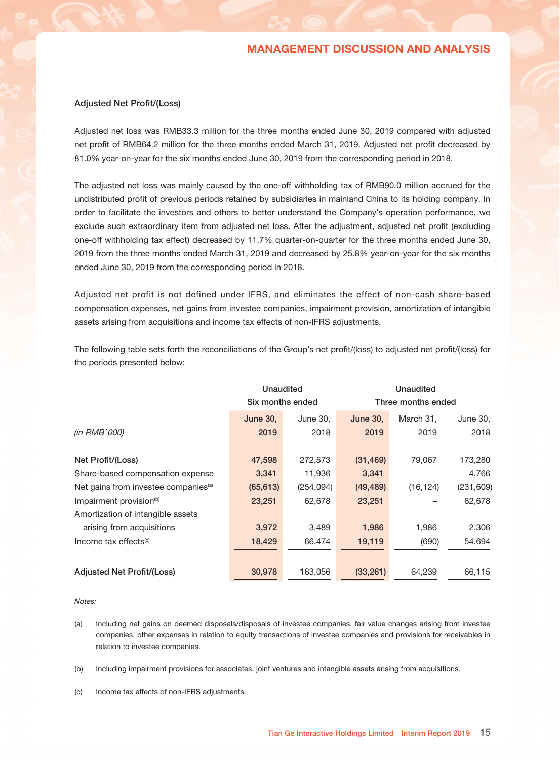### Adjusted Net Profit/(Loss)

Adjusted net loss was RMB33.3 million for the three months ended June 30, 2019 compared with adjusted net profit of RMB64.2 million for the three months ended March 31, 2019. Adjusted net profit decreased by 81.0% year-on-year for the six months ended June 30, 2019 from the corresponding period in 2018.

The adjusted net loss was mainly caused by the one-off withholding tax of RMB90.0 million accrued for the undistributed profit of previous periods retained by subsidiaries in mainland China to its holding company. In order to facilitate the investors and others to better understand the Company's operation performance, we exclude such extraordinary item from adjusted net loss. After the adjustment, adjusted net profit (excluding one-off withholding tax effect) decreased by 11.7% quarter-on-quarter for the three months ended June 30, 2019 from the three months ended March 31, 2019 and decreased by 25.8% year-on-year for the six months ended June 30, 2019 from the corresponding period in 2018.

Adjusted net profit is not defined under IFRS, and eliminates the effect of non-cash share-based compensation expenses, net gains from investee companies, impairment provision, amortization of intangible assets arising from acquisitions and income tax effects of non-IFRS adjustments.

The following table sets forth the reconciliations of the Group's net profit/(loss) to adjusted net profit/(loss) for the periods presented below:

| | Unaudited Six months ended | | Unaudited Three months ended | | |
|---|---|---|---|---|---|
| *(in RMB'000)* | **June 30, 2019** | June 30, 2018 | **June 30, 2019** | March 31, 2019 | June 30, 2018 |
| **Net Profit/(Loss)** | **47,598** | 272,573 | **(31,469)** | 79,067 | 173,280 |
| Share-based compensation expense | **3,341** | 11,936 | **3,341** | — | 4,766 |
| Net gains from investee companies[(a)] | **(65,613)** | (254,094) | **(49,489)** | (16,124) | (231,609) |
| Impairment provision[(b)] | **23,251** | 62,678 | **23,251** | – | 62,678 |
| Amortization of intangible assets arising from acquisitions | **3,972** | 3,489 | **1,986** | 1,986 | 2,306 |
| Income tax effects[(c)] | **18,429** | 66,474 | **19,119** | (690) | 54,694 |
| **Adjusted Net Profit/(Loss)** | **30,978** | 163,056 | **(33,261)** | 64,239 | 66,115 |

*Notes:*

(a) Including net gains on deemed disposals/disposals of investee companies, fair value changes arising from investee companies, other expenses in relation to equity transactions of investee companies and provisions for receivables in relation to investee companies.

(b) Including impairment provisions for associates, joint ventures and intangible assets arising from acquisitions.

(c) Income tax effects of non-IFRS adjustments.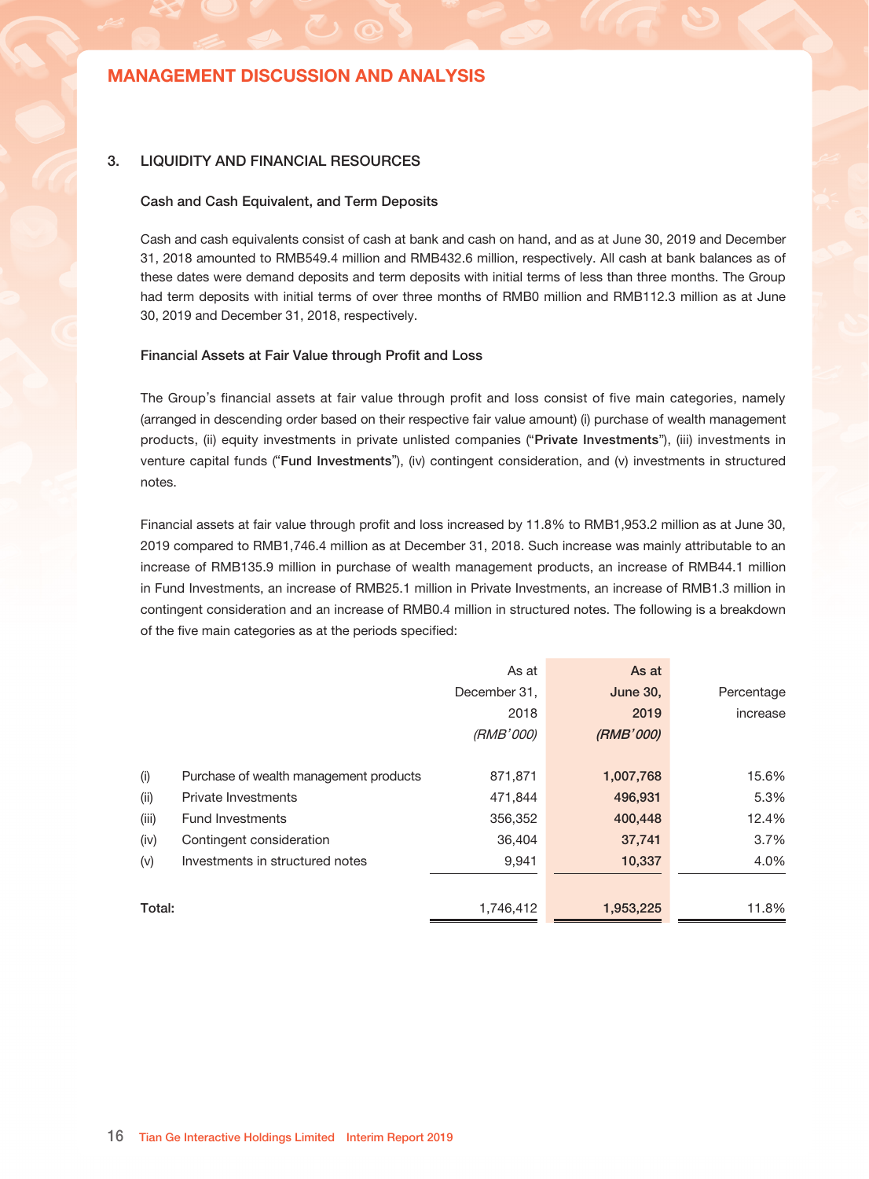## 3. LIQUIDITY AND FINANCIAL RESOURCES

### Cash and Cash Equivalent, and Term Deposits

Cash and cash equivalents consist of cash at bank and cash on hand, and as at June 30, 2019 and December 31, 2018 amounted to RMB549.4 million and RMB432.6 million, respectively. All cash at bank balances as of these dates were demand deposits and term deposits with initial terms of less than three months. The Group had term deposits with initial terms of over three months of RMB0 million and RMB112.3 million as at June 30, 2019 and December 31, 2018, respectively.

### Financial Assets at Fair Value through Profit and Loss

The Group's financial assets at fair value through profit and loss consist of five main categories, namely (arranged in descending order based on their respective fair value amount) (i) purchase of wealth management products, (ii) equity investments in private unlisted companies ("**Private Investments**"), (iii) investments in venture capital funds ("**Fund Investments**"), (iv) contingent consideration, and (v) investments in structured notes.

Financial assets at fair value through profit and loss increased by 11.8% to RMB1,953.2 million as at June 30, 2019 compared to RMB1,746.4 million as at December 31, 2018. Such increase was mainly attributable to an increase of RMB135.9 million in purchase of wealth management products, an increase of RMB44.1 million in Fund Investments, an increase of RMB25.1 million in Private Investments, an increase of RMB1.3 million in contingent consideration and an increase of RMB0.4 million in structured notes. The following is a breakdown of the five main categories as at the periods specified:

| | | As at December 31, 2018 *(RMB'000)* | **As at June 30, 2019** ***(RMB'000)*** | Percentage increase |
|---|---|---|---|---|
| (i) | Purchase of wealth management products | 871,871 | **1,007,768** | 15.6% |
| (ii) | Private Investments | 471,844 | **496,931** | 5.3% |
| (iii) | Fund Investments | 356,352 | **400,448** | 12.4% |
| (iv) | Contingent consideration | 36,404 | **37,741** | 3.7% |
| (v) | Investments in structured notes | 9,941 | **10,337** | 4.0% |
| **Total:** | | 1,746,412 | **1,953,225** | 11.8% |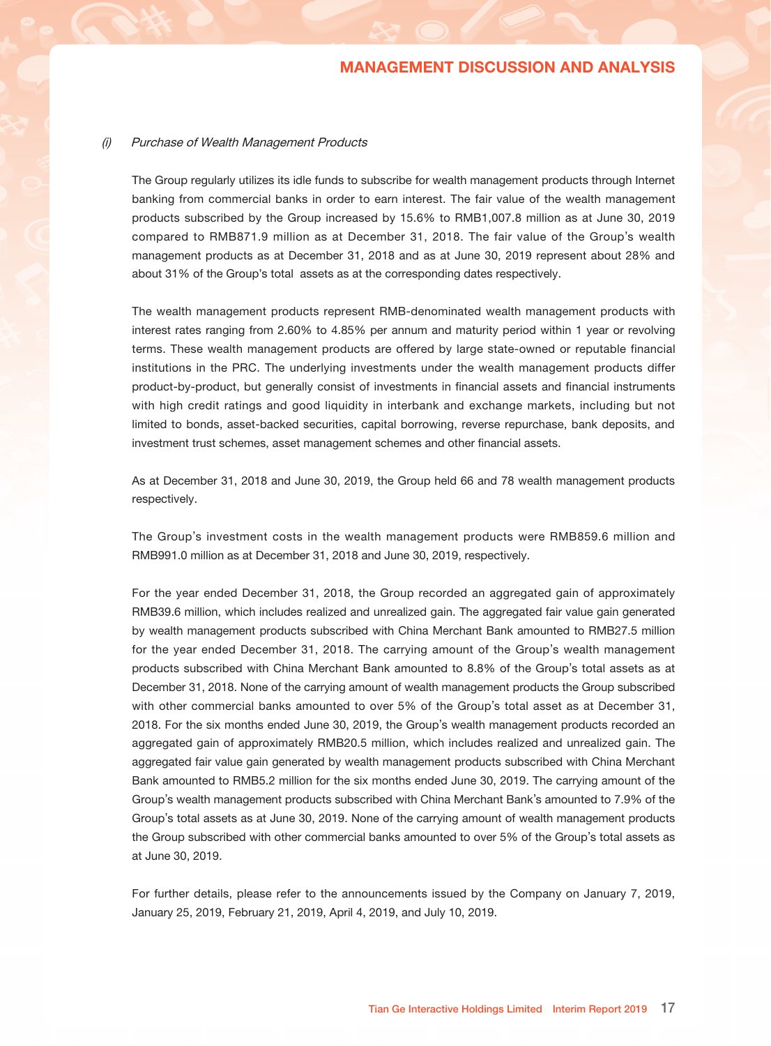*(i) Purchase of Wealth Management Products*

The Group regularly utilizes its idle funds to subscribe for wealth management products through Internet banking from commercial banks in order to earn interest. The fair value of the wealth management products subscribed by the Group increased by 15.6% to RMB1,007.8 million as at June 30, 2019 compared to RMB871.9 million as at December 31, 2018. The fair value of the Group's wealth management products as at December 31, 2018 and as at June 30, 2019 represent about 28% and about 31% of the Group's total assets as at the corresponding dates respectively.

The wealth management products represent RMB-denominated wealth management products with interest rates ranging from 2.60% to 4.85% per annum and maturity period within 1 year or revolving terms. These wealth management products are offered by large state-owned or reputable financial institutions in the PRC. The underlying investments under the wealth management products differ product-by-product, but generally consist of investments in financial assets and financial instruments with high credit ratings and good liquidity in interbank and exchange markets, including but not limited to bonds, asset-backed securities, capital borrowing, reverse repurchase, bank deposits, and investment trust schemes, asset management schemes and other financial assets.

As at December 31, 2018 and June 30, 2019, the Group held 66 and 78 wealth management products respectively.

The Group's investment costs in the wealth management products were RMB859.6 million and RMB991.0 million as at December 31, 2018 and June 30, 2019, respectively.

For the year ended December 31, 2018, the Group recorded an aggregated gain of approximately RMB39.6 million, which includes realized and unrealized gain. The aggregated fair value gain generated by wealth management products subscribed with China Merchant Bank amounted to RMB27.5 million for the year ended December 31, 2018. The carrying amount of the Group's wealth management products subscribed with China Merchant Bank amounted to 8.8% of the Group's total assets as at December 31, 2018. None of the carrying amount of wealth management products the Group subscribed with other commercial banks amounted to over 5% of the Group's total asset as at December 31, 2018. For the six months ended June 30, 2019, the Group's wealth management products recorded an aggregated gain of approximately RMB20.5 million, which includes realized and unrealized gain. The aggregated fair value gain generated by wealth management products subscribed with China Merchant Bank amounted to RMB5.2 million for the six months ended June 30, 2019. The carrying amount of the Group's wealth management products subscribed with China Merchant Bank's amounted to 7.9% of the Group's total assets as at June 30, 2019. None of the carrying amount of wealth management products the Group subscribed with other commercial banks amounted to over 5% of the Group's total assets as at June 30, 2019.

For further details, please refer to the announcements issued by the Company on January 7, 2019, January 25, 2019, February 21, 2019, April 4, 2019, and July 10, 2019.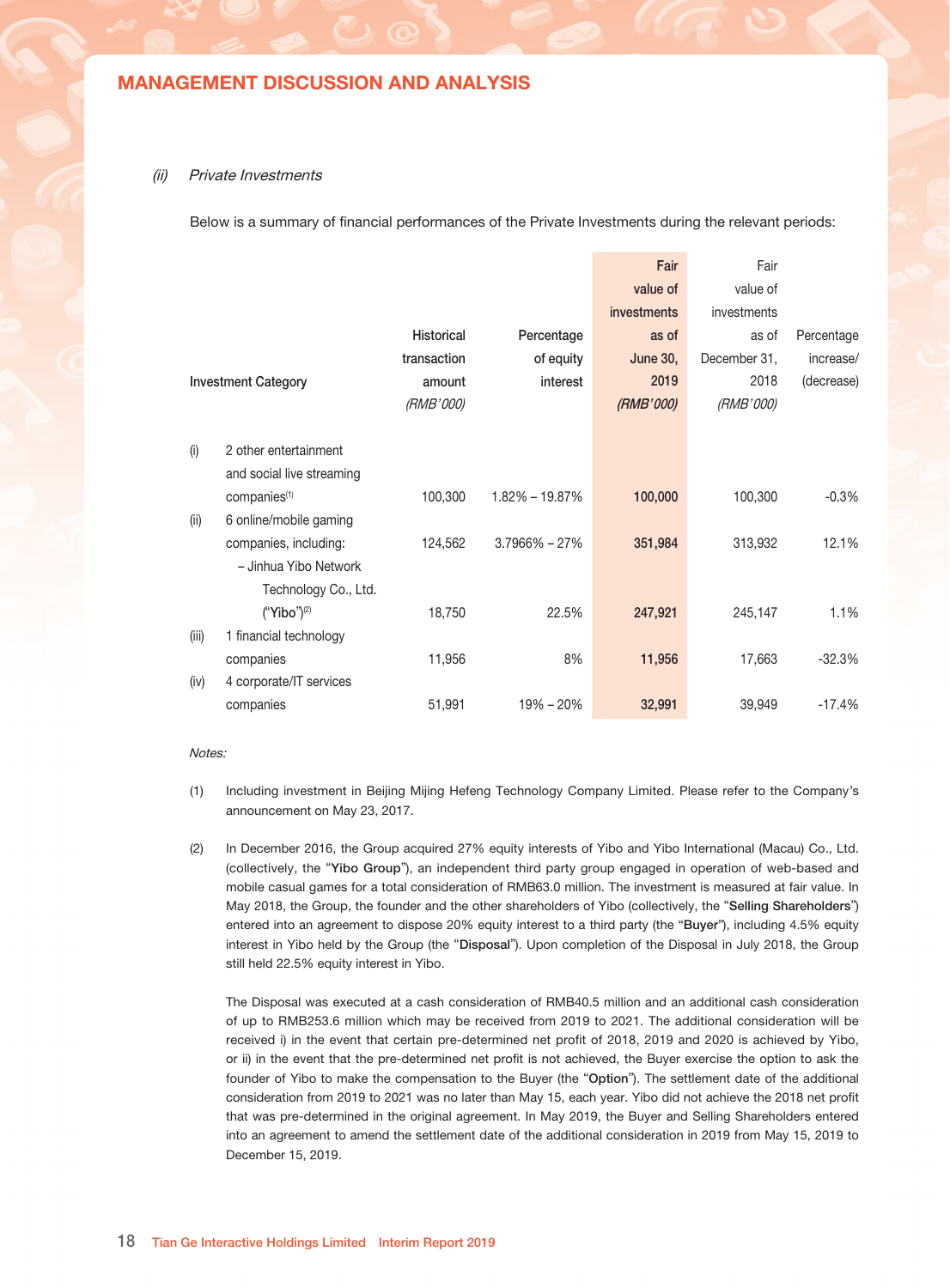## MANAGEMENT DISCUSSION AND ANALYSIS

*(ii) Private Investments*

Below is a summary of financial performances of the Private Investments during the relevant periods:

| | Investment Category | Historical transaction amount *(RMB'000)* | Percentage of equity interest | **Fair value of investments as of June 30, 2019** ***(RMB'000)*** | Fair value of investments as of December 31, 2018 *(RMB'000)* | Percentage increase/ (decrease) |
|---|---|---|---|---|---|---|
| (i) | 2 other entertainment and social live streaming companies[(1)] | 100,300 | 1.82% – 19.87% | **100,000** | 100,300 | -0.3% |
| (ii) | 6 online/mobile gaming companies, including: | 124,562 | 3.7966% – 27% | **351,984** | 313,932 | 12.1% |
| | – Jinhua Yibo Network Technology Co., Ltd. ("Yibo")[(2)] | 18,750 | 22.5% | **247,921** | 245,147 | 1.1% |
| (iii) | 1 financial technology companies | 11,956 | 8% | **11,956** | 17,663 | -32.3% |
| (iv) | 4 corporate/IT services companies | 51,991 | 19% – 20% | **32,991** | 39,949 | -17.4% |

*Notes:*

(1) Including investment in Beijing Mijing Hefeng Technology Company Limited. Please refer to the Company's announcement on May 23, 2017.

(2) In December 2016, the Group acquired 27% equity interests of Yibo and Yibo International (Macau) Co., Ltd. (collectively, the "**Yibo Group**"), an independent third party group engaged in operation of web-based and mobile casual games for a total consideration of RMB63.0 million. The investment is measured at fair value. In May 2018, the Group, the founder and the other shareholders of Yibo (collectively, the "**Selling Shareholders**") entered into an agreement to dispose 20% equity interest to a third party (the "**Buyer**"), including 4.5% equity interest in Yibo held by the Group (the "**Disposal**"). Upon completion of the Disposal in July 2018, the Group still held 22.5% equity interest in Yibo.

The Disposal was executed at a cash consideration of RMB40.5 million and an additional cash consideration of up to RMB253.6 million which may be received from 2019 to 2021. The additional consideration will be received i) in the event that certain pre-determined net profit of 2018, 2019 and 2020 is achieved by Yibo, or ii) in the event that the pre-determined net profit is not achieved, the Buyer exercise the option to ask the founder of Yibo to make the compensation to the Buyer (the "**Option**"). The settlement date of the additional consideration from 2019 to 2021 was no later than May 15, each year. Yibo did not achieve the 2018 net profit that was pre-determined in the original agreement. In May 2019, the Buyer and Selling Shareholders entered into an agreement to amend the settlement date of the additional consideration in 2019 from May 15, 2019 to December 15, 2019.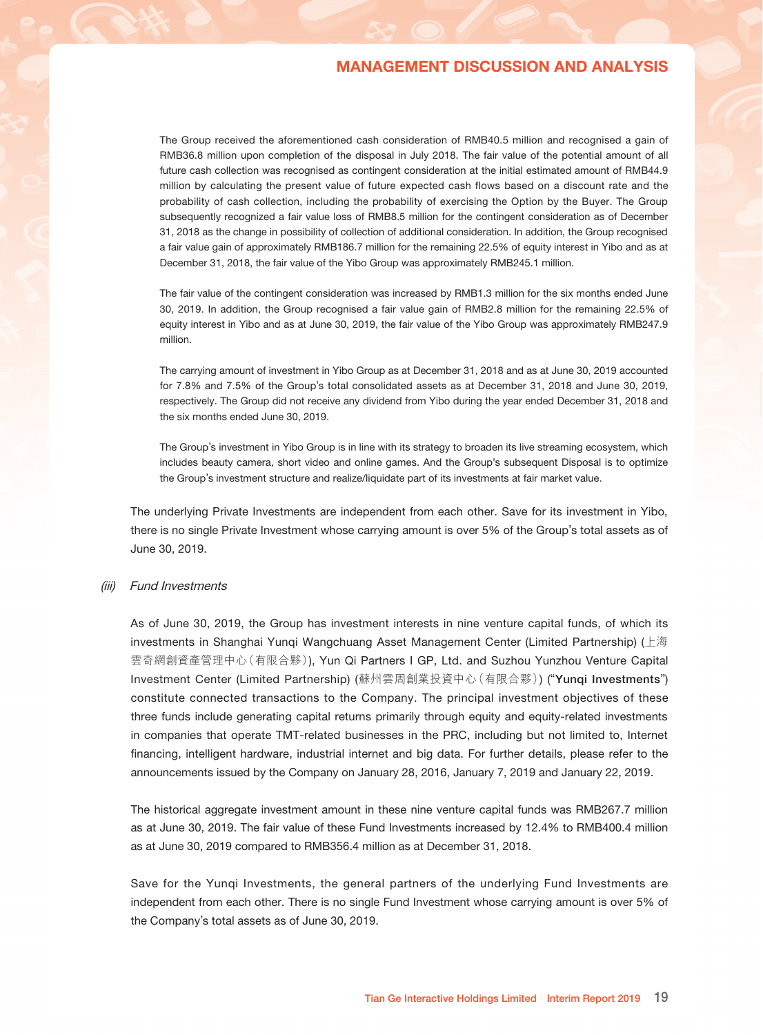The Group received the aforementioned cash consideration of RMB40.5 million and recognised a gain of RMB36.8 million upon completion of the disposal in July 2018. The fair value of the potential amount of all future cash collection was recognised as contingent consideration at the initial estimated amount of RMB44.9 million by calculating the present value of future expected cash flows based on a discount rate and the probability of cash collection, including the probability of exercising the Option by the Buyer. The Group subsequently recognized a fair value loss of RMB8.5 million for the contingent consideration as of December 31, 2018 as the change in possibility of collection of additional consideration. In addition, the Group recognised a fair value gain of approximately RMB186.7 million for the remaining 22.5% of equity interest in Yibo and as at December 31, 2018, the fair value of the Yibo Group was approximately RMB245.1 million.

The fair value of the contingent consideration was increased by RMB1.3 million for the six months ended June 30, 2019. In addition, the Group recognised a fair value gain of RMB2.8 million for the remaining 22.5% of equity interest in Yibo and as at June 30, 2019, the fair value of the Yibo Group was approximately RMB247.9 million.

The carrying amount of investment in Yibo Group as at December 31, 2018 and as at June 30, 2019 accounted for 7.8% and 7.5% of the Group's total consolidated assets as at December 31, 2018 and June 30, 2019, respectively. The Group did not receive any dividend from Yibo during the year ended December 31, 2018 and the six months ended June 30, 2019.

The Group's investment in Yibo Group is in line with its strategy to broaden its live streaming ecosystem, which includes beauty camera, short video and online games. And the Group's subsequent Disposal is to optimize the Group's investment structure and realize/liquidate part of its investments at fair market value.

The underlying Private Investments are independent from each other. Save for its investment in Yibo, there is no single Private Investment whose carrying amount is over 5% of the Group's total assets as of June 30, 2019.

*(iii) Fund Investments*

As of June 30, 2019, the Group has investment interests in nine venture capital funds, of which its investments in Shanghai Yunqi Wangchuang Asset Management Center (Limited Partnership) (上海雲奇網創資產管理中心(有限合夥)), Yun Qi Partners I GP, Ltd. and Suzhou Yunzhou Venture Capital Investment Center (Limited Partnership) (蘇州雲周創業投資中心(有限合夥)) ("**Yunqi Investments**") constitute connected transactions to the Company. The principal investment objectives of these three funds include generating capital returns primarily through equity and equity-related investments in companies that operate TMT-related businesses in the PRC, including but not limited to, Internet financing, intelligent hardware, industrial internet and big data. For further details, please refer to the announcements issued by the Company on January 28, 2016, January 7, 2019 and January 22, 2019.

The historical aggregate investment amount in these nine venture capital funds was RMB267.7 million as at June 30, 2019. The fair value of these Fund Investments increased by 12.4% to RMB400.4 million as at June 30, 2019 compared to RMB356.4 million as at December 31, 2018.

Save for the Yunqi Investments, the general partners of the underlying Fund Investments are independent from each other. There is no single Fund Investment whose carrying amount is over 5% of the Company's total assets as of June 30, 2019.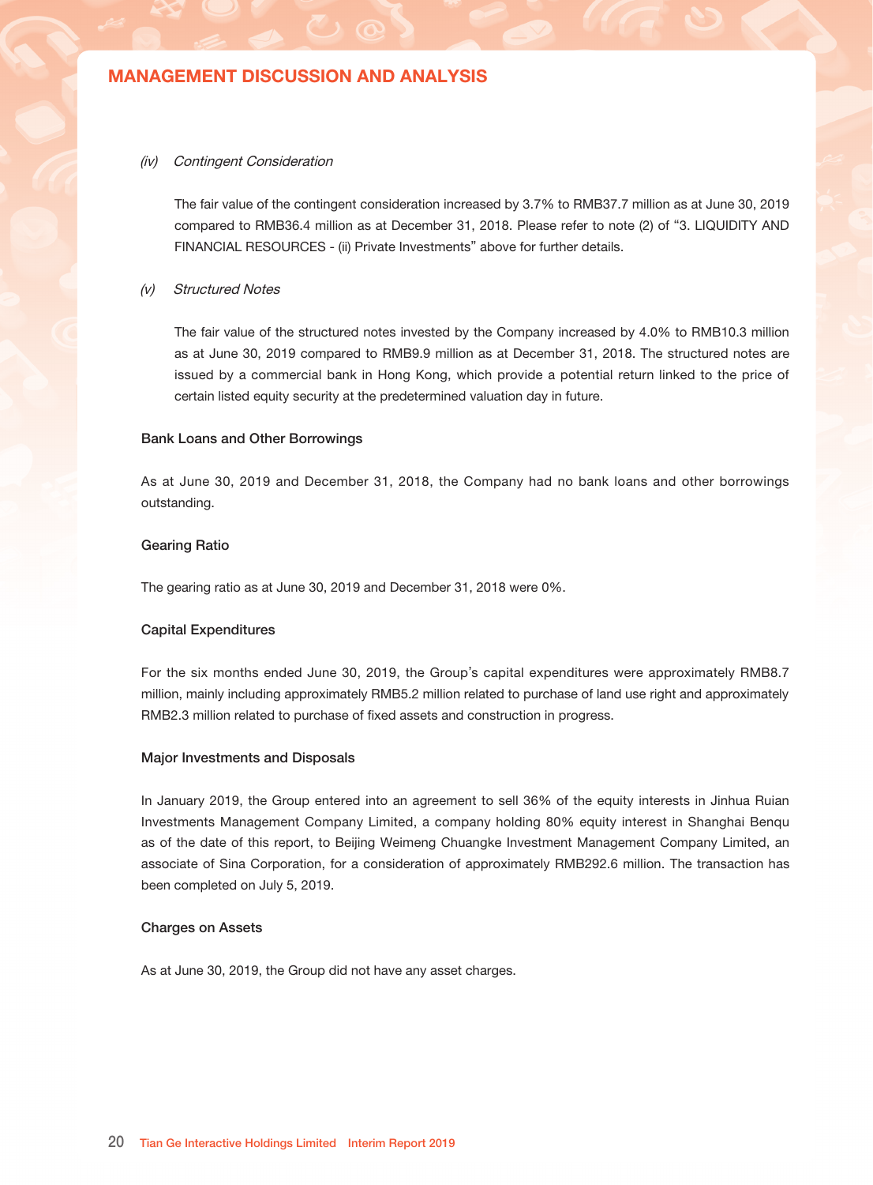## MANAGEMENT DISCUSSION AND ANALYSIS

*(iv) Contingent Consideration*

The fair value of the contingent consideration increased by 3.7% to RMB37.7 million as at June 30, 2019 compared to RMB36.4 million as at December 31, 2018. Please refer to note (2) of "3. LIQUIDITY AND FINANCIAL RESOURCES - (ii) Private Investments" above for further details.

*(v) Structured Notes*

The fair value of the structured notes invested by the Company increased by 4.0% to RMB10.3 million as at June 30, 2019 compared to RMB9.9 million as at December 31, 2018. The structured notes are issued by a commercial bank in Hong Kong, which provide a potential return linked to the price of certain listed equity security at the predetermined valuation day in future.

### Bank Loans and Other Borrowings

As at June 30, 2019 and December 31, 2018, the Company had no bank loans and other borrowings outstanding.

### Gearing Ratio

The gearing ratio as at June 30, 2019 and December 31, 2018 were 0%.

### Capital Expenditures

For the six months ended June 30, 2019, the Group's capital expenditures were approximately RMB8.7 million, mainly including approximately RMB5.2 million related to purchase of land use right and approximately RMB2.3 million related to purchase of fixed assets and construction in progress.

### Major Investments and Disposals

In January 2019, the Group entered into an agreement to sell 36% of the equity interests in Jinhua Ruian Investments Management Company Limited, a company holding 80% equity interest in Shanghai Benqu as of the date of this report, to Beijing Weimeng Chuangke Investment Management Company Limited, an associate of Sina Corporation, for a consideration of approximately RMB292.6 million. The transaction has been completed on July 5, 2019.

### Charges on Assets

As at June 30, 2019, the Group did not have any asset charges.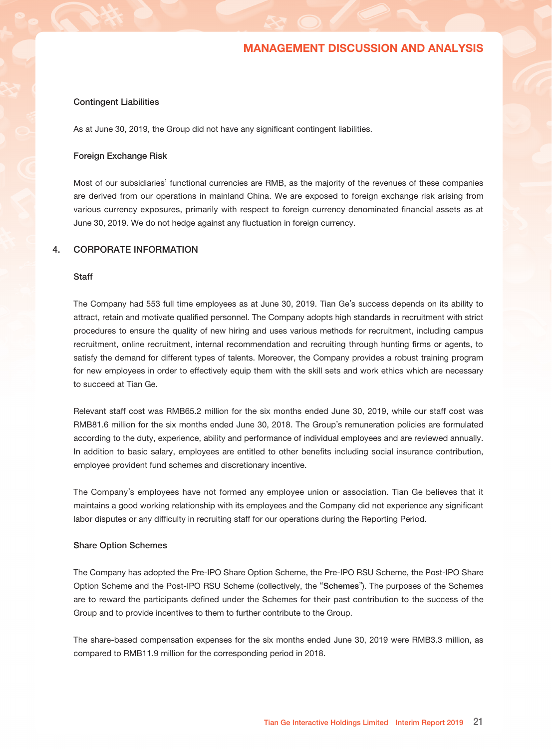### Contingent Liabilities

As at June 30, 2019, the Group did not have any significant contingent liabilities.

### Foreign Exchange Risk

Most of our subsidiaries' functional currencies are RMB, as the majority of the revenues of these companies are derived from our operations in mainland China. We are exposed to foreign exchange risk arising from various currency exposures, primarily with respect to foreign currency denominated financial assets as at June 30, 2019. We do not hedge against any fluctuation in foreign currency.

## 4. CORPORATE INFORMATION

### Staff

The Company had 553 full time employees as at June 30, 2019. Tian Ge's success depends on its ability to attract, retain and motivate qualified personnel. The Company adopts high standards in recruitment with strict procedures to ensure the quality of new hiring and uses various methods for recruitment, including campus recruitment, online recruitment, internal recommendation and recruiting through hunting firms or agents, to satisfy the demand for different types of talents. Moreover, the Company provides a robust training program for new employees in order to effectively equip them with the skill sets and work ethics which are necessary to succeed at Tian Ge.

Relevant staff cost was RMB65.2 million for the six months ended June 30, 2019, while our staff cost was RMB81.6 million for the six months ended June 30, 2018. The Group's remuneration policies are formulated according to the duty, experience, ability and performance of individual employees and are reviewed annually. In addition to basic salary, employees are entitled to other benefits including social insurance contribution, employee provident fund schemes and discretionary incentive.

The Company's employees have not formed any employee union or association. Tian Ge believes that it maintains a good working relationship with its employees and the Company did not experience any significant labor disputes or any difficulty in recruiting staff for our operations during the Reporting Period.

### Share Option Schemes

The Company has adopted the Pre-IPO Share Option Scheme, the Pre-IPO RSU Scheme, the Post-IPO Share Option Scheme and the Post-IPO RSU Scheme (collectively, the "**Schemes**"). The purposes of the Schemes are to reward the participants defined under the Schemes for their past contribution to the success of the Group and to provide incentives to them to further contribute to the Group.

The share-based compensation expenses for the six months ended June 30, 2019 were RMB3.3 million, as compared to RMB11.9 million for the corresponding period in 2018.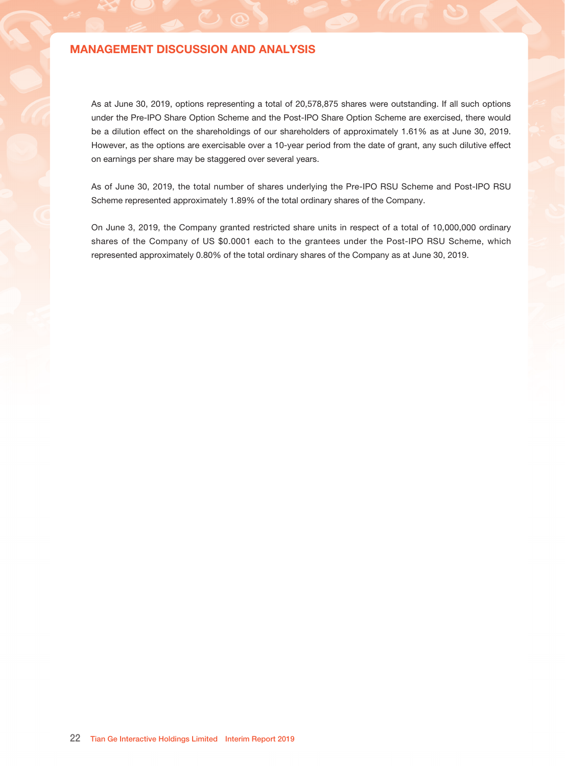As at June 30, 2019, options representing a total of 20,578,875 shares were outstanding. If all such options under the Pre-IPO Share Option Scheme and the Post-IPO Share Option Scheme are exercised, there would be a dilution effect on the shareholdings of our shareholders of approximately 1.61% as at June 30, 2019. However, as the options are exercisable over a 10-year period from the date of grant, any such dilutive effect on earnings per share may be staggered over several years.

As of June 30, 2019, the total number of shares underlying the Pre-IPO RSU Scheme and Post-IPO RSU Scheme represented approximately 1.89% of the total ordinary shares of the Company.

On June 3, 2019, the Company granted restricted share units in respect of a total of 10,000,000 ordinary shares of the Company of US $0.0001 each to the grantees under the Post-IPO RSU Scheme, which represented approximately 0.80% of the total ordinary shares of the Company as at June 30, 2019.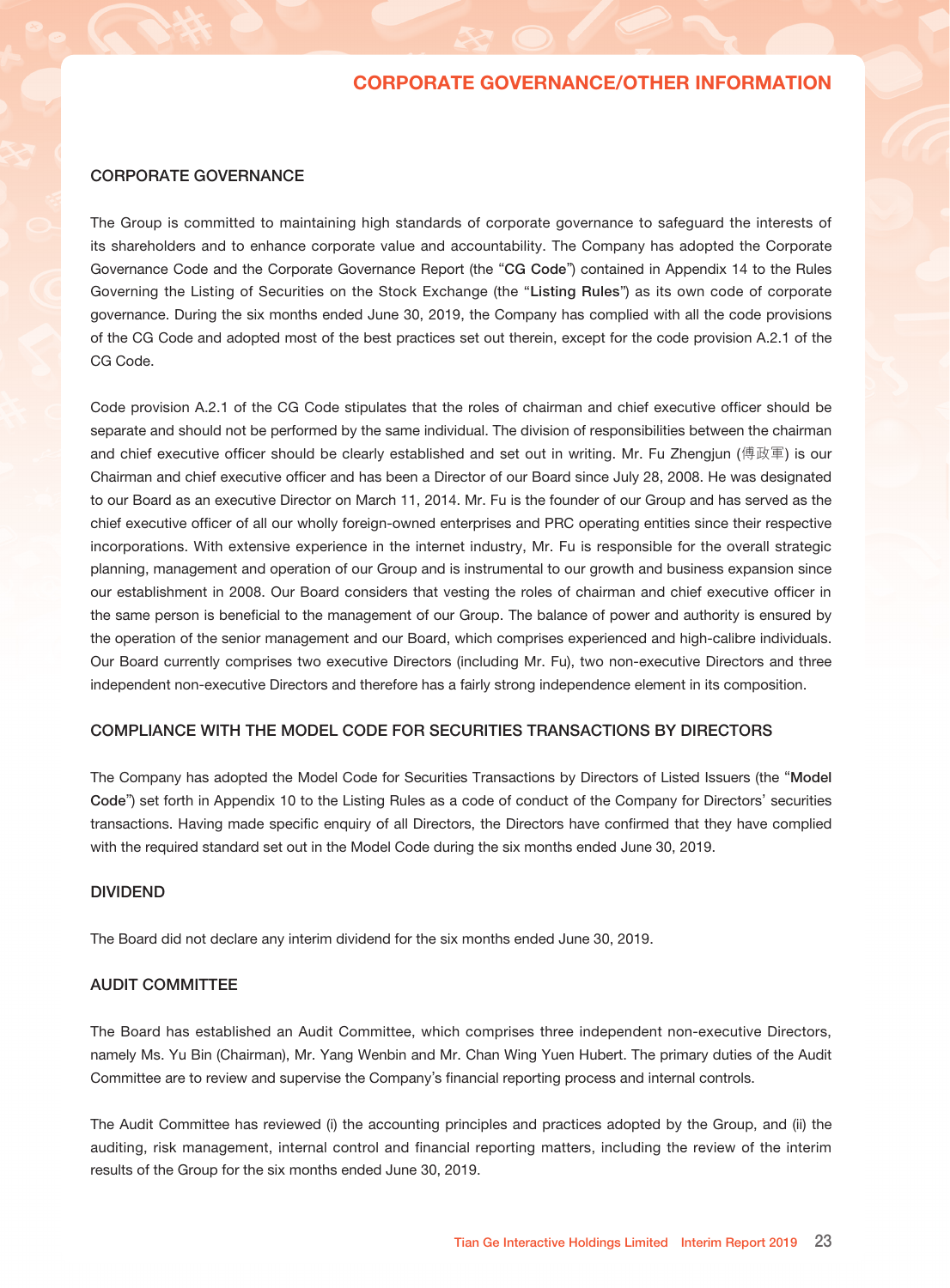# CORPORATE GOVERNANCE/OTHER INFORMATION

## CORPORATE GOVERNANCE

The Group is committed to maintaining high standards of corporate governance to safeguard the interests of its shareholders and to enhance corporate value and accountability. The Company has adopted the Corporate Governance Code and the Corporate Governance Report (the "**CG Code**") contained in Appendix 14 to the Rules Governing the Listing of Securities on the Stock Exchange (the "**Listing Rules**") as its own code of corporate governance. During the six months ended June 30, 2019, the Company has complied with all the code provisions of the CG Code and adopted most of the best practices set out therein, except for the code provision A.2.1 of the CG Code.

Code provision A.2.1 of the CG Code stipulates that the roles of chairman and chief executive officer should be separate and should not be performed by the same individual. The division of responsibilities between the chairman and chief executive officer should be clearly established and set out in writing. Mr. Fu Zhengjun (傅政軍) is our Chairman and chief executive officer and has been a Director of our Board since July 28, 2008. He was designated to our Board as an executive Director on March 11, 2014. Mr. Fu is the founder of our Group and has served as the chief executive officer of all our wholly foreign-owned enterprises and PRC operating entities since their respective incorporations. With extensive experience in the internet industry, Mr. Fu is responsible for the overall strategic planning, management and operation of our Group and is instrumental to our growth and business expansion since our establishment in 2008. Our Board considers that vesting the roles of chairman and chief executive officer in the same person is beneficial to the management of our Group. The balance of power and authority is ensured by the operation of the senior management and our Board, which comprises experienced and high-calibre individuals. Our Board currently comprises two executive Directors (including Mr. Fu), two non-executive Directors and three independent non-executive Directors and therefore has a fairly strong independence element in its composition.

## COMPLIANCE WITH THE MODEL CODE FOR SECURITIES TRANSACTIONS BY DIRECTORS

The Company has adopted the Model Code for Securities Transactions by Directors of Listed Issuers (the "**Model Code**") set forth in Appendix 10 to the Listing Rules as a code of conduct of the Company for Directors' securities transactions. Having made specific enquiry of all Directors, the Directors have confirmed that they have complied with the required standard set out in the Model Code during the six months ended June 30, 2019.

## DIVIDEND

The Board did not declare any interim dividend for the six months ended June 30, 2019.

## AUDIT COMMITTEE

The Board has established an Audit Committee, which comprises three independent non-executive Directors, namely Ms. Yu Bin (Chairman), Mr. Yang Wenbin and Mr. Chan Wing Yuen Hubert. The primary duties of the Audit Committee are to review and supervise the Company's financial reporting process and internal controls.

The Audit Committee has reviewed (i) the accounting principles and practices adopted by the Group, and (ii) the auditing, risk management, internal control and financial reporting matters, including the review of the interim results of the Group for the six months ended June 30, 2019.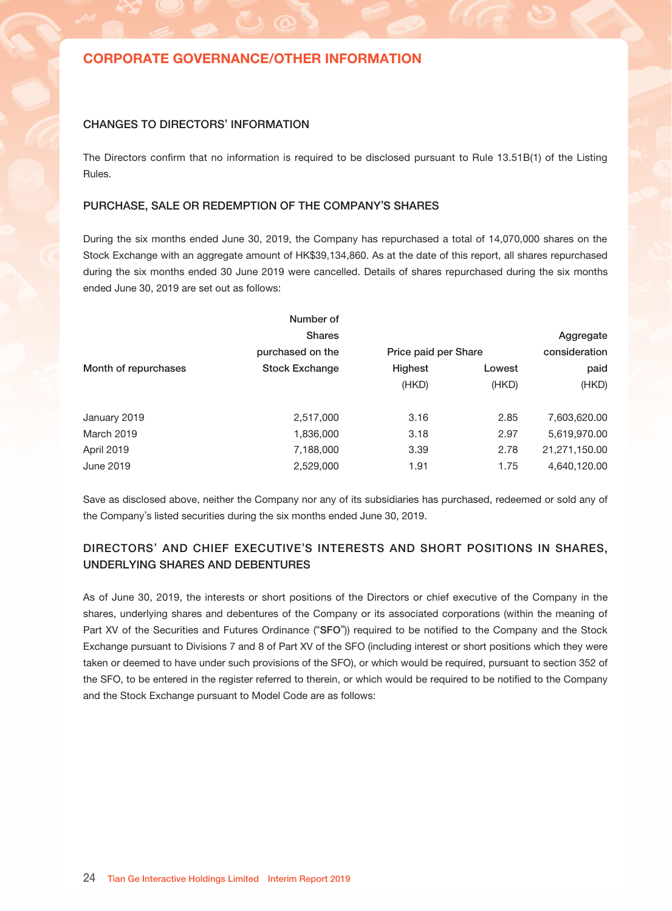# CORPORATE GOVERNANCE/OTHER INFORMATION

## CHANGES TO DIRECTORS' INFORMATION

The Directors confirm that no information is required to be disclosed pursuant to Rule 13.51B(1) of the Listing Rules.

## PURCHASE, SALE OR REDEMPTION OF THE COMPANY'S SHARES

During the six months ended June 30, 2019, the Company has repurchased a total of 14,070,000 shares on the Stock Exchange with an aggregate amount of HK$39,134,860. As at the date of this report, all shares repurchased during the six months ended 30 June 2019 were cancelled. Details of shares repurchased during the six months ended June 30, 2019 are set out as follows:

| Month of repurchases | Number of Shares purchased on the Stock Exchange | Price paid per Share | | Aggregate consideration paid |
|---|---|---|---|---|
| | | Highest | Lowest | |
| | | (HKD) | (HKD) | (HKD) |
| January 2019 | 2,517,000 | 3.16 | 2.85 | 7,603,620.00 |
| March 2019 | 1,836,000 | 3.18 | 2.97 | 5,619,970.00 |
| April 2019 | 7,188,000 | 3.39 | 2.78 | 21,271,150.00 |
| June 2019 | 2,529,000 | 1.91 | 1.75 | 4,640,120.00 |

Save as disclosed above, neither the Company nor any of its subsidiaries has purchased, redeemed or sold any of the Company's listed securities during the six months ended June 30, 2019.

## DIRECTORS' AND CHIEF EXECUTIVE'S INTERESTS AND SHORT POSITIONS IN SHARES, UNDERLYING SHARES AND DEBENTURES

As of June 30, 2019, the interests or short positions of the Directors or chief executive of the Company in the shares, underlying shares and debentures of the Company or its associated corporations (within the meaning of Part XV of the Securities and Futures Ordinance ("**SFO**")) required to be notified to the Company and the Stock Exchange pursuant to Divisions 7 and 8 of Part XV of the SFO (including interest or short positions which they were taken or deemed to have under such provisions of the SFO), or which would be required, pursuant to section 352 of the SFO, to be entered in the register referred to therein, or which would be required to be notified to the Company and the Stock Exchange pursuant to Model Code are as follows: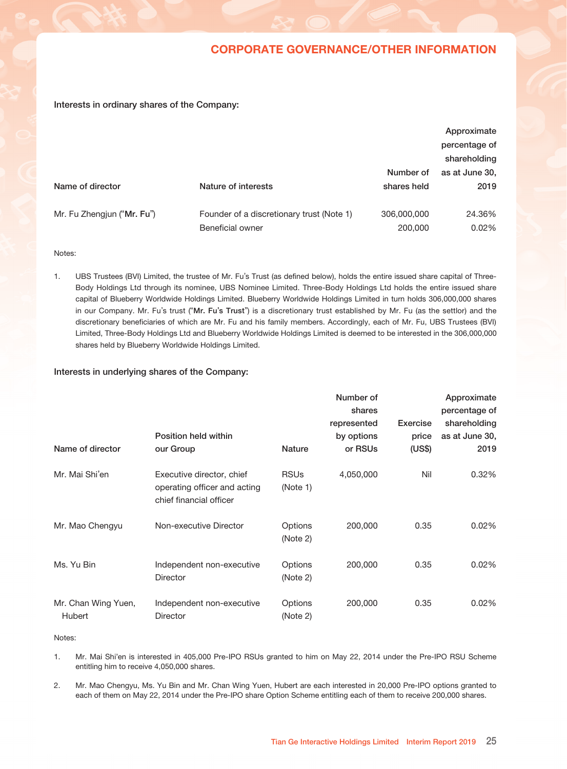## CORPORATE GOVERNANCE/OTHER INFORMATION

**Interests in ordinary shares of the Company:**

| Name of director | Nature of interests | Number of shares held | Approximate percentage of shareholding as at June 30, 2019 |
|---|---|---|---|
| Mr. Fu Zhengjun ("**Mr. Fu**") | Founder of a discretionary trust (Note 1) | 306,000,000 | 24.36% |
| | Beneficial owner | 200,000 | 0.02% |

Notes:

1. UBS Trustees (BVI) Limited, the trustee of Mr. Fu's Trust (as defined below), holds the entire issued share capital of Three-Body Holdings Ltd through its nominee, UBS Nominee Limited. Three-Body Holdings Ltd holds the entire issued share capital of Blueberry Worldwide Holdings Limited. Blueberry Worldwide Holdings Limited in turn holds 306,000,000 shares in our Company. Mr. Fu's trust ("**Mr. Fu's Trust**") is a discretionary trust established by Mr. Fu (as the settlor) and the discretionary beneficiaries of which are Mr. Fu and his family members. Accordingly, each of Mr. Fu, UBS Trustees (BVI) Limited, Three-Body Holdings Ltd and Blueberry Worldwide Holdings Limited is deemed to be interested in the 306,000,000 shares held by Blueberry Worldwide Holdings Limited.

**Interests in underlying shares of the Company:**

| Name of director | Position held within our Group | Nature | Number of shares represented by options or RSUs | Exercise price (US$) | Approximate percentage of shareholding as at June 30, 2019 |
|---|---|---|---|---|---|
| Mr. Mai Shi'en | Executive director, chief operating officer and acting chief financial officer | RSUs (Note 1) | 4,050,000 | Nil | 0.32% |
| Mr. Mao Chengyu | Non-executive Director | Options (Note 2) | 200,000 | 0.35 | 0.02% |
| Ms. Yu Bin | Independent non-executive Director | Options (Note 2) | 200,000 | 0.35 | 0.02% |
| Mr. Chan Wing Yuen, Hubert | Independent non-executive Director | Options (Note 2) | 200,000 | 0.35 | 0.02% |

Notes:

1. Mr. Mai Shi'en is interested in 405,000 Pre-IPO RSUs granted to him on May 22, 2014 under the Pre-IPO RSU Scheme entitling him to receive 4,050,000 shares.

2. Mr. Mao Chengyu, Ms. Yu Bin and Mr. Chan Wing Yuen, Hubert are each interested in 20,000 Pre-IPO options granted to each of them on May 22, 2014 under the Pre-IPO share Option Scheme entitling each of them to receive 200,000 shares.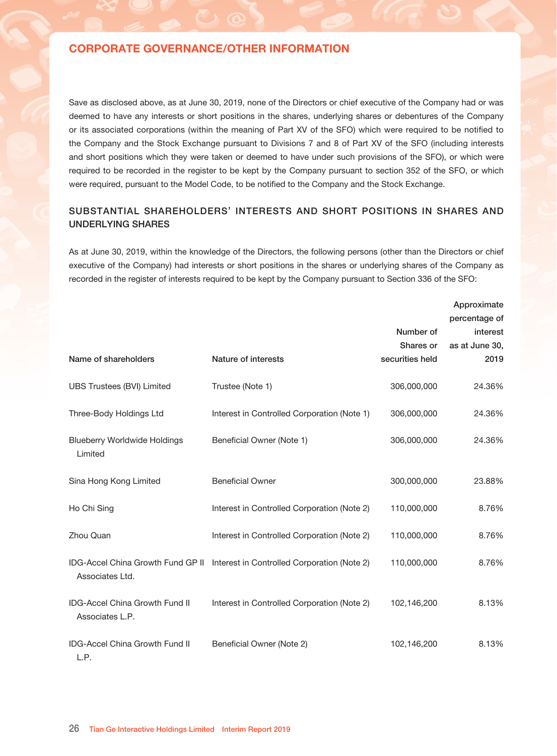## CORPORATE GOVERNANCE/OTHER INFORMATION

Save as disclosed above, as at June 30, 2019, none of the Directors or chief executive of the Company had or was deemed to have any interests or short positions in the shares, underlying shares or debentures of the Company or its associated corporations (within the meaning of Part XV of the SFO) which were required to be notified to the Company and the Stock Exchange pursuant to Divisions 7 and 8 of Part XV of the SFO (including interests and short positions which they were taken or deemed to have under such provisions of the SFO), or which were required to be recorded in the register to be kept by the Company pursuant to section 352 of the SFO, or which were required, pursuant to the Model Code, to be notified to the Company and the Stock Exchange.

### SUBSTANTIAL SHAREHOLDERS' INTERESTS AND SHORT POSITIONS IN SHARES AND UNDERLYING SHARES

As at June 30, 2019, within the knowledge of the Directors, the following persons (other than the Directors or chief executive of the Company) had interests or short positions in the shares or underlying shares of the Company as recorded in the register of interests required to be kept by the Company pursuant to Section 336 of the SFO:

| Name of shareholders | Nature of interests | Number of Shares or securities held | Approximate percentage of interest as at June 30, 2019 |
|---|---|---|---|
| UBS Trustees (BVI) Limited | Trustee (Note 1) | 306,000,000 | 24.36% |
| Three-Body Holdings Ltd | Interest in Controlled Corporation (Note 1) | 306,000,000 | 24.36% |
| Blueberry Worldwide Holdings Limited | Beneficial Owner (Note 1) | 306,000,000 | 24.36% |
| Sina Hong Kong Limited | Beneficial Owner | 300,000,000 | 23.88% |
| Ho Chi Sing | Interest in Controlled Corporation (Note 2) | 110,000,000 | 8.76% |
| Zhou Quan | Interest in Controlled Corporation (Note 2) | 110,000,000 | 8.76% |
| IDG-Accel China Growth Fund GP II Associates Ltd. | Interest in Controlled Corporation (Note 2) | 110,000,000 | 8.76% |
| IDG-Accel China Growth Fund II Associates L.P. | Interest in Controlled Corporation (Note 2) | 102,146,200 | 8.13% |
| IDG-Accel China Growth Fund II L.P. | Beneficial Owner (Note 2) | 102,146,200 | 8.13% |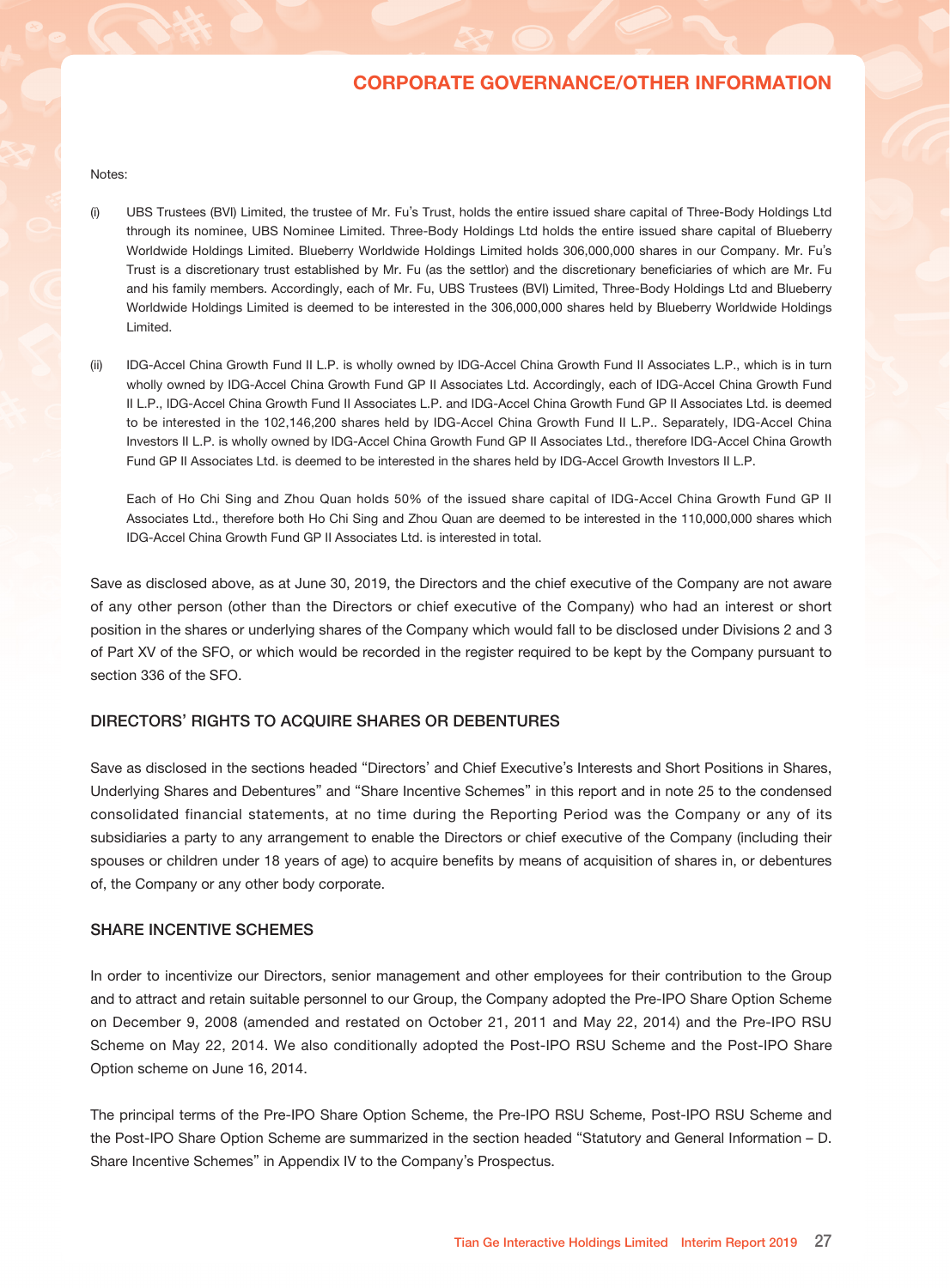Notes:

(i) UBS Trustees (BVI) Limited, the trustee of Mr. Fu's Trust, holds the entire issued share capital of Three-Body Holdings Ltd through its nominee, UBS Nominee Limited. Three-Body Holdings Ltd holds the entire issued share capital of Blueberry Worldwide Holdings Limited. Blueberry Worldwide Holdings Limited holds 306,000,000 shares in our Company. Mr. Fu's Trust is a discretionary trust established by Mr. Fu (as the settlor) and the discretionary beneficiaries of which are Mr. Fu and his family members. Accordingly, each of Mr. Fu, UBS Trustees (BVI) Limited, Three-Body Holdings Ltd and Blueberry Worldwide Holdings Limited is deemed to be interested in the 306,000,000 shares held by Blueberry Worldwide Holdings Limited.

(ii) IDG-Accel China Growth Fund II L.P. is wholly owned by IDG-Accel China Growth Fund II Associates L.P., which is in turn wholly owned by IDG-Accel China Growth Fund GP II Associates Ltd. Accordingly, each of IDG-Accel China Growth Fund II L.P., IDG-Accel China Growth Fund II Associates L.P. and IDG-Accel China Growth Fund GP II Associates Ltd. is deemed to be interested in the 102,146,200 shares held by IDG-Accel China Growth Fund II L.P.. Separately, IDG-Accel China Investors II L.P. is wholly owned by IDG-Accel China Growth Fund GP II Associates Ltd., therefore IDG-Accel China Growth Fund GP II Associates Ltd. is deemed to be interested in the shares held by IDG-Accel Growth Investors II L.P.

Each of Ho Chi Sing and Zhou Quan holds 50% of the issued share capital of IDG-Accel China Growth Fund GP II Associates Ltd., therefore both Ho Chi Sing and Zhou Quan are deemed to be interested in the 110,000,000 shares which IDG-Accel China Growth Fund GP II Associates Ltd. is interested in total.

Save as disclosed above, as at June 30, 2019, the Directors and the chief executive of the Company are not aware of any other person (other than the Directors or chief executive of the Company) who had an interest or short position in the shares or underlying shares of the Company which would fall to be disclosed under Divisions 2 and 3 of Part XV of the SFO, or which would be recorded in the register required to be kept by the Company pursuant to section 336 of the SFO.

## DIRECTORS' RIGHTS TO ACQUIRE SHARES OR DEBENTURES

Save as disclosed in the sections headed "Directors' and Chief Executive's Interests and Short Positions in Shares, Underlying Shares and Debentures" and "Share Incentive Schemes" in this report and in note 25 to the condensed consolidated financial statements, at no time during the Reporting Period was the Company or any of its subsidiaries a party to any arrangement to enable the Directors or chief executive of the Company (including their spouses or children under 18 years of age) to acquire benefits by means of acquisition of shares in, or debentures of, the Company or any other body corporate.

## SHARE INCENTIVE SCHEMES

In order to incentivize our Directors, senior management and other employees for their contribution to the Group and to attract and retain suitable personnel to our Group, the Company adopted the Pre-IPO Share Option Scheme on December 9, 2008 (amended and restated on October 21, 2011 and May 22, 2014) and the Pre-IPO RSU Scheme on May 22, 2014. We also conditionally adopted the Post-IPO RSU Scheme and the Post-IPO Share Option scheme on June 16, 2014.

The principal terms of the Pre-IPO Share Option Scheme, the Pre-IPO RSU Scheme, Post-IPO RSU Scheme and the Post-IPO Share Option Scheme are summarized in the section headed "Statutory and General Information – D. Share Incentive Schemes" in Appendix IV to the Company's Prospectus.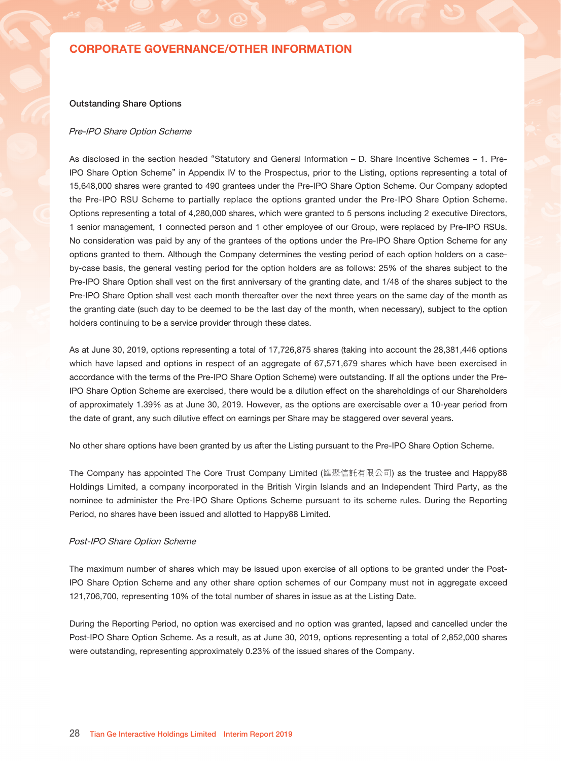# CORPORATE GOVERNANCE/OTHER INFORMATION

**Outstanding Share Options**

*Pre-IPO Share Option Scheme*

As disclosed in the section headed "Statutory and General Information – D. Share Incentive Schemes – 1. Pre-IPO Share Option Scheme" in Appendix IV to the Prospectus, prior to the Listing, options representing a total of 15,648,000 shares were granted to 490 grantees under the Pre-IPO Share Option Scheme. Our Company adopted the Pre-IPO RSU Scheme to partially replace the options granted under the Pre-IPO Share Option Scheme. Options representing a total of 4,280,000 shares, which were granted to 5 persons including 2 executive Directors, 1 senior management, 1 connected person and 1 other employee of our Group, were replaced by Pre-IPO RSUs. No consideration was paid by any of the grantees of the options under the Pre-IPO Share Option Scheme for any options granted to them. Although the Company determines the vesting period of each option holders on a case-by-case basis, the general vesting period for the option holders are as follows: 25% of the shares subject to the Pre-IPO Share Option shall vest on the first anniversary of the granting date, and 1/48 of the shares subject to the Pre-IPO Share Option shall vest each month thereafter over the next three years on the same day of the month as the granting date (such day to be deemed to be the last day of the month, when necessary), subject to the option holders continuing to be a service provider through these dates.

As at June 30, 2019, options representing a total of 17,726,875 shares (taking into account the 28,381,446 options which have lapsed and options in respect of an aggregate of 67,571,679 shares which have been exercised in accordance with the terms of the Pre-IPO Share Option Scheme) were outstanding. If all the options under the Pre-IPO Share Option Scheme are exercised, there would be a dilution effect on the shareholdings of our Shareholders of approximately 1.39% as at June 30, 2019. However, as the options are exercisable over a 10-year period from the date of grant, any such dilutive effect on earnings per Share may be staggered over several years.

No other share options have been granted by us after the Listing pursuant to the Pre-IPO Share Option Scheme.

The Company has appointed The Core Trust Company Limited (匯聚信託有限公司) as the trustee and Happy88 Holdings Limited, a company incorporated in the British Virgin Islands and an Independent Third Party, as the nominee to administer the Pre-IPO Share Options Scheme pursuant to its scheme rules. During the Reporting Period, no shares have been issued and allotted to Happy88 Limited.

*Post-IPO Share Option Scheme*

The maximum number of shares which may be issued upon exercise of all options to be granted under the Post-IPO Share Option Scheme and any other share option schemes of our Company must not in aggregate exceed 121,706,700, representing 10% of the total number of shares in issue as at the Listing Date.

During the Reporting Period, no option was exercised and no option was granted, lapsed and cancelled under the Post-IPO Share Option Scheme. As a result, as at June 30, 2019, options representing a total of 2,852,000 shares were outstanding, representing approximately 0.23% of the issued shares of the Company.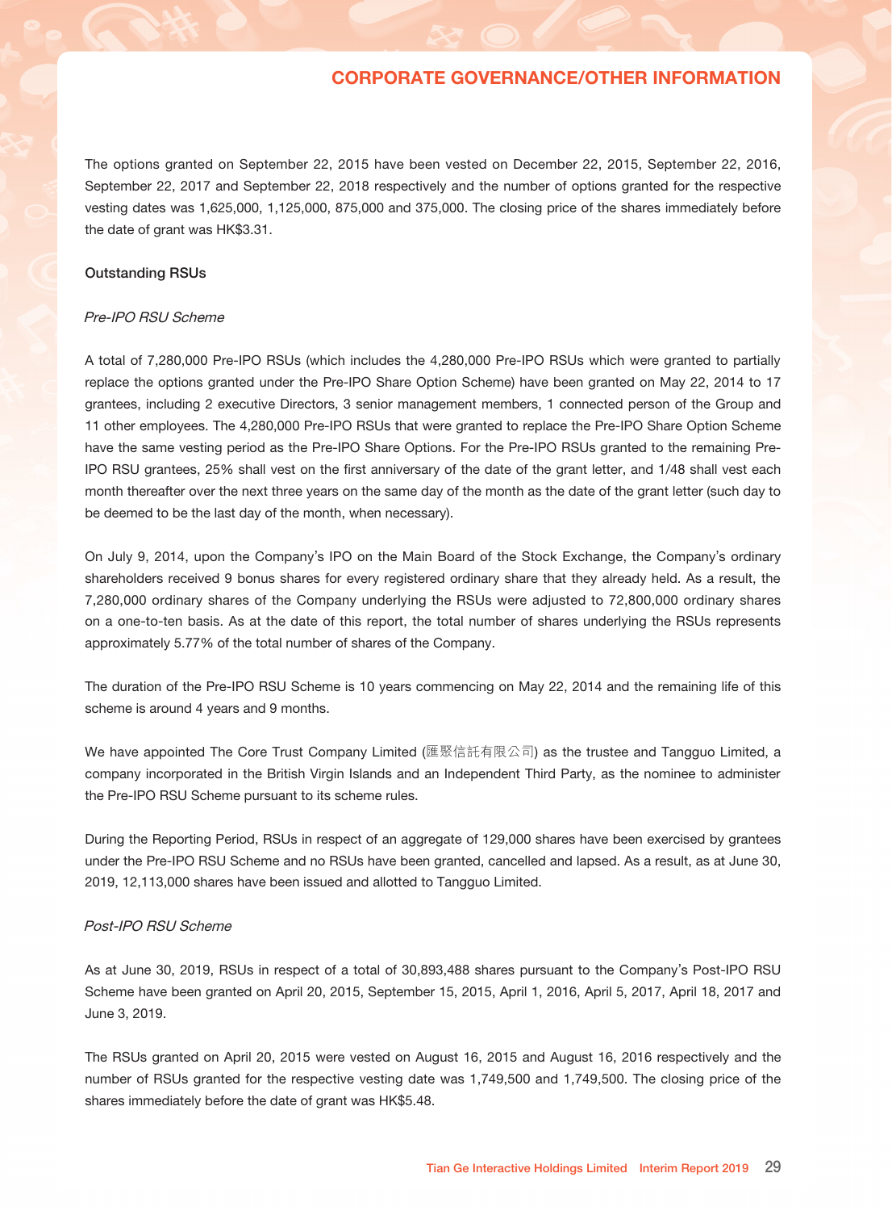The options granted on September 22, 2015 have been vested on December 22, 2015, September 22, 2016, September 22, 2017 and September 22, 2018 respectively and the number of options granted for the respective vesting dates was 1,625,000, 1,125,000, 875,000 and 375,000. The closing price of the shares immediately before the date of grant was HK$3.31.

### Outstanding RSUs

*Pre-IPO RSU Scheme*

A total of 7,280,000 Pre-IPO RSUs (which includes the 4,280,000 Pre-IPO RSUs which were granted to partially replace the options granted under the Pre-IPO Share Option Scheme) have been granted on May 22, 2014 to 17 grantees, including 2 executive Directors, 3 senior management members, 1 connected person of the Group and 11 other employees. The 4,280,000 Pre-IPO RSUs that were granted to replace the Pre-IPO Share Option Scheme have the same vesting period as the Pre-IPO Share Options. For the Pre-IPO RSUs granted to the remaining Pre-IPO RSU grantees, 25% shall vest on the first anniversary of the date of the grant letter, and 1/48 shall vest each month thereafter over the next three years on the same day of the month as the date of the grant letter (such day to be deemed to be the last day of the month, when necessary).

On July 9, 2014, upon the Company's IPO on the Main Board of the Stock Exchange, the Company's ordinary shareholders received 9 bonus shares for every registered ordinary share that they already held. As a result, the 7,280,000 ordinary shares of the Company underlying the RSUs were adjusted to 72,800,000 ordinary shares on a one-to-ten basis. As at the date of this report, the total number of shares underlying the RSUs represents approximately 5.77% of the total number of shares of the Company.

The duration of the Pre-IPO RSU Scheme is 10 years commencing on May 22, 2014 and the remaining life of this scheme is around 4 years and 9 months.

We have appointed The Core Trust Company Limited (匯聚信託有限公司) as the trustee and Tangguo Limited, a company incorporated in the British Virgin Islands and an Independent Third Party, as the nominee to administer the Pre-IPO RSU Scheme pursuant to its scheme rules.

During the Reporting Period, RSUs in respect of an aggregate of 129,000 shares have been exercised by grantees under the Pre-IPO RSU Scheme and no RSUs have been granted, cancelled and lapsed. As a result, as at June 30, 2019, 12,113,000 shares have been issued and allotted to Tangguo Limited.

*Post-IPO RSU Scheme*

As at June 30, 2019, RSUs in respect of a total of 30,893,488 shares pursuant to the Company's Post-IPO RSU Scheme have been granted on April 20, 2015, September 15, 2015, April 1, 2016, April 5, 2017, April 18, 2017 and June 3, 2019.

The RSUs granted on April 20, 2015 were vested on August 16, 2015 and August 16, 2016 respectively and the number of RSUs granted for the respective vesting date was 1,749,500 and 1,749,500. The closing price of the shares immediately before the date of grant was HK$5.48.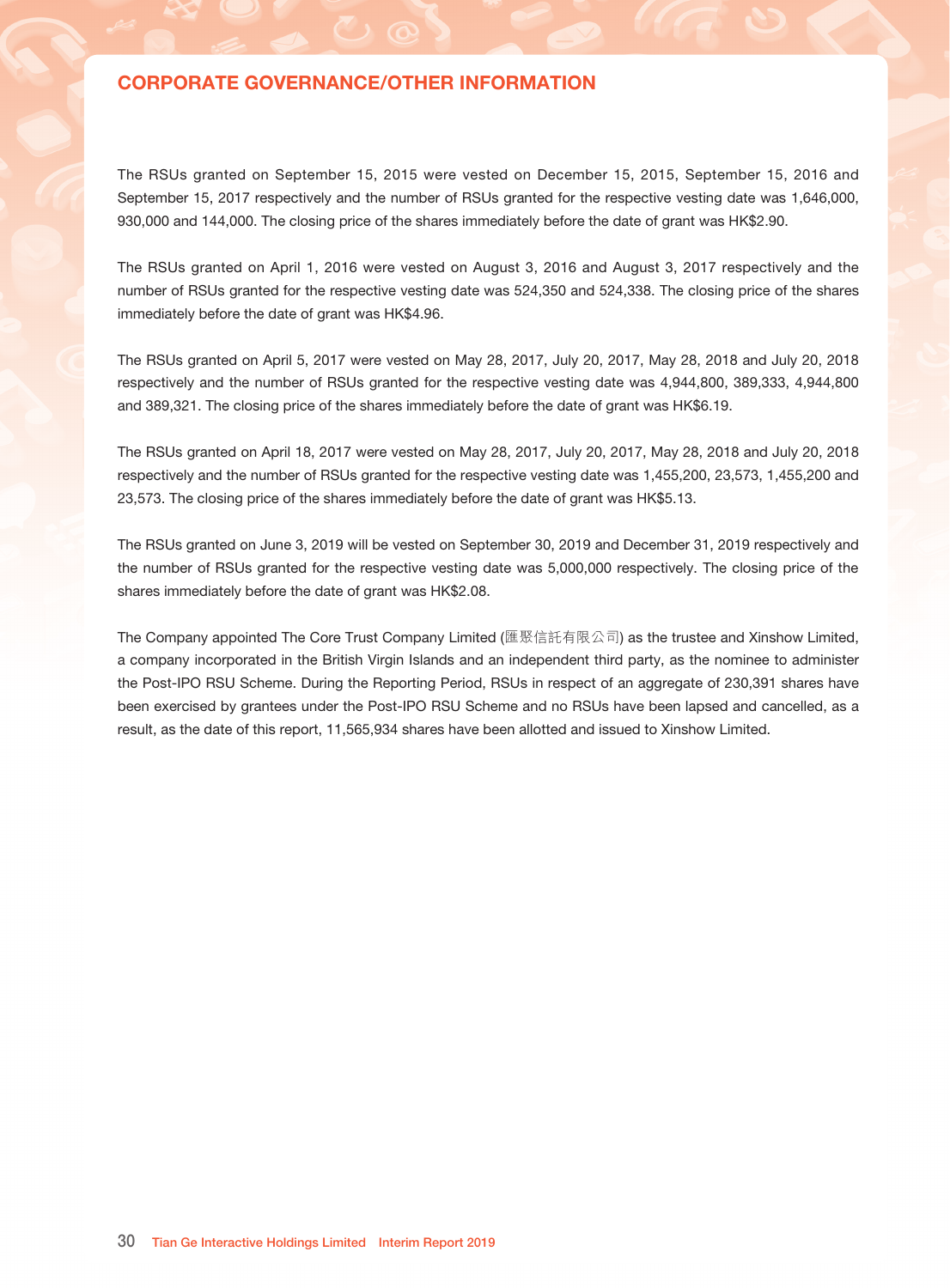## CORPORATE GOVERNANCE/OTHER INFORMATION

The RSUs granted on September 15, 2015 were vested on December 15, 2015, September 15, 2016 and September 15, 2017 respectively and the number of RSUs granted for the respective vesting date was 1,646,000, 930,000 and 144,000. The closing price of the shares immediately before the date of grant was HK$2.90.

The RSUs granted on April 1, 2016 were vested on August 3, 2016 and August 3, 2017 respectively and the number of RSUs granted for the respective vesting date was 524,350 and 524,338. The closing price of the shares immediately before the date of grant was HK$4.96.

The RSUs granted on April 5, 2017 were vested on May 28, 2017, July 20, 2017, May 28, 2018 and July 20, 2018 respectively and the number of RSUs granted for the respective vesting date was 4,944,800, 389,333, 4,944,800 and 389,321. The closing price of the shares immediately before the date of grant was HK$6.19.

The RSUs granted on April 18, 2017 were vested on May 28, 2017, July 20, 2017, May 28, 2018 and July 20, 2018 respectively and the number of RSUs granted for the respective vesting date was 1,455,200, 23,573, 1,455,200 and 23,573. The closing price of the shares immediately before the date of grant was HK$5.13.

The RSUs granted on June 3, 2019 will be vested on September 30, 2019 and December 31, 2019 respectively and the number of RSUs granted for the respective vesting date was 5,000,000 respectively. The closing price of the shares immediately before the date of grant was HK$2.08.

The Company appointed The Core Trust Company Limited (匯聚信託有限公司) as the trustee and Xinshow Limited, a company incorporated in the British Virgin Islands and an independent third party, as the nominee to administer the Post-IPO RSU Scheme. During the Reporting Period, RSUs in respect of an aggregate of 230,391 shares have been exercised by grantees under the Post-IPO RSU Scheme and no RSUs have been lapsed and cancelled, as a result, as the date of this report, 11,565,934 shares have been allotted and issued to Xinshow Limited.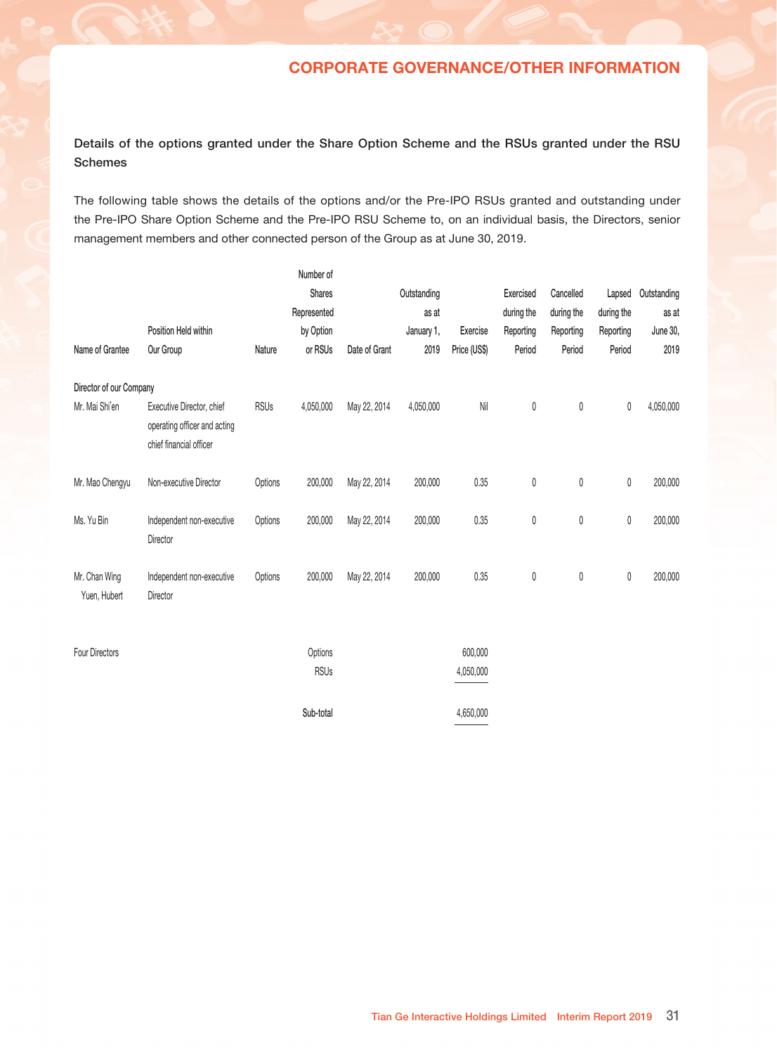## CORPORATE GOVERNANCE/OTHER INFORMATION

**Details of the options granted under the Share Option Scheme and the RSUs granted under the RSU Schemes**

The following table shows the details of the options and/or the Pre-IPO RSUs granted and outstanding under the Pre-IPO Share Option Scheme and the Pre-IPO RSU Scheme to, on an individual basis, the Directors, senior management members and other connected person of the Group as at June 30, 2019.

| Name of Grantee | Position Held within Our Group | Nature | Number of Shares Represented by Option or RSUs | Date of Grant | Outstanding as at January 1, 2019 | Exercise Price (US$) | Exercised during the Reporting Period | Cancelled during the Reporting Period | Lapsed during the Reporting Period | Outstanding as at June 30, 2019 |
|---|---|---|---|---|---|---|---|---|---|---|
| Director of our Company | | | | | | | | | | |
| Mr. Mai Shi'en | Executive Director, chief operating officer and acting chief financial officer | RSUs | 4,050,000 | May 22, 2014 | 4,050,000 | Nil | 0 | 0 | 0 | 4,050,000 |
| Mr. Mao Chengyu | Non-executive Director | Options | 200,000 | May 22, 2014 | 200,000 | 0.35 | 0 | 0 | 0 | 200,000 |
| Ms. Yu Bin | Independent non-executive Director | Options | 200,000 | May 22, 2014 | 200,000 | 0.35 | 0 | 0 | 0 | 200,000 |
| Mr. Chan Wing Yuen, Hubert | Independent non-executive Director | Options | 200,000 | May 22, 2014 | 200,000 | 0.35 | 0 | 0 | 0 | 200,000 |

| Four Directors | | |
|---|---|---|
| | Options | 600,000 |
| | RSUs | 4,050,000 |
| | Sub-total | 4,650,000 |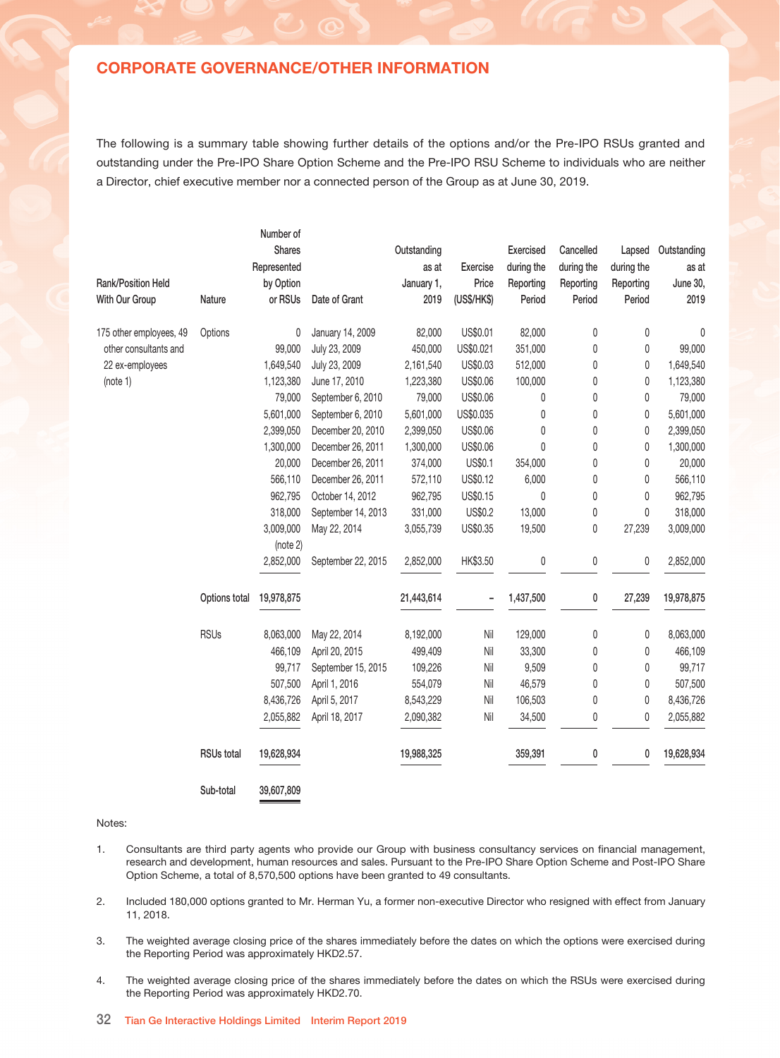## CORPORATE GOVERNANCE/OTHER INFORMATION

The following is a summary table showing further details of the options and/or the Pre-IPO RSUs granted and outstanding under the Pre-IPO Share Option Scheme and the Pre-IPO RSU Scheme to individuals who are neither a Director, chief executive member nor a connected person of the Group as at June 30, 2019.

| Rank/Position Held With Our Group | Nature | Number of Shares Represented by Option or RSUs | Date of Grant | Outstanding as at January 1, 2019 | Exercise Price (US$/HK$) | Exercised during the Reporting Period | Cancelled during the Reporting Period | Lapsed during the Reporting Period | Outstanding as at June 30, 2019 |
|---|---|---|---|---|---|---|---|---|---|
| 175 other employees, 49 other consultants and 22 ex-employees (note 1) | Options | 0 | January 14, 2009 | 82,000 | US$0.01 | 82,000 | 0 | 0 | 0 |
| | | 99,000 | July 23, 2009 | 450,000 | US$0.021 | 351,000 | 0 | 0 | 99,000 |
| | | 1,649,540 | July 23, 2009 | 2,161,540 | US$0.03 | 512,000 | 0 | 0 | 1,649,540 |
| | | 1,123,380 | June 17, 2010 | 1,223,380 | US$0.06 | 100,000 | 0 | 0 | 1,123,380 |
| | | 79,000 | September 6, 2010 | 79,000 | US$0.06 | 0 | 0 | 0 | 79,000 |
| | | 5,601,000 | September 6, 2010 | 5,601,000 | US$0.035 | 0 | 0 | 0 | 5,601,000 |
| | | 2,399,050 | December 20, 2010 | 2,399,050 | US$0.06 | 0 | 0 | 0 | 2,399,050 |
| | | 1,300,000 | December 26, 2011 | 1,300,000 | US$0.06 | 0 | 0 | 0 | 1,300,000 |
| | | 20,000 | December 26, 2011 | 374,000 | US$0.1 | 354,000 | 0 | 0 | 20,000 |
| | | 566,110 | December 26, 2011 | 572,110 | US$0.12 | 6,000 | 0 | 0 | 566,110 |
| | | 962,795 | October 14, 2012 | 962,795 | US$0.15 | 0 | 0 | 0 | 962,795 |
| | | 318,000 | September 14, 2013 | 331,000 | US$0.2 | 13,000 | 0 | 0 | 318,000 |
| | | 3,009,000 (note 2) | May 22, 2014 | 3,055,739 | US$0.35 | 19,500 | 0 | 27,239 | 3,009,000 |
| | | 2,852,000 | September 22, 2015 | 2,852,000 | HK$3.50 | 0 | 0 | 0 | 2,852,000 |
| | Options total | 19,978,875 | | 21,443,614 | – | 1,437,500 | 0 | 27,239 | 19,978,875 |
| | RSUs | 8,063,000 | May 22, 2014 | 8,192,000 | Nil | 129,000 | 0 | 0 | 8,063,000 |
| | | 466,109 | April 20, 2015 | 499,409 | Nil | 33,300 | 0 | 0 | 466,109 |
| | | 99,717 | September 15, 2015 | 109,226 | Nil | 9,509 | 0 | 0 | 99,717 |
| | | 507,500 | April 1, 2016 | 554,079 | Nil | 46,579 | 0 | 0 | 507,500 |
| | | 8,436,726 | April 5, 2017 | 8,543,229 | Nil | 106,503 | 0 | 0 | 8,436,726 |
| | | 2,055,882 | April 18, 2017 | 2,090,382 | Nil | 34,500 | 0 | 0 | 2,055,882 |
| | RSUs total | 19,628,934 | | 19,988,325 | | 359,391 | 0 | 0 | 19,628,934 |
| | Sub-total | 39,607,809 | | | | | | | |

Notes:

1. Consultants are third party agents who provide our Group with business consultancy services on financial management, research and development, human resources and sales. Pursuant to the Pre-IPO Share Option Scheme and Post-IPO Share Option Scheme, a total of 8,570,500 options have been granted to 49 consultants.
2. Included 180,000 options granted to Mr. Herman Yu, a former non-executive Director who resigned with effect from January 11, 2018.
3. The weighted average closing price of the shares immediately before the dates on which the options were exercised during the Reporting Period was approximately HKD2.57.
4. The weighted average closing price of the shares immediately before the dates on which the RSUs were exercised during the Reporting Period was approximately HKD2.70.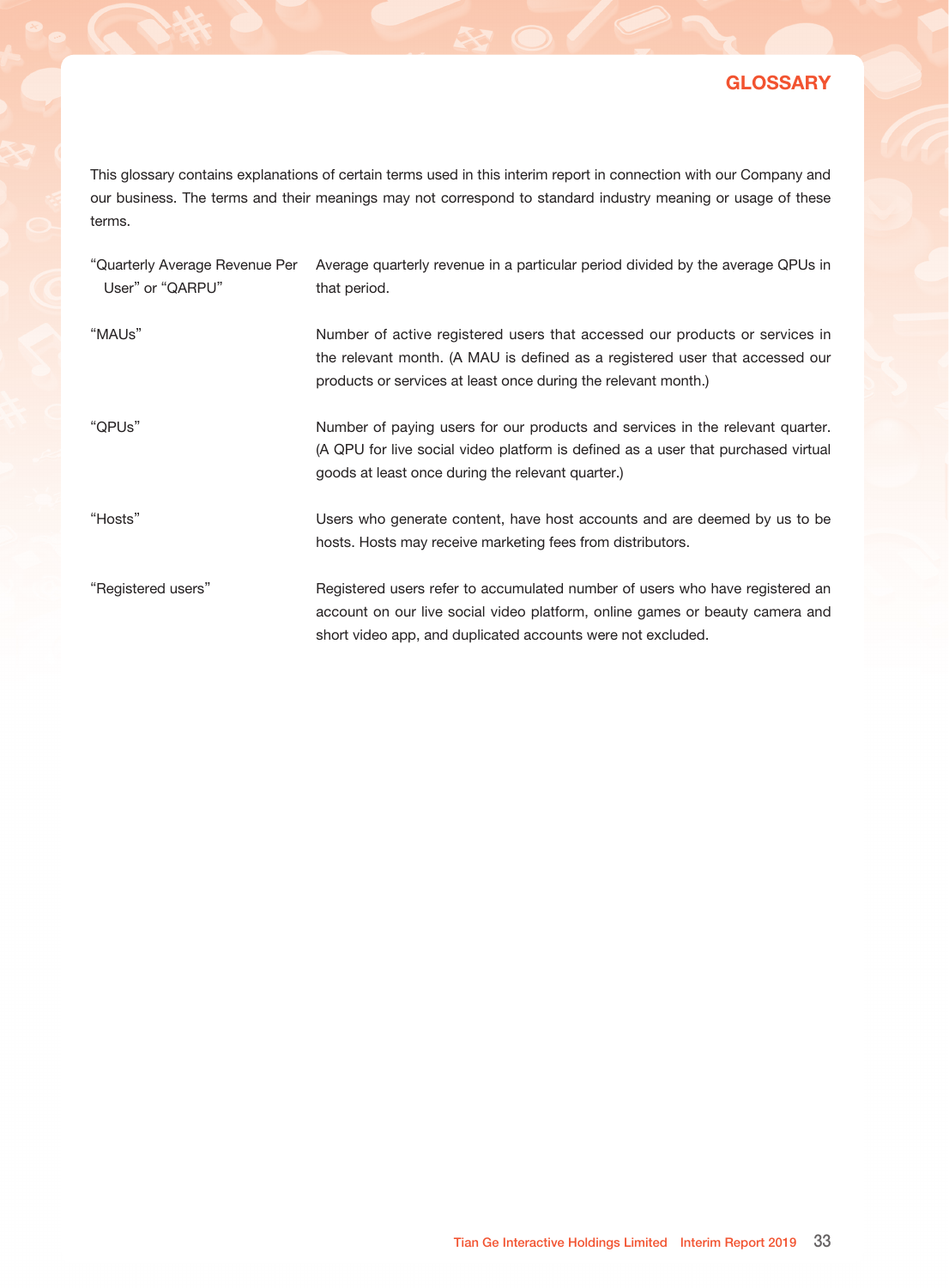# GLOSSARY

This glossary contains explanations of certain terms used in this interim report in connection with our Company and our business. The terms and their meanings may not correspond to standard industry meaning or usage of these terms.

| | |
|---|---|
| "Quarterly Average Revenue Per User" or "QARPU" | Average quarterly revenue in a particular period divided by the average QPUs in that period. |
| "MAUs" | Number of active registered users that accessed our products or services in the relevant month. (A MAU is defined as a registered user that accessed our products or services at least once during the relevant month.) |
| "QPUs" | Number of paying users for our products and services in the relevant quarter. (A QPU for live social video platform is defined as a user that purchased virtual goods at least once during the relevant quarter.) |
| "Hosts" | Users who generate content, have host accounts and are deemed by us to be hosts. Hosts may receive marketing fees from distributors. |
| "Registered users" | Registered users refer to accumulated number of users who have registered an account on our live social video platform, online games or beauty camera and short video app, and duplicated accounts were not excluded. |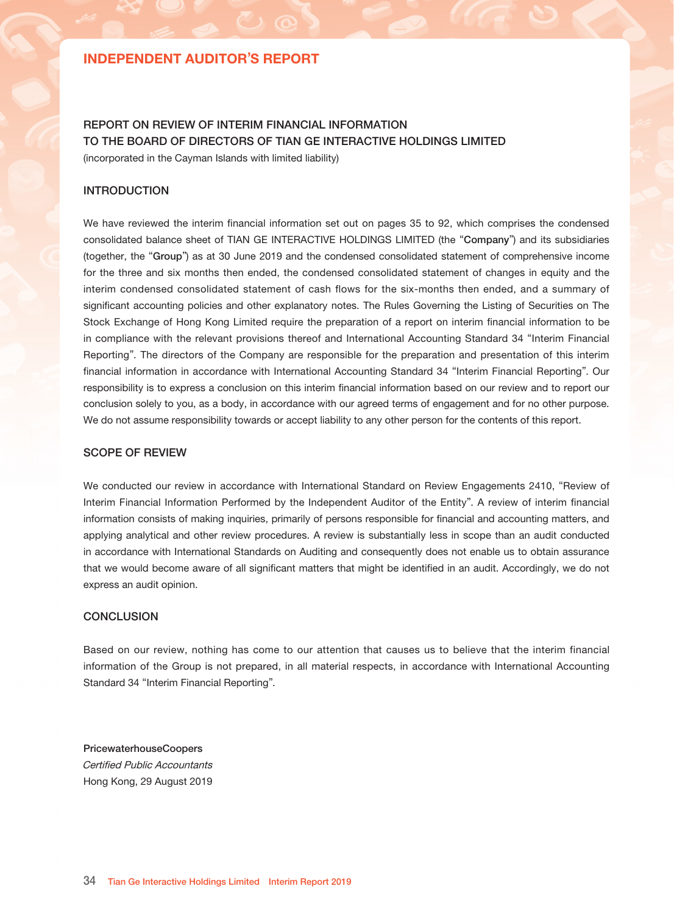# INDEPENDENT AUDITOR'S REPORT

**REPORT ON REVIEW OF INTERIM FINANCIAL INFORMATION**
**TO THE BOARD OF DIRECTORS OF TIAN GE INTERACTIVE HOLDINGS LIMITED**
(incorporated in the Cayman Islands with limited liability)

## INTRODUCTION

We have reviewed the interim financial information set out on pages 35 to 92, which comprises the condensed consolidated balance sheet of TIAN GE INTERACTIVE HOLDINGS LIMITED (the "**Company**") and its subsidiaries (together, the "**Group**") as at 30 June 2019 and the condensed consolidated statement of comprehensive income for the three and six months then ended, the condensed consolidated statement of changes in equity and the interim condensed consolidated statement of cash flows for the six-months then ended, and a summary of significant accounting policies and other explanatory notes. The Rules Governing the Listing of Securities on The Stock Exchange of Hong Kong Limited require the preparation of a report on interim financial information to be in compliance with the relevant provisions thereof and International Accounting Standard 34 "Interim Financial Reporting". The directors of the Company are responsible for the preparation and presentation of this interim financial information in accordance with International Accounting Standard 34 "Interim Financial Reporting". Our responsibility is to express a conclusion on this interim financial information based on our review and to report our conclusion solely to you, as a body, in accordance with our agreed terms of engagement and for no other purpose. We do not assume responsibility towards or accept liability to any other person for the contents of this report.

## SCOPE OF REVIEW

We conducted our review in accordance with International Standard on Review Engagements 2410, "Review of Interim Financial Information Performed by the Independent Auditor of the Entity". A review of interim financial information consists of making inquiries, primarily of persons responsible for financial and accounting matters, and applying analytical and other review procedures. A review is substantially less in scope than an audit conducted in accordance with International Standards on Auditing and consequently does not enable us to obtain assurance that we would become aware of all significant matters that might be identified in an audit. Accordingly, we do not express an audit opinion.

## CONCLUSION

Based on our review, nothing has come to our attention that causes us to believe that the interim financial information of the Group is not prepared, in all material respects, in accordance with International Accounting Standard 34 "Interim Financial Reporting".

**PricewaterhouseCoopers**
*Certified Public Accountants*
Hong Kong, 29 August 2019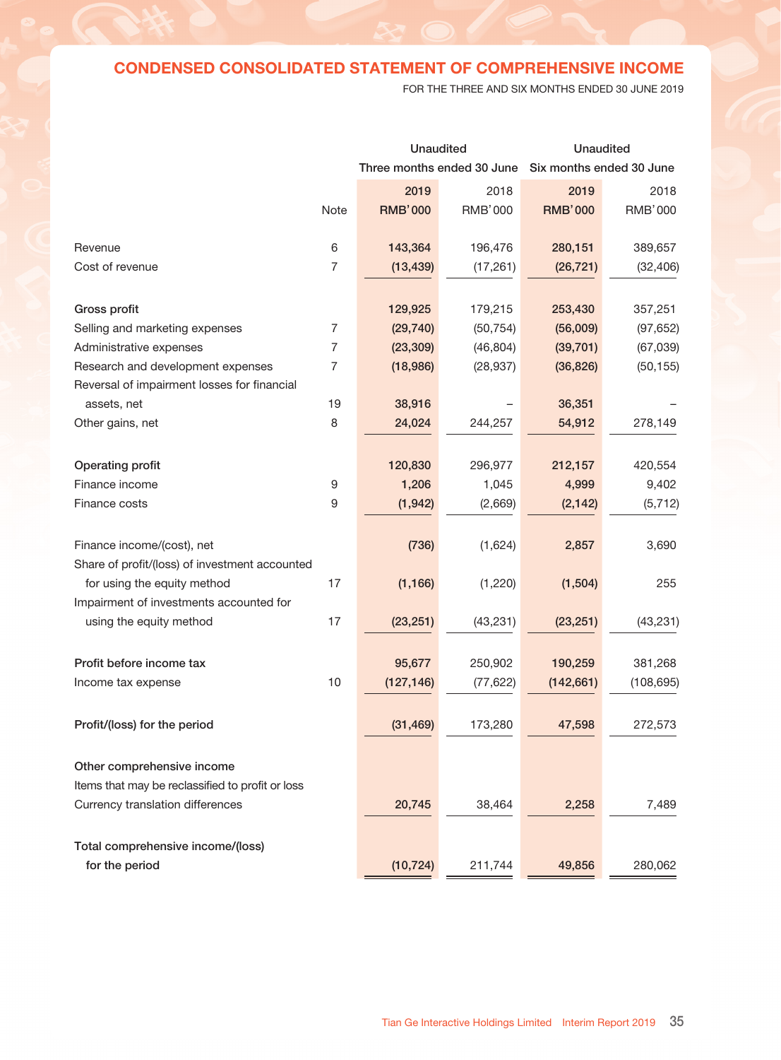## CONDENSED CONSOLIDATED STATEMENT OF COMPREHENSIVE INCOME

FOR THE THREE AND SIX MONTHS ENDED 30 JUNE 2019

| | | Unaudited | | Unaudited | |
|---|---|---|---|---|---|
| | | Three months ended 30 June | | Six months ended 30 June | |
| | | 2019 | 2018 | 2019 | 2018 |
| | Note | RMB'000 | RMB'000 | RMB'000 | RMB'000 |
| Revenue | 6 | **143,364** | 196,476 | **280,151** | 389,657 |
| Cost of revenue | 7 | **(13,439)** | (17,261) | **(26,721)** | (32,406) |
| **Gross profit** | | **129,925** | 179,215 | **253,430** | 357,251 |
| Selling and marketing expenses | 7 | **(29,740)** | (50,754) | **(56,009)** | (97,652) |
| Administrative expenses | 7 | **(23,309)** | (46,804) | **(39,701)** | (67,039) |
| Research and development expenses | 7 | **(18,986)** | (28,937) | **(36,826)** | (50,155) |
| Reversal of impairment losses for financial assets, net | 19 | **38,916** | – | **36,351** | – |
| Other gains, net | 8 | **24,024** | 244,257 | **54,912** | 278,149 |
| **Operating profit** | | **120,830** | 296,977 | **212,157** | 420,554 |
| Finance income | 9 | **1,206** | 1,045 | **4,999** | 9,402 |
| Finance costs | 9 | **(1,942)** | (2,669) | **(2,142)** | (5,712) |
| Finance income/(cost), net | | **(736)** | (1,624) | **2,857** | 3,690 |
| Share of profit/(loss) of investment accounted for using the equity method | 17 | **(1,166)** | (1,220) | **(1,504)** | 255 |
| Impairment of investments accounted for using the equity method | 17 | **(23,251)** | (43,231) | **(23,251)** | (43,231) |
| **Profit before income tax** | | **95,677** | 250,902 | **190,259** | 381,268 |
| Income tax expense | 10 | **(127,146)** | (77,622) | **(142,661)** | (108,695) |
| **Profit/(loss) for the period** | | **(31,469)** | 173,280 | **47,598** | 272,573 |
| **Other comprehensive income** | | | | | |
| Items that may be reclassified to profit or loss | | | | | |
| Currency translation differences | | **20,745** | 38,464 | **2,258** | 7,489 |
| **Total comprehensive income/(loss) for the period** | | **(10,724)** | 211,744 | **49,856** | 280,062 |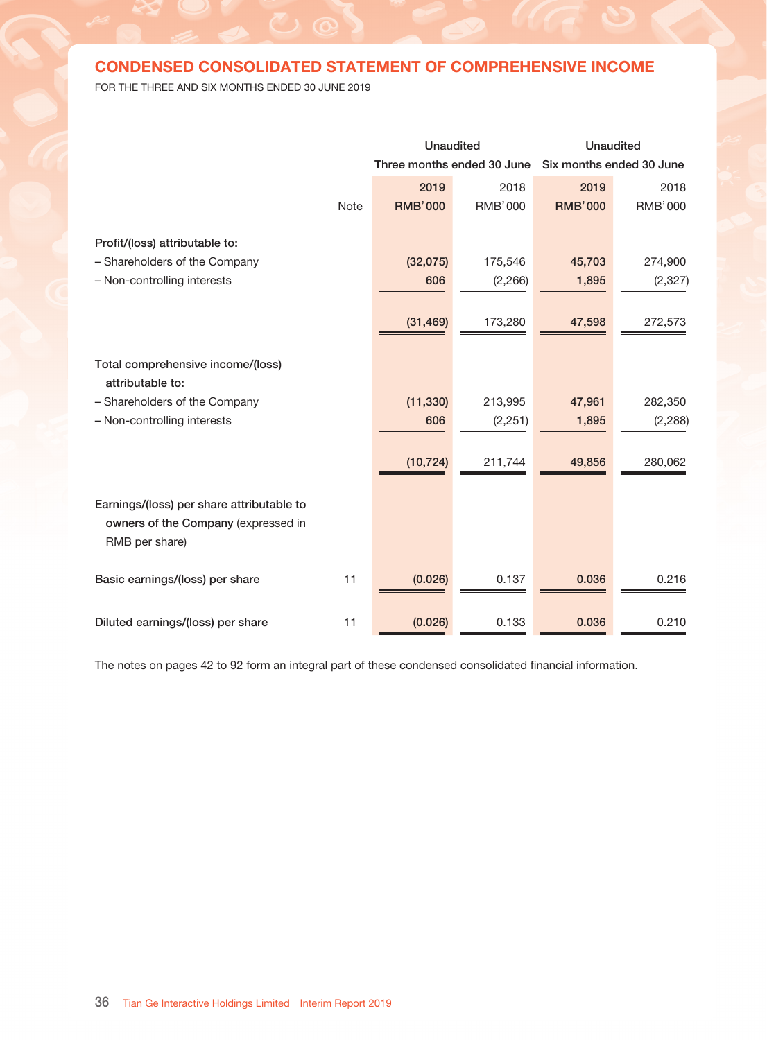## CONDENSED CONSOLIDATED STATEMENT OF COMPREHENSIVE INCOME

FOR THE THREE AND SIX MONTHS ENDED 30 JUNE 2019

| | | Unaudited | | Unaudited | |
|---|---|---|---|---|---|
| | | Three months ended 30 June | | Six months ended 30 June | |
| | | **2019** | 2018 | **2019** | 2018 |
| | Note | **RMB'000** | RMB'000 | **RMB'000** | RMB'000 |
| **Profit/(loss) attributable to:** | | | | | |
| – Shareholders of the Company | | **(32,075)** | 175,546 | **45,703** | 274,900 |
| – Non-controlling interests | | **606** | (2,266) | **1,895** | (2,327) |
| | | **(31,469)** | 173,280 | **47,598** | 272,573 |
| **Total comprehensive income/(loss) attributable to:** | | | | | |
| – Shareholders of the Company | | **(11,330)** | 213,995 | **47,961** | 282,350 |
| – Non-controlling interests | | **606** | (2,251) | **1,895** | (2,288) |
| | | **(10,724)** | 211,744 | **49,856** | 280,062 |
| **Earnings/(loss) per share attributable to owners of the Company** (expressed in RMB per share) | | | | | |
| **Basic earnings/(loss) per share** | 11 | **(0.026)** | 0.137 | **0.036** | 0.216 |
| **Diluted earnings/(loss) per share** | 11 | **(0.026)** | 0.133 | **0.036** | 0.210 |

The notes on pages 42 to 92 form an integral part of these condensed consolidated financial information.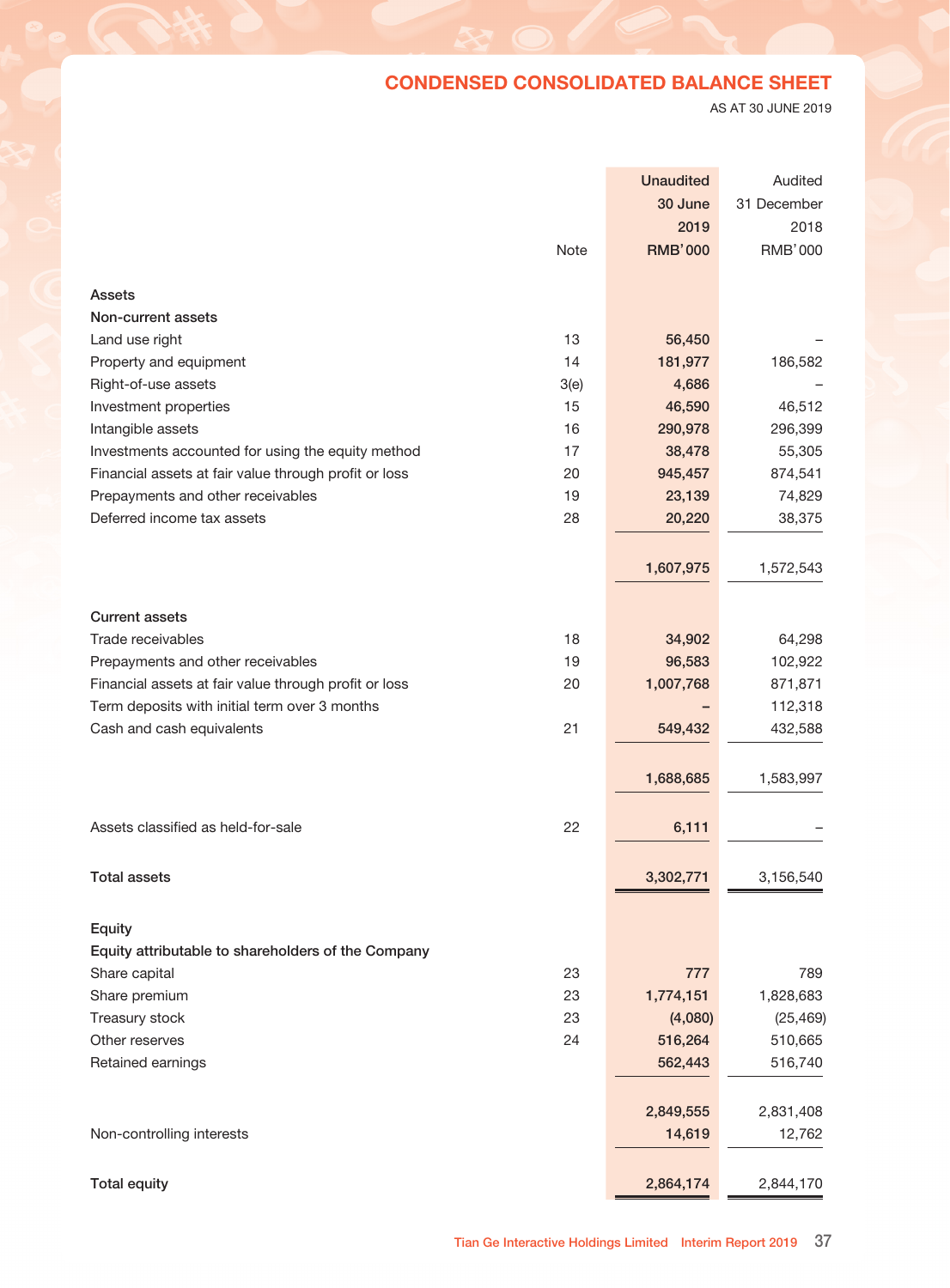## CONDENSED CONSOLIDATED BALANCE SHEET

AS AT 30 JUNE 2019

| | Note | Unaudited 30 June 2019 RMB'000 | Audited 31 December 2018 RMB'000 |
|---|---|---|---|
| **Assets** | | | |
| **Non-current assets** | | | |
| Land use right | 13 | 56,450 | – |
| Property and equipment | 14 | 181,977 | 186,582 |
| Right-of-use assets | 3(e) | 4,686 | – |
| Investment properties | 15 | 46,590 | 46,512 |
| Intangible assets | 16 | 290,978 | 296,399 |
| Investments accounted for using the equity method | 17 | 38,478 | 55,305 |
| Financial assets at fair value through profit or loss | 20 | 945,457 | 874,541 |
| Prepayments and other receivables | 19 | 23,139 | 74,829 |
| Deferred income tax assets | 28 | 20,220 | 38,375 |
| | | 1,607,975 | 1,572,543 |
| **Current assets** | | | |
| Trade receivables | 18 | 34,902 | 64,298 |
| Prepayments and other receivables | 19 | 96,583 | 102,922 |
| Financial assets at fair value through profit or loss | 20 | 1,007,768 | 871,871 |
| Term deposits with initial term over 3 months | | – | 112,318 |
| Cash and cash equivalents | 21 | 549,432 | 432,588 |
| | | 1,688,685 | 1,583,997 |
| Assets classified as held-for-sale | 22 | 6,111 | – |
| **Total assets** | | 3,302,771 | 3,156,540 |
| **Equity** | | | |
| **Equity attributable to shareholders of the Company** | | | |
| Share capital | 23 | 777 | 789 |
| Share premium | 23 | 1,774,151 | 1,828,683 |
| Treasury stock | 23 | (4,080) | (25,469) |
| Other reserves | 24 | 516,264 | 510,665 |
| Retained earnings | | 562,443 | 516,740 |
| | | 2,849,555 | 2,831,408 |
| Non-controlling interests | | 14,619 | 12,762 |
| **Total equity** | | 2,864,174 | 2,844,170 |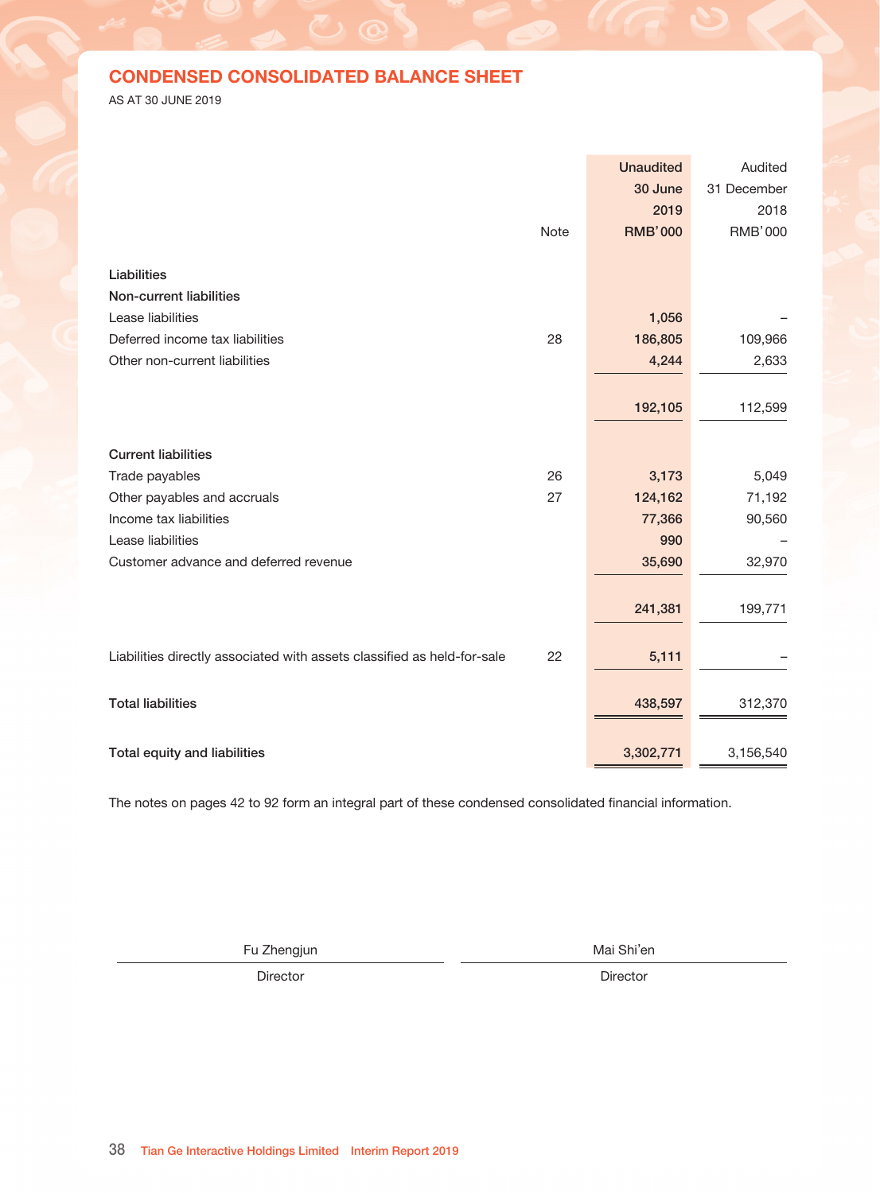## CONDENSED CONSOLIDATED BALANCE SHEET

AS AT 30 JUNE 2019

| | Note | Unaudited 30 June 2019 RMB'000 | Audited 31 December 2018 RMB'000 |
|---|---|---|---|
| **Liabilities** | | | |
| **Non-current liabilities** | | | |
| Lease liabilities | | 1,056 | – |
| Deferred income tax liabilities | 28 | 186,805 | 109,966 |
| Other non-current liabilities | | 4,244 | 2,633 |
| | | 192,105 | 112,599 |
| **Current liabilities** | | | |
| Trade payables | 26 | 3,173 | 5,049 |
| Other payables and accruals | 27 | 124,162 | 71,192 |
| Income tax liabilities | | 77,366 | 90,560 |
| Lease liabilities | | 990 | – |
| Customer advance and deferred revenue | | 35,690 | 32,970 |
| | | 241,381 | 199,771 |
| Liabilities directly associated with assets classified as held-for-sale | 22 | 5,111 | – |
| **Total liabilities** | | 438,597 | 312,370 |
| **Total equity and liabilities** | | 3,302,771 | 3,156,540 |

The notes on pages 42 to 92 form an integral part of these condensed consolidated financial information.

| Fu Zhengjun | Mai Shi'en |
|---|---|
| Director | Director |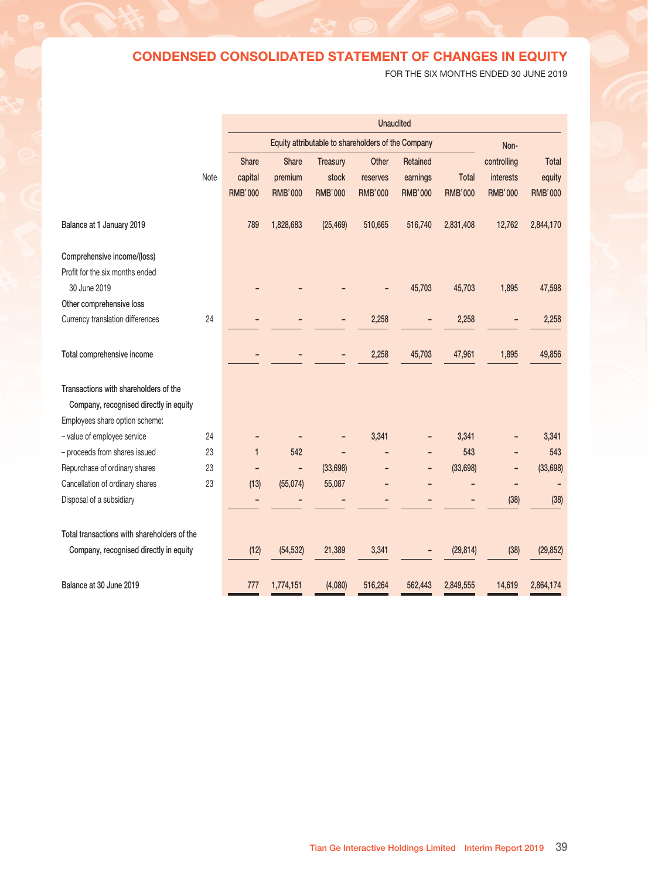## CONDENSED CONSOLIDATED STATEMENT OF CHANGES IN EQUITY

FOR THE SIX MONTHS ENDED 30 JUNE 2019

| | | Unaudited | | | | | | | |
|---|---|---|---|---|---|---|---|---|---|
| | | Equity attributable to shareholders of the Company | | | | | | | |
| | Note | Share capital RMB'000 | Share premium RMB'000 | Treasury stock RMB'000 | Other reserves RMB'000 | Retained earnings RMB'000 | Total RMB'000 | Non-controlling interests RMB'000 | Total equity RMB'000 |
| Balance at 1 January 2019 | | 789 | 1,828,683 | (25,469) | 510,665 | 516,740 | 2,831,408 | 12,762 | 2,844,170 |
| Comprehensive income/(loss) | | | | | | | | | |
| Profit for the six months ended 30 June 2019 | | – | – | – | – | 45,703 | 45,703 | 1,895 | 47,598 |
| Other comprehensive loss | | | | | | | | | |
| Currency translation differences | 24 | – | – | – | 2,258 | – | 2,258 | – | 2,258 |
| Total comprehensive income | | – | – | – | 2,258 | 45,703 | 47,961 | 1,895 | 49,856 |
| Transactions with shareholders of the Company, recognised directly in equity | | | | | | | | | |
| Employees share option scheme: | | | | | | | | | |
| – value of employee service | 24 | – | – | – | 3,341 | – | 3,341 | – | 3,341 |
| – proceeds from shares issued | 23 | 1 | 542 | – | – | – | 543 | – | 543 |
| Repurchase of ordinary shares | 23 | – | – | (33,698) | – | – | (33,698) | – | (33,698) |
| Cancellation of ordinary shares | 23 | (13) | (55,074) | 55,087 | – | – | – | – | – |
| Disposal of a subsidiary | | – | – | – | – | – | – | (38) | (38) |
| Total transactions with shareholders of the Company, recognised directly in equity | | (12) | (54,532) | 21,389 | 3,341 | – | (29,814) | (38) | (29,852) |
| Balance at 30 June 2019 | | 777 | 1,774,151 | (4,080) | 516,264 | 562,443 | 2,849,555 | 14,619 | 2,864,174 |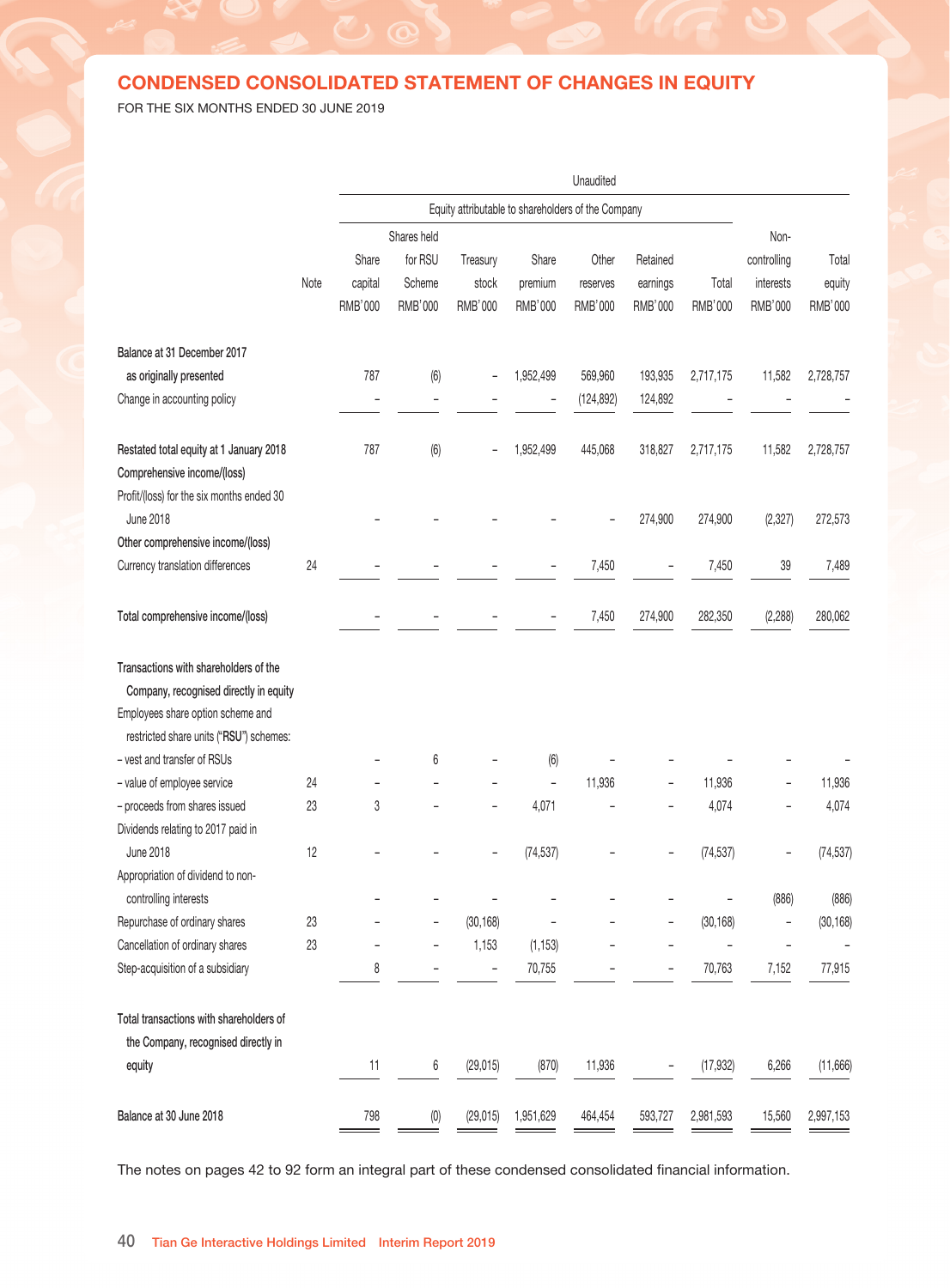## CONDENSED CONSOLIDATED STATEMENT OF CHANGES IN EQUITY

FOR THE SIX MONTHS ENDED 30 JUNE 2019

| | | Unaudited | | | | | | | | |
|---|---|---|---|---|---|---|---|---|---|---|
| | | Equity attributable to shareholders of the Company | | | | | | | | |
| | Note | Share capital RMB'000 | Shares held for RSU Scheme RMB'000 | Treasury stock RMB'000 | Share premium RMB'000 | Other reserves RMB'000 | Retained earnings RMB'000 | Total RMB'000 | Non-controlling interests RMB'000 | Total equity RMB'000 |
| Balance at 31 December 2017 as originally presented | | 787 | (6) | – | 1,952,499 | 569,960 | 193,935 | 2,717,175 | 11,582 | 2,728,757 |
| Change in accounting policy | | – | – | – | – | (124,892) | 124,892 | – | – | – |
| Restated total equity at 1 January 2018 | | 787 | (6) | – | 1,952,499 | 445,068 | 318,827 | 2,717,175 | 11,582 | 2,728,757 |
| Comprehensive income/(loss) | | | | | | | | | | |
| Profit/(loss) for the six months ended 30 June 2018 | | – | – | – | – | – | 274,900 | 274,900 | (2,327) | 272,573 |
| Other comprehensive income/(loss) | | | | | | | | | | |
| Currency translation differences | 24 | – | – | – | – | 7,450 | – | 7,450 | 39 | 7,489 |
| Total comprehensive income/(loss) | | – | – | – | – | 7,450 | 274,900 | 282,350 | (2,288) | 280,062 |
| Transactions with shareholders of the Company, recognised directly in equity | | | | | | | | | | |
| Employees share option scheme and restricted share units ("RSU") schemes: | | | | | | | | | | |
| – vest and transfer of RSUs | | – | 6 | – | (6) | – | – | – | – | – |
| – value of employee service | 24 | – | – | – | – | 11,936 | – | 11,936 | – | 11,936 |
| – proceeds from shares issued | 23 | 3 | – | – | 4,071 | – | – | 4,074 | – | 4,074 |
| Dividends relating to 2017 paid in June 2018 | 12 | – | – | – | (74,537) | – | – | (74,537) | – | (74,537) |
| Appropriation of dividend to non-controlling interests | | – | – | – | – | – | – | – | (886) | (886) |
| Repurchase of ordinary shares | 23 | – | – | (30,168) | – | – | – | (30,168) | – | (30,168) |
| Cancellation of ordinary shares | 23 | – | – | 1,153 | (1,153) | – | – | – | – | – |
| Step-acquisition of a subsidiary | | 8 | – | – | 70,755 | – | – | 70,763 | 7,152 | 77,915 |
| Total transactions with shareholders of the Company, recognised directly in equity | | 11 | 6 | (29,015) | (870) | 11,936 | – | (17,932) | 6,266 | (11,666) |
| Balance at 30 June 2018 | | 798 | (0) | (29,015) | 1,951,629 | 464,454 | 593,727 | 2,981,593 | 15,560 | 2,997,153 |

The notes on pages 42 to 92 form an integral part of these condensed consolidated financial information.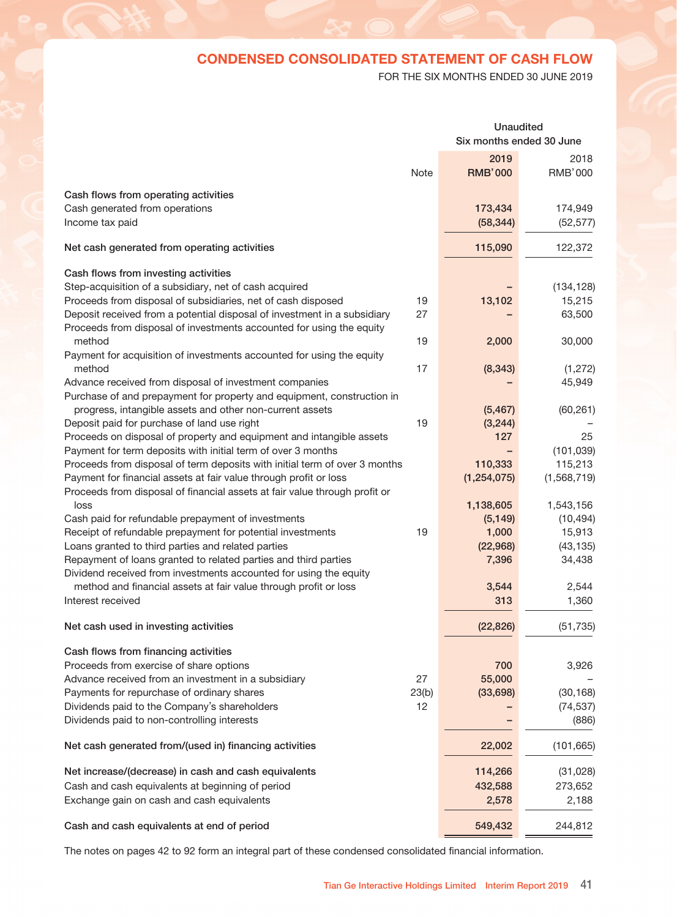## CONDENSED CONSOLIDATED STATEMENT OF CASH FLOW

FOR THE SIX MONTHS ENDED 30 JUNE 2019

| | Note | Unaudited Six months ended 30 June 2019 RMB'000 | 2018 RMB'000 |
|---|---|---|---|
| **Cash flows from operating activities** | | | |
| Cash generated from operations | | 173,434 | 174,949 |
| Income tax paid | | (58,344) | (52,577) |
| **Net cash generated from operating activities** | | 115,090 | 122,372 |
| **Cash flows from investing activities** | | | |
| Step-acquisition of a subsidiary, net of cash acquired | | – | (134,128) |
| Proceeds from disposal of subsidiaries, net of cash disposed | 19 | 13,102 | 15,215 |
| Deposit received from a potential disposal of investment in a subsidiary | 27 | – | 63,500 |
| Proceeds from disposal of investments accounted for using the equity method | 19 | 2,000 | 30,000 |
| Payment for acquisition of investments accounted for using the equity method | 17 | (8,343) | (1,272) |
| Advance received from disposal of investment companies | | – | 45,949 |
| Purchase of and prepayment for property and equipment, construction in progress, intangible assets and other non-current assets | | (5,467) | (60,261) |
| Deposit paid for purchase of land use right | 19 | (3,244) | – |
| Proceeds on disposal of property and equipment and intangible assets | | 127 | 25 |
| Payment for term deposits with initial term of over 3 months | | – | (101,039) |
| Proceeds from disposal of term deposits with initial term of over 3 months | | 110,333 | 115,213 |
| Payment for financial assets at fair value through profit or loss | | (1,254,075) | (1,568,719) |
| Proceeds from disposal of financial assets at fair value through profit or loss | | 1,138,605 | 1,543,156 |
| Cash paid for refundable prepayment of investments | | (5,149) | (10,494) |
| Receipt of refundable prepayment for potential investments | 19 | 1,000 | 15,913 |
| Loans granted to third parties and related parties | | (22,968) | (43,135) |
| Repayment of loans granted to related parties and third parties | | 7,396 | 34,438 |
| Dividend received from investments accounted for using the equity method and financial assets at fair value through profit or loss | | 3,544 | 2,544 |
| Interest received | | 313 | 1,360 |
| **Net cash used in investing activities** | | (22,826) | (51,735) |
| **Cash flows from financing activities** | | | |
| Proceeds from exercise of share options | | 700 | 3,926 |
| Advance received from an investment in a subsidiary | 27 | 55,000 | – |
| Payments for repurchase of ordinary shares | 23(b) | (33,698) | (30,168) |
| Dividends paid to the Company's shareholders | 12 | – | (74,537) |
| Dividends paid to non-controlling interests | | – | (886) |
| **Net cash generated from/(used in) financing activities** | | 22,002 | (101,665) |
| **Net increase/(decrease) in cash and cash equivalents** | | 114,266 | (31,028) |
| Cash and cash equivalents at beginning of period | | 432,588 | 273,652 |
| Exchange gain on cash and cash equivalents | | 2,578 | 2,188 |
| **Cash and cash equivalents at end of period** | | 549,432 | 244,812 |

The notes on pages 42 to 92 form an integral part of these condensed consolidated financial information.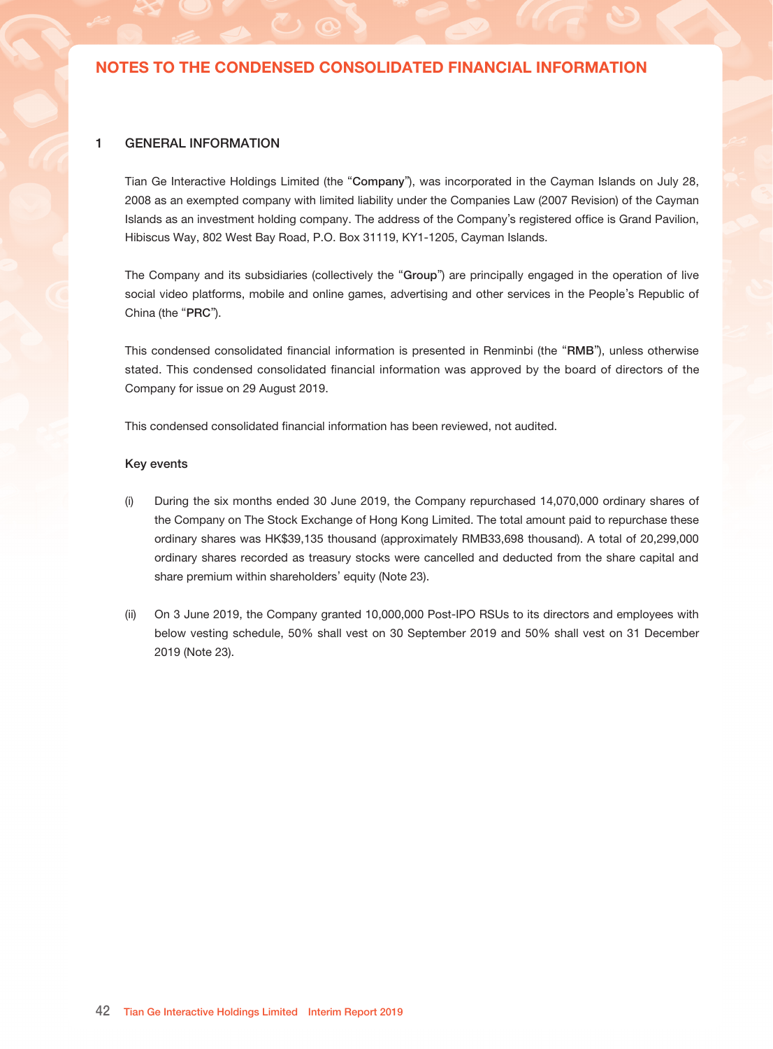# NOTES TO THE CONDENSED CONSOLIDATED FINANCIAL INFORMATION

## 1 GENERAL INFORMATION

Tian Ge Interactive Holdings Limited (the "**Company**"), was incorporated in the Cayman Islands on July 28, 2008 as an exempted company with limited liability under the Companies Law (2007 Revision) of the Cayman Islands as an investment holding company. The address of the Company's registered office is Grand Pavilion, Hibiscus Way, 802 West Bay Road, P.O. Box 31119, KY1-1205, Cayman Islands.

The Company and its subsidiaries (collectively the "**Group**") are principally engaged in the operation of live social video platforms, mobile and online games, advertising and other services in the People's Republic of China (the "**PRC**").

This condensed consolidated financial information is presented in Renminbi (the "**RMB**"), unless otherwise stated. This condensed consolidated financial information was approved by the board of directors of the Company for issue on 29 August 2019.

This condensed consolidated financial information has been reviewed, not audited.

### Key events

(i) During the six months ended 30 June 2019, the Company repurchased 14,070,000 ordinary shares of the Company on The Stock Exchange of Hong Kong Limited. The total amount paid to repurchase these ordinary shares was HK$39,135 thousand (approximately RMB33,698 thousand). A total of 20,299,000 ordinary shares recorded as treasury stocks were cancelled and deducted from the share capital and share premium within shareholders' equity (Note 23).

(ii) On 3 June 2019, the Company granted 10,000,000 Post-IPO RSUs to its directors and employees with below vesting schedule, 50% shall vest on 30 September 2019 and 50% shall vest on 31 December 2019 (Note 23).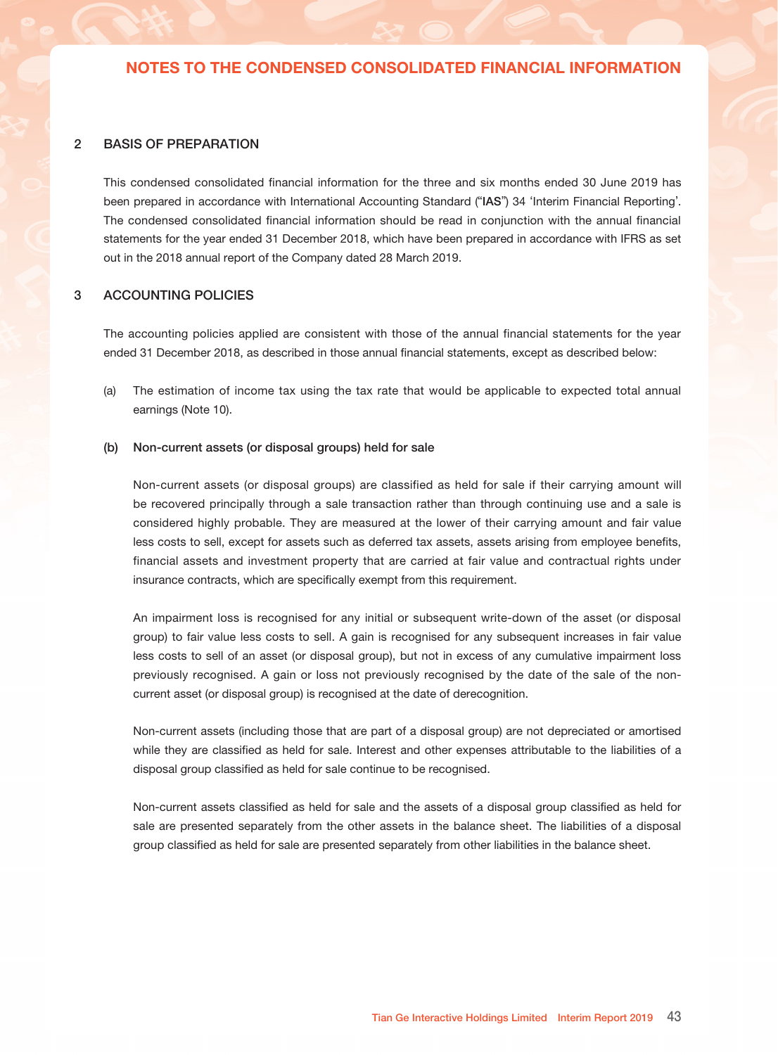## 2 BASIS OF PREPARATION

This condensed consolidated financial information for the three and six months ended 30 June 2019 has been prepared in accordance with International Accounting Standard ("**IAS**") 34 'Interim Financial Reporting'. The condensed consolidated financial information should be read in conjunction with the annual financial statements for the year ended 31 December 2018, which have been prepared in accordance with IFRS as set out in the 2018 annual report of the Company dated 28 March 2019.

## 3 ACCOUNTING POLICIES

The accounting policies applied are consistent with those of the annual financial statements for the year ended 31 December 2018, as described in those annual financial statements, except as described below:

(a) The estimation of income tax using the tax rate that would be applicable to expected total annual earnings (Note 10).

**(b) Non-current assets (or disposal groups) held for sale**

Non-current assets (or disposal groups) are classified as held for sale if their carrying amount will be recovered principally through a sale transaction rather than through continuing use and a sale is considered highly probable. They are measured at the lower of their carrying amount and fair value less costs to sell, except for assets such as deferred tax assets, assets arising from employee benefits, financial assets and investment property that are carried at fair value and contractual rights under insurance contracts, which are specifically exempt from this requirement.

An impairment loss is recognised for any initial or subsequent write-down of the asset (or disposal group) to fair value less costs to sell. A gain is recognised for any subsequent increases in fair value less costs to sell of an asset (or disposal group), but not in excess of any cumulative impairment loss previously recognised. A gain or loss not previously recognised by the date of the sale of the non-current asset (or disposal group) is recognised at the date of derecognition.

Non-current assets (including those that are part of a disposal group) are not depreciated or amortised while they are classified as held for sale. Interest and other expenses attributable to the liabilities of a disposal group classified as held for sale continue to be recognised.

Non-current assets classified as held for sale and the assets of a disposal group classified as held for sale are presented separately from the other assets in the balance sheet. The liabilities of a disposal group classified as held for sale are presented separately from other liabilities in the balance sheet.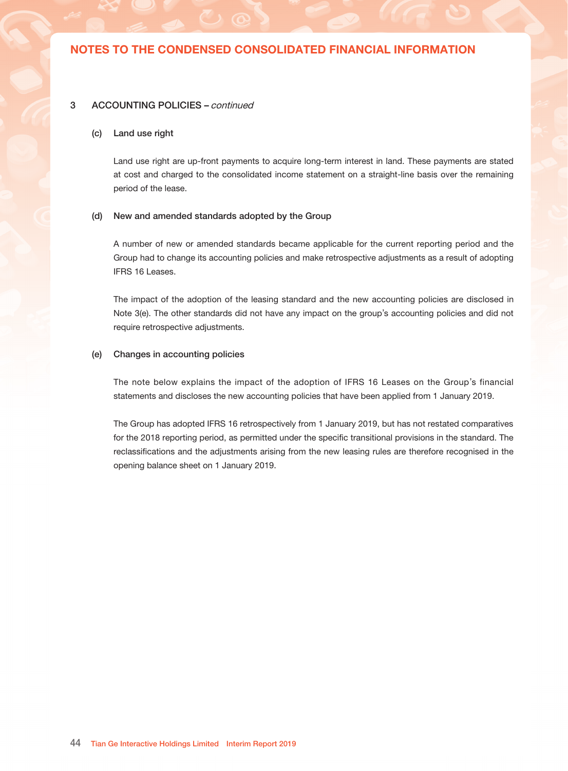# NOTES TO THE CONDENSED CONSOLIDATED FINANCIAL INFORMATION

## 3 ACCOUNTING POLICIES – *continued*

### (c) Land use right

Land use right are up-front payments to acquire long-term interest in land. These payments are stated at cost and charged to the consolidated income statement on a straight-line basis over the remaining period of the lease.

### (d) New and amended standards adopted by the Group

A number of new or amended standards became applicable for the current reporting period and the Group had to change its accounting policies and make retrospective adjustments as a result of adopting IFRS 16 Leases.

The impact of the adoption of the leasing standard and the new accounting policies are disclosed in Note 3(e). The other standards did not have any impact on the group's accounting policies and did not require retrospective adjustments.

### (e) Changes in accounting policies

The note below explains the impact of the adoption of IFRS 16 Leases on the Group's financial statements and discloses the new accounting policies that have been applied from 1 January 2019.

The Group has adopted IFRS 16 retrospectively from 1 January 2019, but has not restated comparatives for the 2018 reporting period, as permitted under the specific transitional provisions in the standard. The reclassifications and the adjustments arising from the new leasing rules are therefore recognised in the opening balance sheet on 1 January 2019.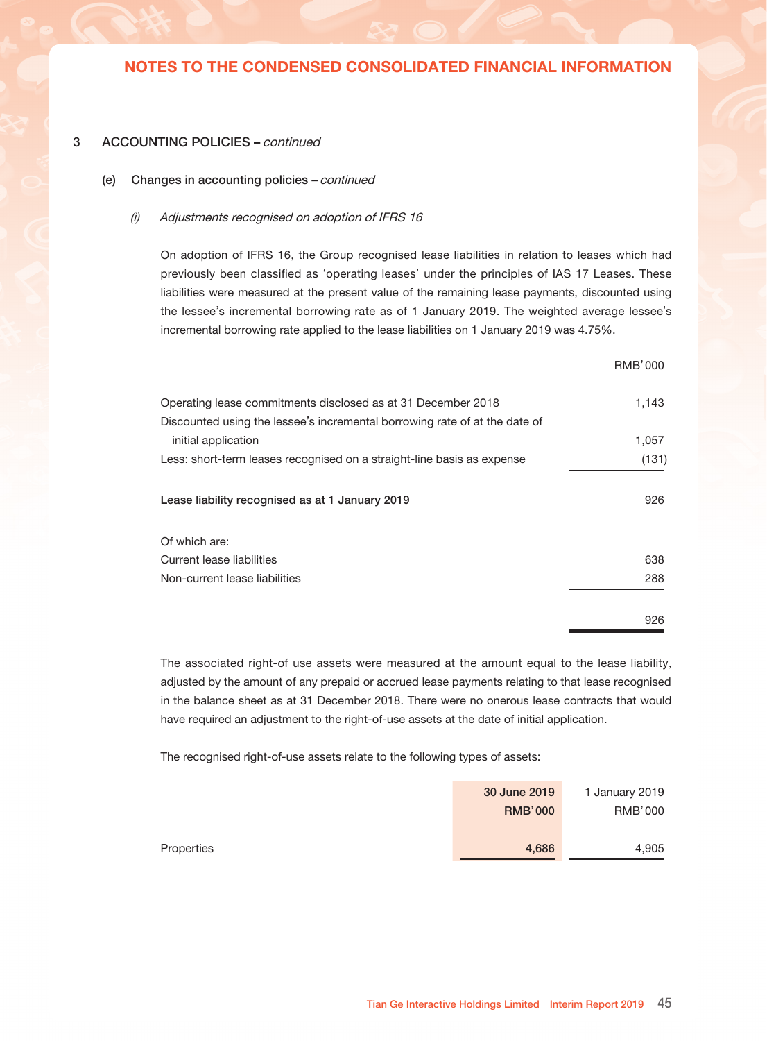## 3 ACCOUNTING POLICIES – *continued*

### (e) Changes in accounting policies – *continued*

#### *(i) Adjustments recognised on adoption of IFRS 16*

On adoption of IFRS 16, the Group recognised lease liabilities in relation to leases which had previously been classified as 'operating leases' under the principles of IAS 17 Leases. These liabilities were measured at the present value of the remaining lease payments, discounted using the lessee's incremental borrowing rate as of 1 January 2019. The weighted average lessee's incremental borrowing rate applied to the lease liabilities on 1 January 2019 was 4.75%.

| | RMB'000 |
|---|---|
| Operating lease commitments disclosed as at 31 December 2018 | 1,143 |
| Discounted using the lessee's incremental borrowing rate of at the date of initial application | 1,057 |
| Less: short-term leases recognised on a straight-line basis as expense | (131) |
| **Lease liability recognised as at 1 January 2019** | 926 |
| Of which are: | |
| Current lease liabilities | 638 |
| Non-current lease liabilities | 288 |
| | 926 |

The associated right-of use assets were measured at the amount equal to the lease liability, adjusted by the amount of any prepaid or accrued lease payments relating to that lease recognised in the balance sheet as at 31 December 2018. There were no onerous lease contracts that would have required an adjustment to the right-of-use assets at the date of initial application.

The recognised right-of-use assets relate to the following types of assets:

| | **30 June 2019 RMB'000** | 1 January 2019 RMB'000 |
|---|---|---|
| Properties | **4,686** | 4,905 |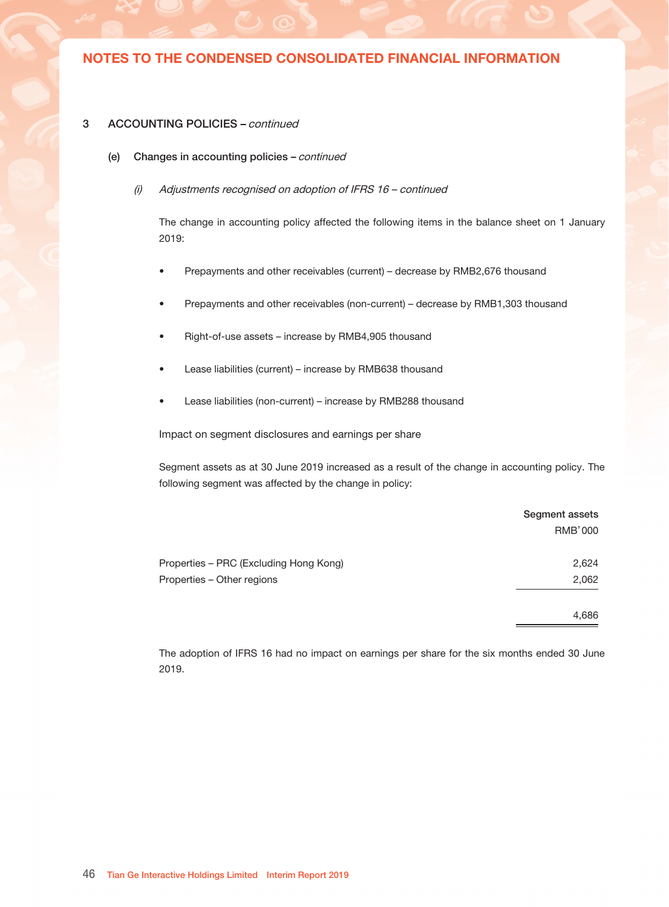## NOTES TO THE CONDENSED CONSOLIDATED FINANCIAL INFORMATION

### 3 ACCOUNTING POLICIES – *continued*

#### (e) Changes in accounting policies – *continued*

##### *(i) Adjustments recognised on adoption of IFRS 16 – continued*

The change in accounting policy affected the following items in the balance sheet on 1 January 2019:

- Prepayments and other receivables (current) – decrease by RMB2,676 thousand
- Prepayments and other receivables (non-current) – decrease by RMB1,303 thousand
- Right-of-use assets – increase by RMB4,905 thousand
- Lease liabilities (current) – increase by RMB638 thousand
- Lease liabilities (non-current) – increase by RMB288 thousand

Impact on segment disclosures and earnings per share

Segment assets as at 30 June 2019 increased as a result of the change in accounting policy. The following segment was affected by the change in policy:

| | Segment assets RMB'000 |
|---|---|
| Properties – PRC (Excluding Hong Kong) | 2,624 |
| Properties – Other regions | 2,062 |
| | 4,686 |

The adoption of IFRS 16 had no impact on earnings per share for the six months ended 30 June 2019.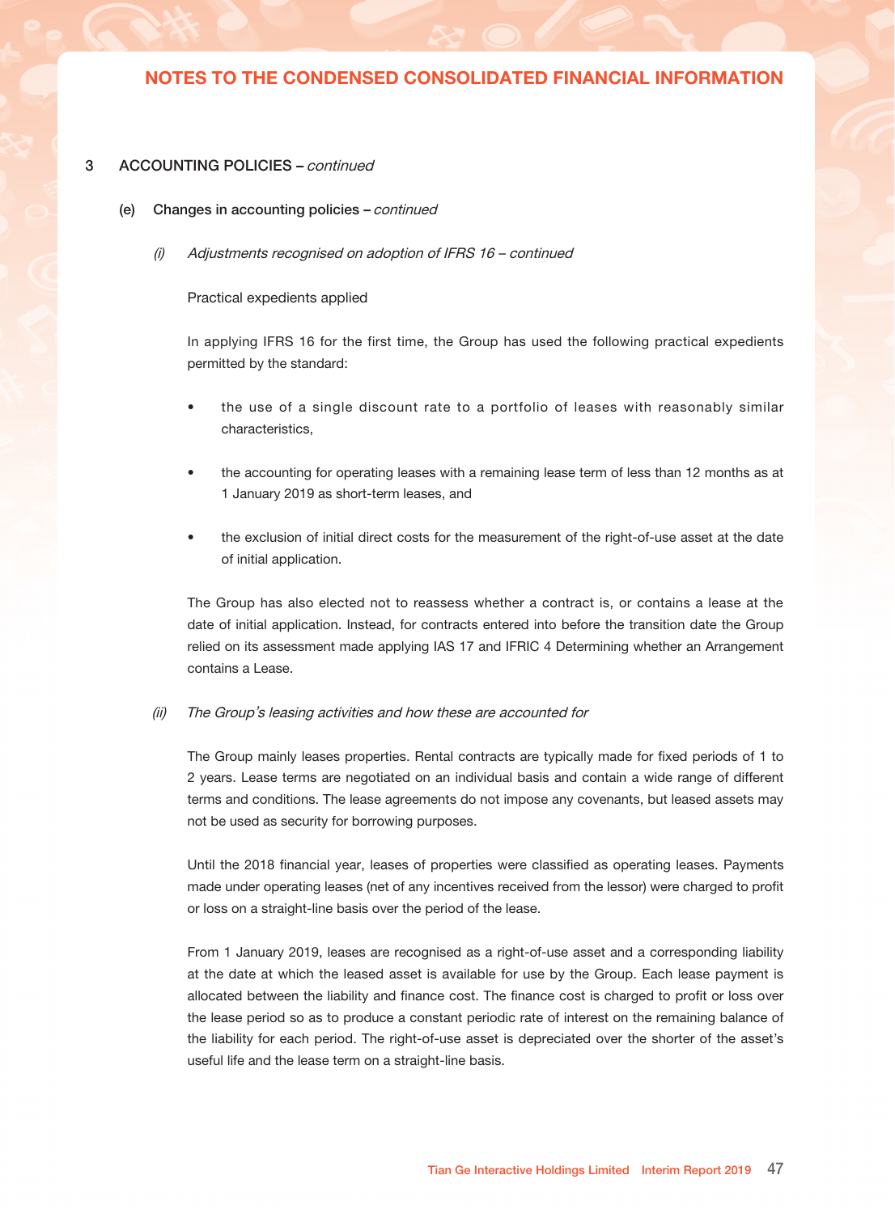## 3 ACCOUNTING POLICIES – *continued*

### (e) Changes in accounting policies – *continued*

#### *(i) Adjustments recognised on adoption of IFRS 16 – continued*

Practical expedients applied

In applying IFRS 16 for the first time, the Group has used the following practical expedients permitted by the standard:

- the use of a single discount rate to a portfolio of leases with reasonably similar characteristics,
- the accounting for operating leases with a remaining lease term of less than 12 months as at 1 January 2019 as short-term leases, and
- the exclusion of initial direct costs for the measurement of the right-of-use asset at the date of initial application.

The Group has also elected not to reassess whether a contract is, or contains a lease at the date of initial application. Instead, for contracts entered into before the transition date the Group relied on its assessment made applying IAS 17 and IFRIC 4 Determining whether an Arrangement contains a Lease.

#### *(ii) The Group's leasing activities and how these are accounted for*

The Group mainly leases properties. Rental contracts are typically made for fixed periods of 1 to 2 years. Lease terms are negotiated on an individual basis and contain a wide range of different terms and conditions. The lease agreements do not impose any covenants, but leased assets may not be used as security for borrowing purposes.

Until the 2018 financial year, leases of properties were classified as operating leases. Payments made under operating leases (net of any incentives received from the lessor) were charged to profit or loss on a straight-line basis over the period of the lease.

From 1 January 2019, leases are recognised as a right-of-use asset and a corresponding liability at the date at which the leased asset is available for use by the Group. Each lease payment is allocated between the liability and finance cost. The finance cost is charged to profit or loss over the lease period so as to produce a constant periodic rate of interest on the remaining balance of the liability for each period. The right-of-use asset is depreciated over the shorter of the asset's useful life and the lease term on a straight-line basis.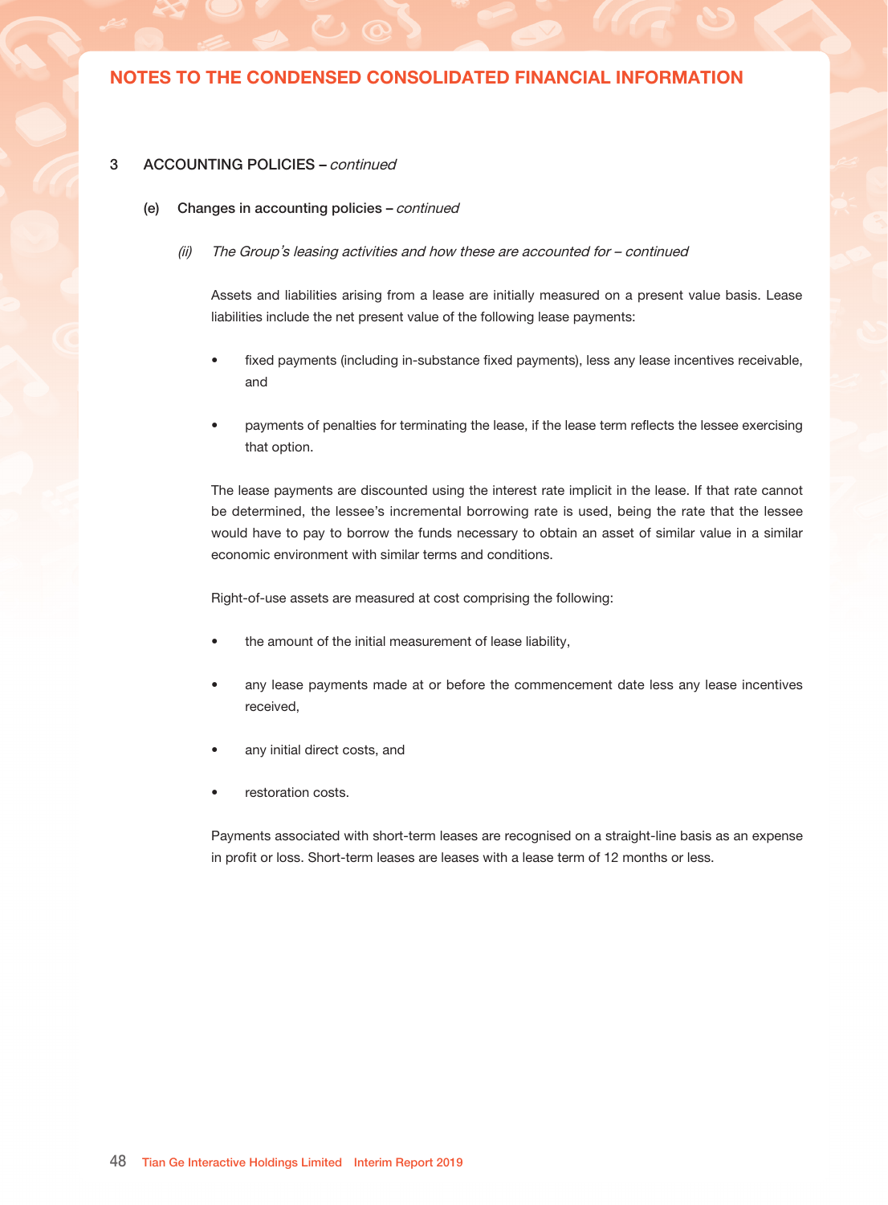## 3 ACCOUNTING POLICIES – *continued*

### (e) Changes in accounting policies – *continued*

#### *(ii) The Group's leasing activities and how these are accounted for – continued*

Assets and liabilities arising from a lease are initially measured on a present value basis. Lease liabilities include the net present value of the following lease payments:

- fixed payments (including in-substance fixed payments), less any lease incentives receivable, and
- payments of penalties for terminating the lease, if the lease term reflects the lessee exercising that option.

The lease payments are discounted using the interest rate implicit in the lease. If that rate cannot be determined, the lessee's incremental borrowing rate is used, being the rate that the lessee would have to pay to borrow the funds necessary to obtain an asset of similar value in a similar economic environment with similar terms and conditions.

Right-of-use assets are measured at cost comprising the following:

- the amount of the initial measurement of lease liability,
- any lease payments made at or before the commencement date less any lease incentives received,
- any initial direct costs, and
- restoration costs.

Payments associated with short-term leases are recognised on a straight-line basis as an expense in profit or loss. Short-term leases are leases with a lease term of 12 months or less.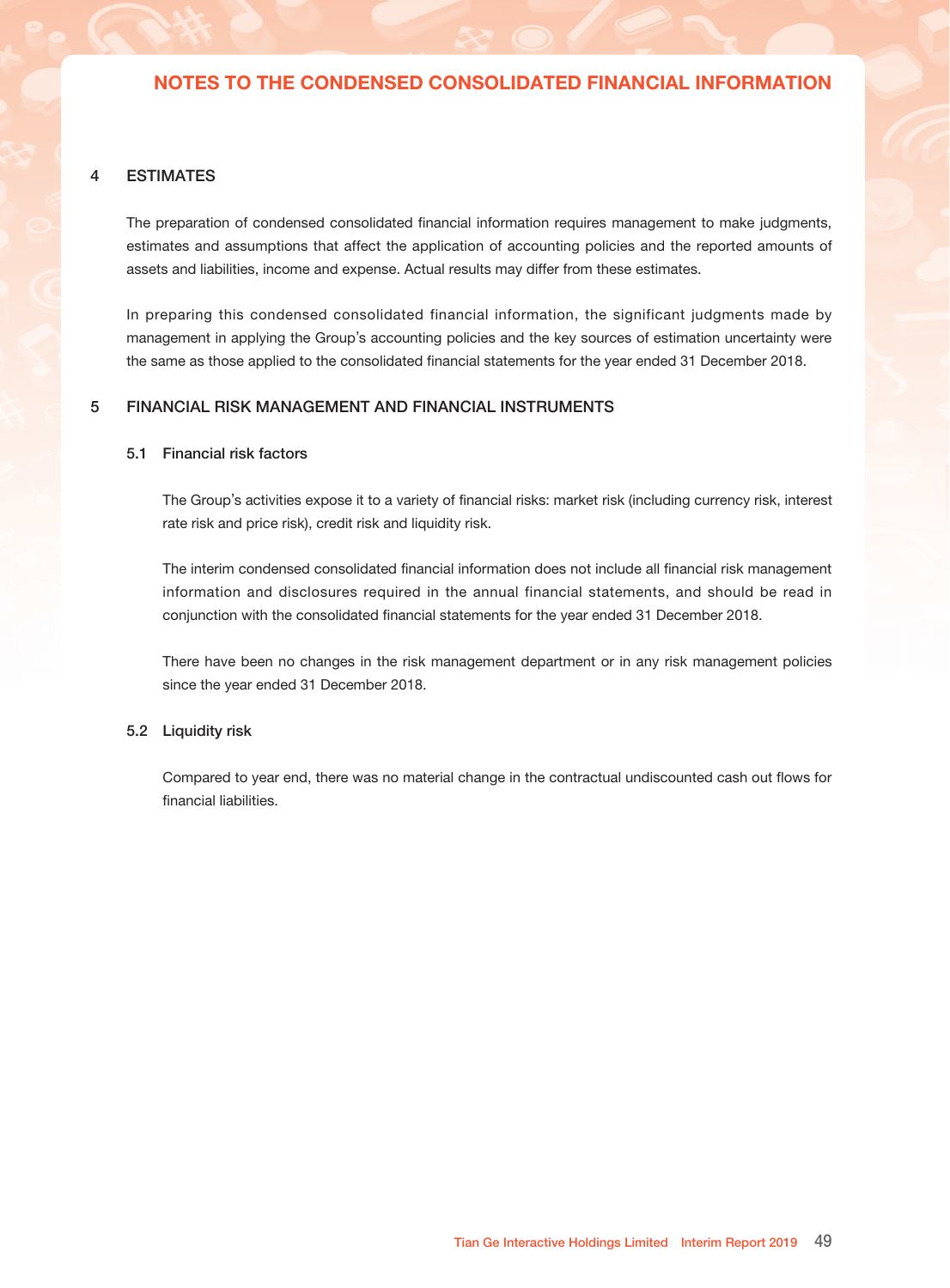## 4 ESTIMATES

The preparation of condensed consolidated financial information requires management to make judgments, estimates and assumptions that affect the application of accounting policies and the reported amounts of assets and liabilities, income and expense. Actual results may differ from these estimates.

In preparing this condensed consolidated financial information, the significant judgments made by management in applying the Group's accounting policies and the key sources of estimation uncertainty were the same as those applied to the consolidated financial statements for the year ended 31 December 2018.

## 5 FINANCIAL RISK MANAGEMENT AND FINANCIAL INSTRUMENTS

### 5.1 Financial risk factors

The Group's activities expose it to a variety of financial risks: market risk (including currency risk, interest rate risk and price risk), credit risk and liquidity risk.

The interim condensed consolidated financial information does not include all financial risk management information and disclosures required in the annual financial statements, and should be read in conjunction with the consolidated financial statements for the year ended 31 December 2018.

There have been no changes in the risk management department or in any risk management policies since the year ended 31 December 2018.

### 5.2 Liquidity risk

Compared to year end, there was no material change in the contractual undiscounted cash out flows for financial liabilities.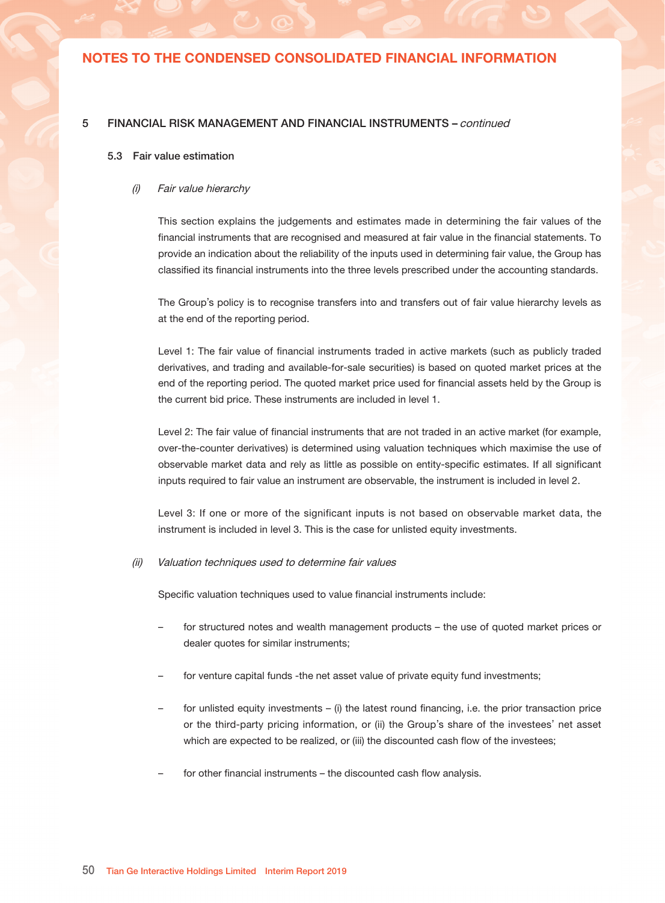## NOTES TO THE CONDENSED CONSOLIDATED FINANCIAL INFORMATION

### 5 FINANCIAL RISK MANAGEMENT AND FINANCIAL INSTRUMENTS – *continued*

#### 5.3 Fair value estimation

*(i) Fair value hierarchy*

This section explains the judgements and estimates made in determining the fair values of the financial instruments that are recognised and measured at fair value in the financial statements. To provide an indication about the reliability of the inputs used in determining fair value, the Group has classified its financial instruments into the three levels prescribed under the accounting standards.

The Group's policy is to recognise transfers into and transfers out of fair value hierarchy levels as at the end of the reporting period.

Level 1: The fair value of financial instruments traded in active markets (such as publicly traded derivatives, and trading and available-for-sale securities) is based on quoted market prices at the end of the reporting period. The quoted market price used for financial assets held by the Group is the current bid price. These instruments are included in level 1.

Level 2: The fair value of financial instruments that are not traded in an active market (for example, over-the-counter derivatives) is determined using valuation techniques which maximise the use of observable market data and rely as little as possible on entity-specific estimates. If all significant inputs required to fair value an instrument are observable, the instrument is included in level 2.

Level 3: If one or more of the significant inputs is not based on observable market data, the instrument is included in level 3. This is the case for unlisted equity investments.

*(ii) Valuation techniques used to determine fair values*

Specific valuation techniques used to value financial instruments include:

– for structured notes and wealth management products – the use of quoted market prices or dealer quotes for similar instruments;

– for venture capital funds -the net asset value of private equity fund investments;

– for unlisted equity investments – (i) the latest round financing, i.e. the prior transaction price or the third-party pricing information, or (ii) the Group's share of the investees' net asset which are expected to be realized, or (iii) the discounted cash flow of the investees;

– for other financial instruments – the discounted cash flow analysis.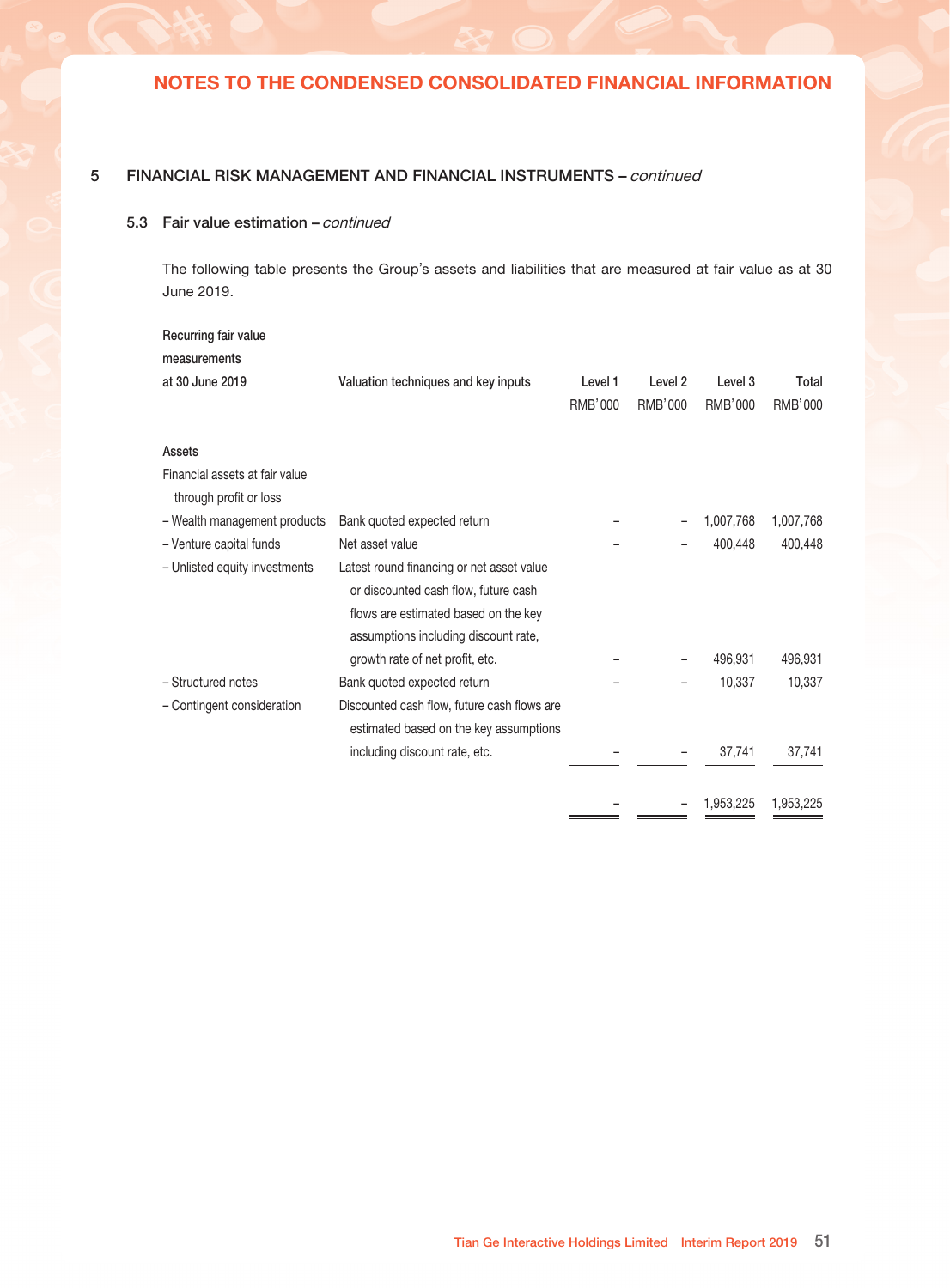## 5 FINANCIAL RISK MANAGEMENT AND FINANCIAL INSTRUMENTS – *continued*

### 5.3 Fair value estimation – *continued*

The following table presents the Group's assets and liabilities that are measured at fair value as at 30 June 2019.

| Recurring fair value measurements at 30 June 2019 | Valuation techniques and key inputs | Level 1 RMB'000 | Level 2 RMB'000 | Level 3 RMB'000 | Total RMB'000 |
|---|---|---|---|---|---|
| **Assets** | | | | | |
| Financial assets at fair value through profit or loss | | | | | |
| – Wealth management products | Bank quoted expected return | – | – | 1,007,768 | 1,007,768 |
| – Venture capital funds | Net asset value | – | – | 400,448 | 400,448 |
| – Unlisted equity investments | Latest round financing or net asset value or discounted cash flow, future cash flows are estimated based on the key assumptions including discount rate, growth rate of net profit, etc. | – | – | 496,931 | 496,931 |
| – Structured notes | Bank quoted expected return | – | – | 10,337 | 10,337 |
| – Contingent consideration | Discounted cash flow, future cash flows are estimated based on the key assumptions including discount rate, etc. | – | – | 37,741 | 37,741 |
| | | – | – | 1,953,225 | 1,953,225 |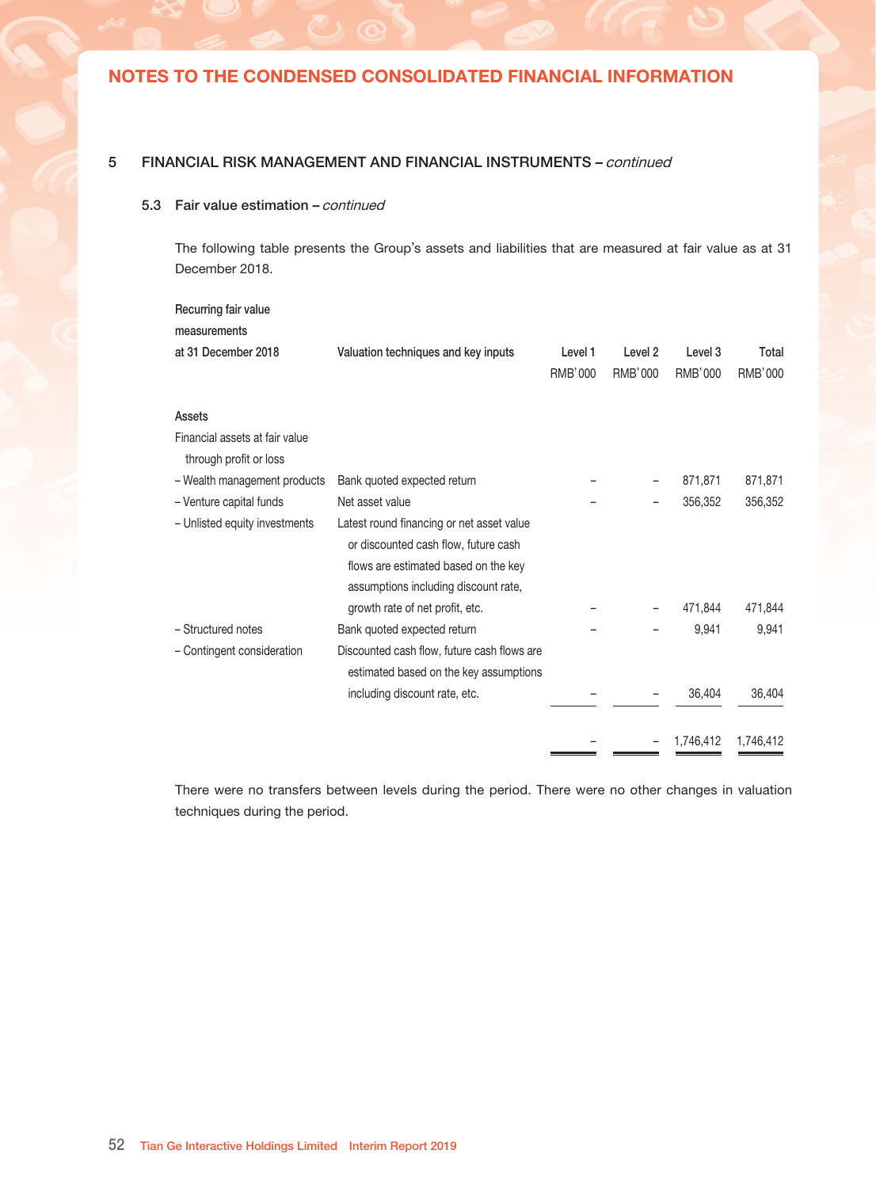## NOTES TO THE CONDENSED CONSOLIDATED FINANCIAL INFORMATION

### 5 FINANCIAL RISK MANAGEMENT AND FINANCIAL INSTRUMENTS – *continued*

#### 5.3 Fair value estimation – *continued*

The following table presents the Group's assets and liabilities that are measured at fair value as at 31 December 2018.

| Recurring fair value measurements at 31 December 2018 | Valuation techniques and key inputs | Level 1 RMB'000 | Level 2 RMB'000 | Level 3 RMB'000 | Total RMB'000 |
|---|---|---|---|---|---|
| **Assets** | | | | | |
| Financial assets at fair value through profit or loss | | | | | |
| – Wealth management products | Bank quoted expected return | – | – | 871,871 | 871,871 |
| – Venture capital funds | Net asset value | – | – | 356,352 | 356,352 |
| – Unlisted equity investments | Latest round financing or net asset value or discounted cash flow, future cash flows are estimated based on the key assumptions including discount rate, growth rate of net profit, etc. | – | – | 471,844 | 471,844 |
| – Structured notes | Bank quoted expected return | – | – | 9,941 | 9,941 |
| – Contingent consideration | Discounted cash flow, future cash flows are estimated based on the key assumptions including discount rate, etc. | – | – | 36,404 | 36,404 |
| | | – | – | 1,746,412 | 1,746,412 |

There were no transfers between levels during the period. There were no other changes in valuation techniques during the period.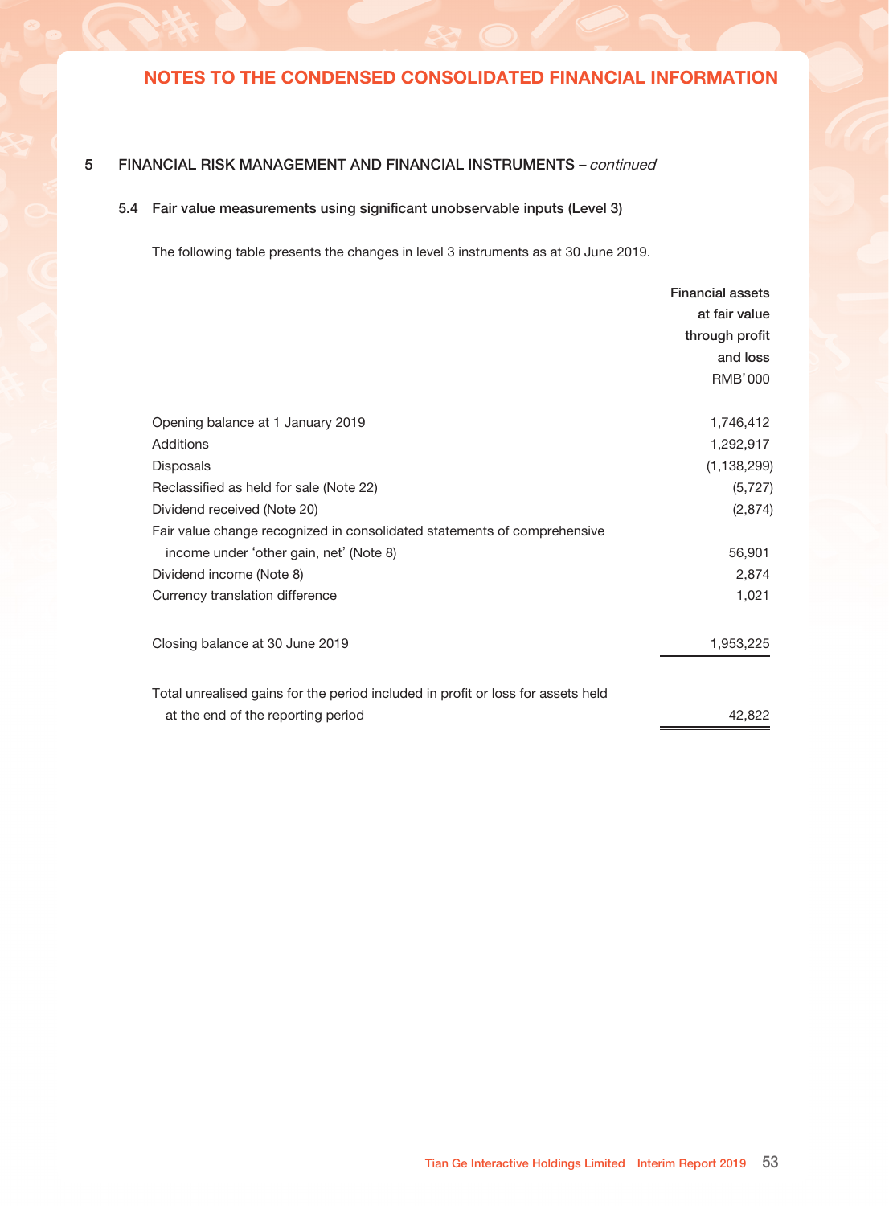# NOTES TO THE CONDENSED CONSOLIDATED FINANCIAL INFORMATION

## 5 FINANCIAL RISK MANAGEMENT AND FINANCIAL INSTRUMENTS – *continued*

### 5.4 Fair value measurements using significant unobservable inputs (Level 3)

The following table presents the changes in level 3 instruments as at 30 June 2019.

| | Financial assets at fair value through profit and loss RMB'000 |
|---|---|
| Opening balance at 1 January 2019 | 1,746,412 |
| Additions | 1,292,917 |
| Disposals | (1,138,299) |
| Reclassified as held for sale (Note 22) | (5,727) |
| Dividend received (Note 20) | (2,874) |
| Fair value change recognized in consolidated statements of comprehensive income under 'other gain, net' (Note 8) | 56,901 |
| Dividend income (Note 8) | 2,874 |
| Currency translation difference | 1,021 |
| Closing balance at 30 June 2019 | 1,953,225 |
| Total unrealised gains for the period included in profit or loss for assets held at the end of the reporting period | 42,822 |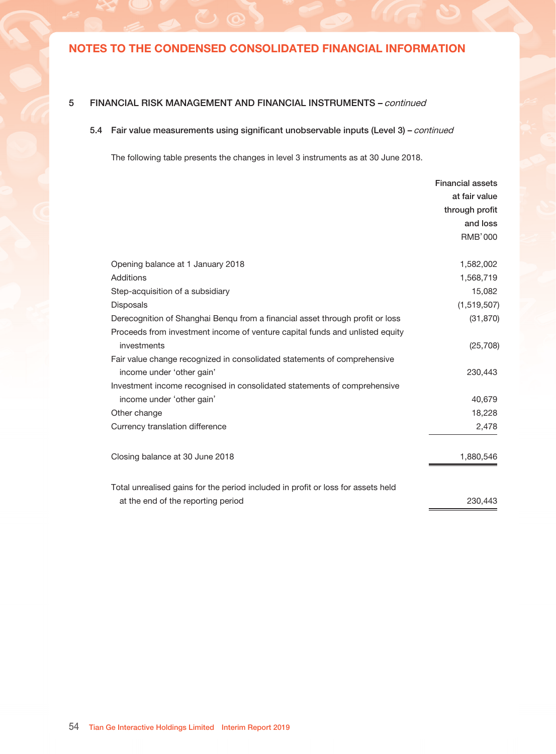## NOTES TO THE CONDENSED CONSOLIDATED FINANCIAL INFORMATION

### 5 FINANCIAL RISK MANAGEMENT AND FINANCIAL INSTRUMENTS – *continued*

#### 5.4 Fair value measurements using significant unobservable inputs (Level 3) – *continued*

The following table presents the changes in level 3 instruments as at 30 June 2018.

| | Financial assets at fair value through profit and loss RMB'000 |
|---|---|
| Opening balance at 1 January 2018 | 1,582,002 |
| Additions | 1,568,719 |
| Step-acquisition of a subsidiary | 15,082 |
| Disposals | (1,519,507) |
| Derecognition of Shanghai Benqu from a financial asset through profit or loss | (31,870) |
| Proceeds from investment income of venture capital funds and unlisted equity investments | (25,708) |
| Fair value change recognized in consolidated statements of comprehensive income under 'other gain' | 230,443 |
| Investment income recognised in consolidated statements of comprehensive income under 'other gain' | 40,679 |
| Other change | 18,228 |
| Currency translation difference | 2,478 |
| Closing balance at 30 June 2018 | 1,880,546 |
| Total unrealised gains for the period included in profit or loss for assets held at the end of the reporting period | 230,443 |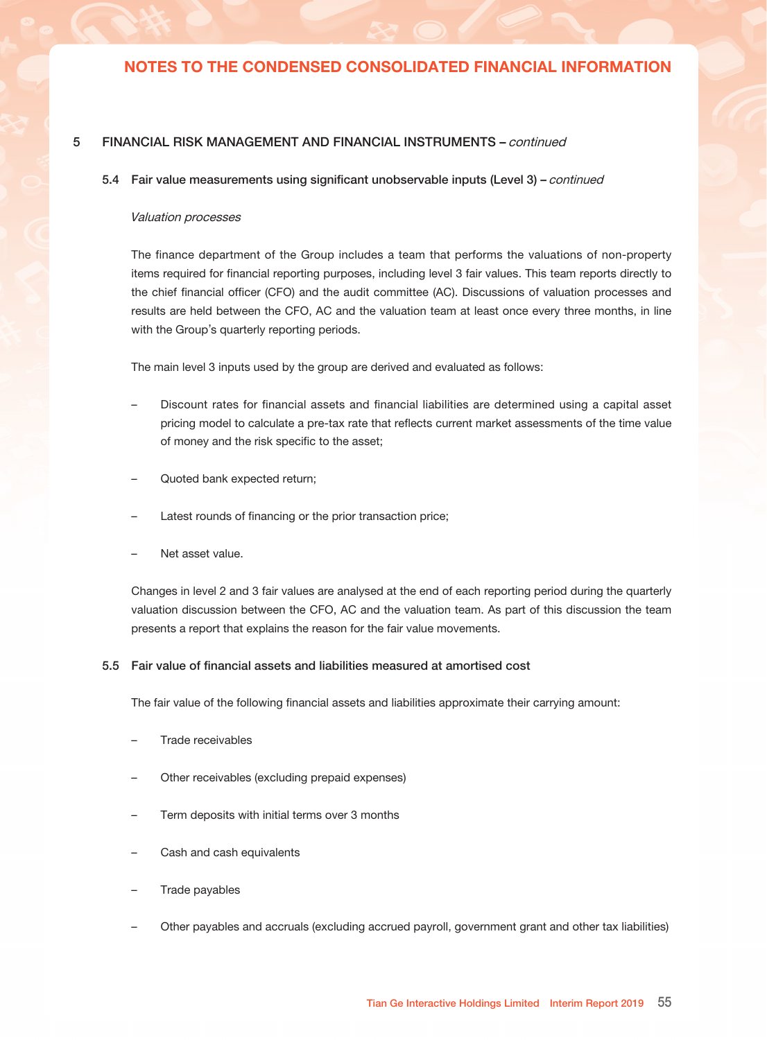# NOTES TO THE CONDENSED CONSOLIDATED FINANCIAL INFORMATION

## 5 FINANCIAL RISK MANAGEMENT AND FINANCIAL INSTRUMENTS – *continued*

### 5.4 Fair value measurements using significant unobservable inputs (Level 3) – *continued*

*Valuation processes*

The finance department of the Group includes a team that performs the valuations of non-property items required for financial reporting purposes, including level 3 fair values. This team reports directly to the chief financial officer (CFO) and the audit committee (AC). Discussions of valuation processes and results are held between the CFO, AC and the valuation team at least once every three months, in line with the Group's quarterly reporting periods.

The main level 3 inputs used by the group are derived and evaluated as follows:

– Discount rates for financial assets and financial liabilities are determined using a capital asset pricing model to calculate a pre-tax rate that reflects current market assessments of the time value of money and the risk specific to the asset;

– Quoted bank expected return;

– Latest rounds of financing or the prior transaction price;

– Net asset value.

Changes in level 2 and 3 fair values are analysed at the end of each reporting period during the quarterly valuation discussion between the CFO, AC and the valuation team. As part of this discussion the team presents a report that explains the reason for the fair value movements.

### 5.5 Fair value of financial assets and liabilities measured at amortised cost

The fair value of the following financial assets and liabilities approximate their carrying amount:

– Trade receivables

– Other receivables (excluding prepaid expenses)

– Term deposits with initial terms over 3 months

– Cash and cash equivalents

– Trade payables

– Other payables and accruals (excluding accrued payroll, government grant and other tax liabilities)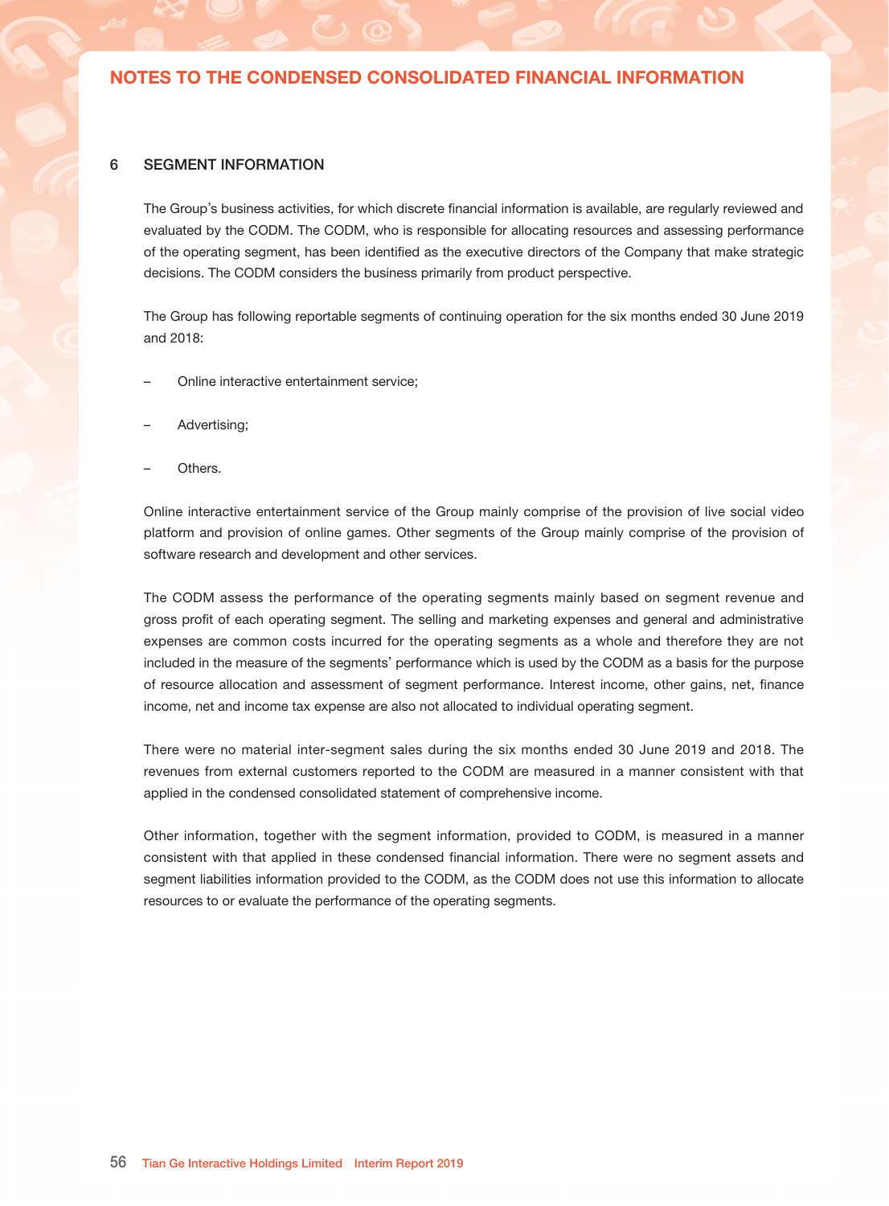## 6 SEGMENT INFORMATION

The Group's business activities, for which discrete financial information is available, are regularly reviewed and evaluated by the CODM. The CODM, who is responsible for allocating resources and assessing performance of the operating segment, has been identified as the executive directors of the Company that make strategic decisions. The CODM considers the business primarily from product perspective.

The Group has following reportable segments of continuing operation for the six months ended 30 June 2019 and 2018:

– Online interactive entertainment service;

– Advertising;

– Others.

Online interactive entertainment service of the Group mainly comprise of the provision of live social video platform and provision of online games. Other segments of the Group mainly comprise of the provision of software research and development and other services.

The CODM assess the performance of the operating segments mainly based on segment revenue and gross profit of each operating segment. The selling and marketing expenses and general and administrative expenses are common costs incurred for the operating segments as a whole and therefore they are not included in the measure of the segments' performance which is used by the CODM as a basis for the purpose of resource allocation and assessment of segment performance. Interest income, other gains, net, finance income, net and income tax expense are also not allocated to individual operating segment.

There were no material inter-segment sales during the six months ended 30 June 2019 and 2018. The revenues from external customers reported to the CODM are measured in a manner consistent with that applied in the condensed consolidated statement of comprehensive income.

Other information, together with the segment information, provided to CODM, is measured in a manner consistent with that applied in these condensed financial information. There were no segment assets and segment liabilities information provided to the CODM, as the CODM does not use this information to allocate resources to or evaluate the performance of the operating segments.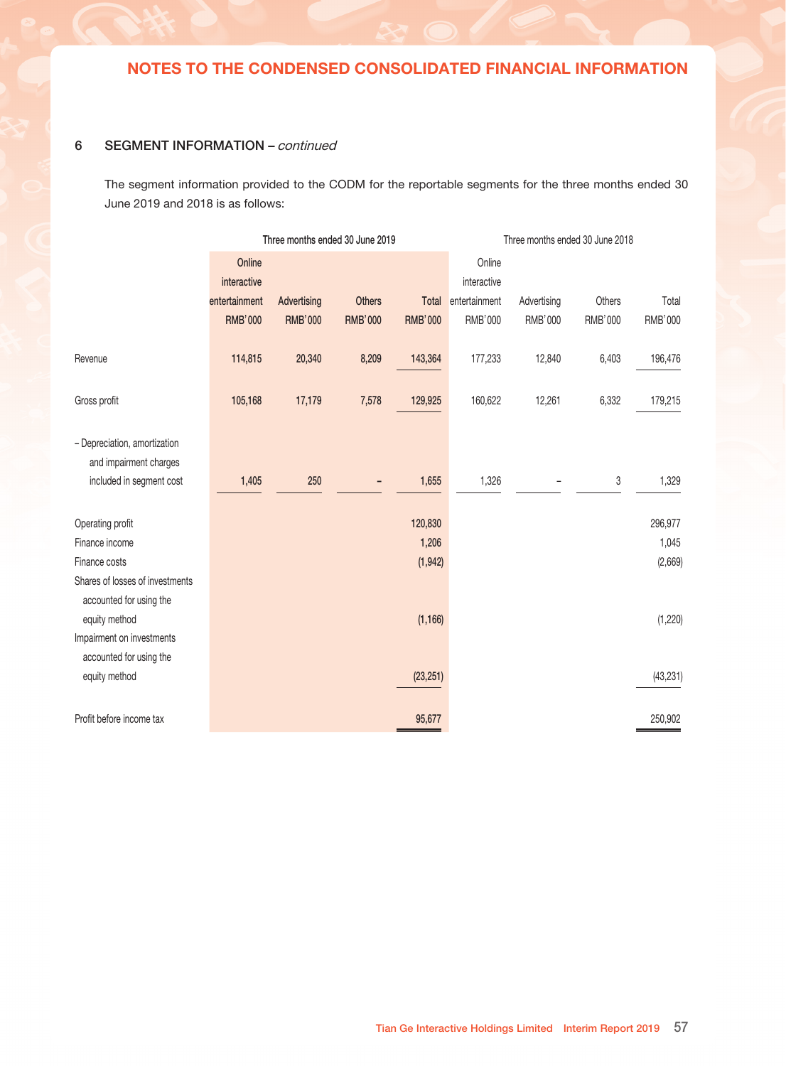## NOTES TO THE CONDENSED CONSOLIDATED FINANCIAL INFORMATION

### 6 SEGMENT INFORMATION – *continued*

The segment information provided to the CODM for the reportable segments for the three months ended 30 June 2019 and 2018 is as follows:

| | Three months ended 30 June 2019 | | | | Three months ended 30 June 2018 | | | |
|---|---|---|---|---|---|---|---|---|
| | Online interactive entertainment RMB'000 | Advertising RMB'000 | Others RMB'000 | Total RMB'000 | Online interactive entertainment RMB'000 | Advertising RMB'000 | Others RMB'000 | Total RMB'000 |
| Revenue | 114,815 | 20,340 | 8,209 | 143,364 | 177,233 | 12,840 | 6,403 | 196,476 |
| Gross profit | 105,168 | 17,179 | 7,578 | 129,925 | 160,622 | 12,261 | 6,332 | 179,215 |
| – Depreciation, amortization and impairment charges included in segment cost | 1,405 | 250 | – | 1,655 | 1,326 | – | 3 | 1,329 |
| Operating profit | | | | 120,830 | | | | 296,977 |
| Finance income | | | | 1,206 | | | | 1,045 |
| Finance costs | | | | (1,942) | | | | (2,669) |
| Shares of losses of investments accounted for using the equity method | | | | (1,166) | | | | (1,220) |
| Impairment on investments accounted for using the equity method | | | | (23,251) | | | | (43,231) |
| Profit before income tax | | | | 95,677 | | | | 250,902 |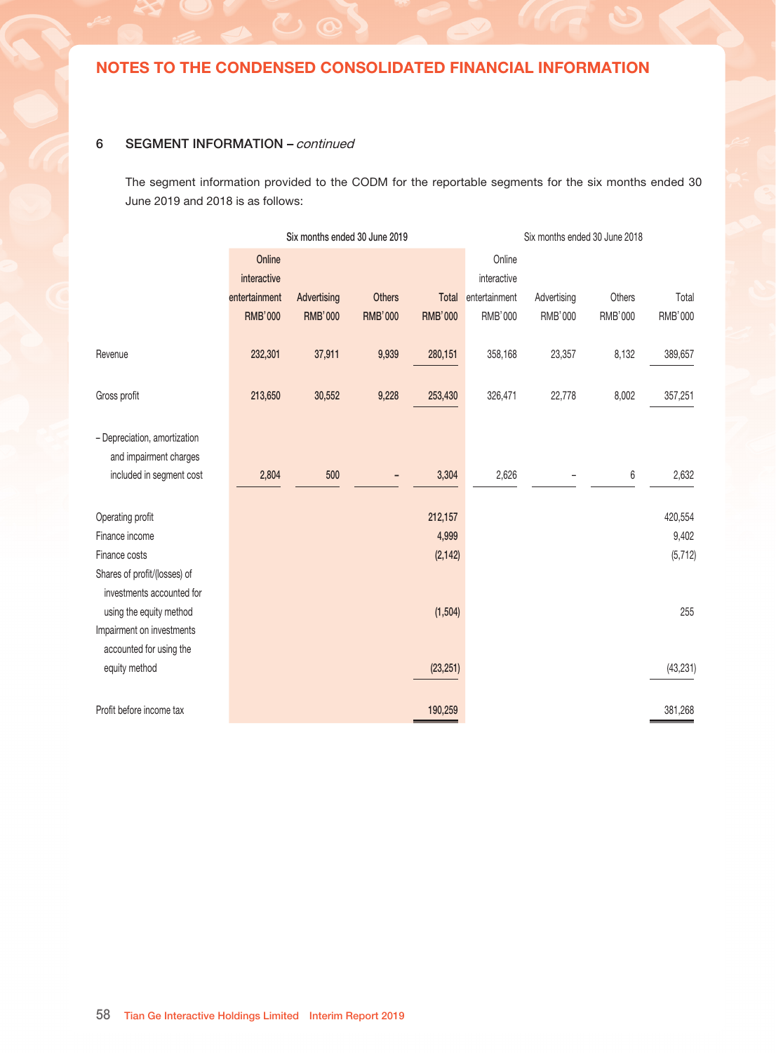## NOTES TO THE CONDENSED CONSOLIDATED FINANCIAL INFORMATION

### 6 SEGMENT INFORMATION – *continued*

The segment information provided to the CODM for the reportable segments for the six months ended 30 June 2019 and 2018 is as follows:

| | Six months ended 30 June 2019 | | | | Six months ended 30 June 2018 | | | |
|---|---|---|---|---|---|---|---|---|
| | Online interactive entertainment RMB'000 | Advertising RMB'000 | Others RMB'000 | Total RMB'000 | Online interactive entertainment RMB'000 | Advertising RMB'000 | Others RMB'000 | Total RMB'000 |
| Revenue | 232,301 | 37,911 | 9,939 | 280,151 | 358,168 | 23,357 | 8,132 | 389,657 |
| Gross profit | 213,650 | 30,552 | 9,228 | 253,430 | 326,471 | 22,778 | 8,002 | 357,251 |
| – Depreciation, amortization and impairment charges included in segment cost | 2,804 | 500 | – | 3,304 | 2,626 | – | 6 | 2,632 |
| Operating profit | | | | 212,157 | | | | 420,554 |
| Finance income | | | | 4,999 | | | | 9,402 |
| Finance costs | | | | (2,142) | | | | (5,712) |
| Shares of profit/(losses) of investments accounted for using the equity method | | | | (1,504) | | | | 255 |
| Impairment on investments accounted for using the equity method | | | | (23,251) | | | | (43,231) |
| Profit before income tax | | | | 190,259 | | | | 381,268 |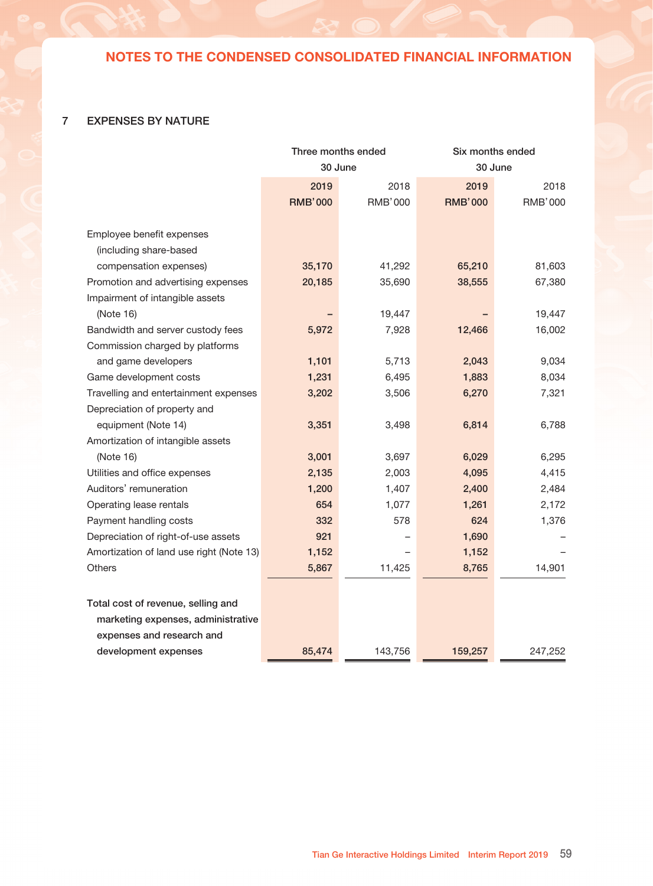## NOTES TO THE CONDENSED CONSOLIDATED FINANCIAL INFORMATION

### 7 EXPENSES BY NATURE

| | Three months ended 30 June | | Six months ended 30 June | |
|---|---|---|---|---|
| | **2019** | 2018 | **2019** | 2018 |
| | **RMB'000** | RMB'000 | **RMB'000** | RMB'000 |
| Employee benefit expenses (including share-based compensation expenses) | **35,170** | 41,292 | **65,210** | 81,603 |
| Promotion and advertising expenses | **20,185** | 35,690 | **38,555** | 67,380 |
| Impairment of intangible assets (Note 16) | **–** | 19,447 | **–** | 19,447 |
| Bandwidth and server custody fees | **5,972** | 7,928 | **12,466** | 16,002 |
| Commission charged by platforms and game developers | **1,101** | 5,713 | **2,043** | 9,034 |
| Game development costs | **1,231** | 6,495 | **1,883** | 8,034 |
| Travelling and entertainment expenses | **3,202** | 3,506 | **6,270** | 7,321 |
| Depreciation of property and equipment (Note 14) | **3,351** | 3,498 | **6,814** | 6,788 |
| Amortization of intangible assets (Note 16) | **3,001** | 3,697 | **6,029** | 6,295 |
| Utilities and office expenses | **2,135** | 2,003 | **4,095** | 4,415 |
| Auditors' remuneration | **1,200** | 1,407 | **2,400** | 2,484 |
| Operating lease rentals | **654** | 1,077 | **1,261** | 2,172 |
| Payment handling costs | **332** | 578 | **624** | 1,376 |
| Depreciation of right-of-use assets | **921** | – | **1,690** | – |
| Amortization of land use right (Note 13) | **1,152** | – | **1,152** | – |
| Others | **5,867** | 11,425 | **8,765** | 14,901 |
| Total cost of revenue, selling and marketing expenses, administrative expenses and research and development expenses | **85,474** | 143,756 | **159,257** | 247,252 |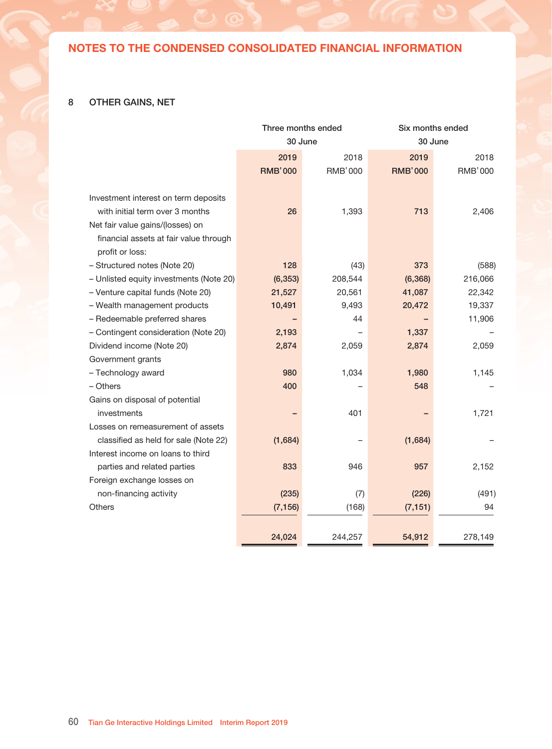## NOTES TO THE CONDENSED CONSOLIDATED FINANCIAL INFORMATION

### 8 OTHER GAINS, NET

| | Three months ended 30 June | | Six months ended 30 June | |
|---|---|---|---|---|
| | **2019** | 2018 | **2019** | 2018 |
| | **RMB'000** | RMB'000 | **RMB'000** | RMB'000 |
| Investment interest on term deposits with initial term over 3 months | **26** | 1,393 | **713** | 2,406 |
| Net fair value gains/(losses) on financial assets at fair value through profit or loss: | | | | |
| – Structured notes (Note 20) | **128** | (43) | **373** | (588) |
| – Unlisted equity investments (Note 20) | **(6,353)** | 208,544 | **(6,368)** | 216,066 |
| – Venture capital funds (Note 20) | **21,527** | 20,561 | **41,087** | 22,342 |
| – Wealth management products | **10,491** | 9,493 | **20,472** | 19,337 |
| – Redeemable preferred shares | **–** | 44 | **–** | 11,906 |
| – Contingent consideration (Note 20) | **2,193** | – | **1,337** | – |
| Dividend income (Note 20) | **2,874** | 2,059 | **2,874** | 2,059 |
| Government grants | | | | |
| – Technology award | **980** | 1,034 | **1,980** | 1,145 |
| – Others | **400** | – | **548** | – |
| Gains on disposal of potential investments | **–** | 401 | **–** | 1,721 |
| Losses on remeasurement of assets classified as held for sale (Note 22) | **(1,684)** | – | **(1,684)** | – |
| Interest income on loans to third parties and related parties | **833** | 946 | **957** | 2,152 |
| Foreign exchange losses on non-financing activity | **(235)** | (7) | **(226)** | (491) |
| Others | **(7,156)** | (168) | **(7,151)** | 94 |
| | **24,024** | 244,257 | **54,912** | 278,149 |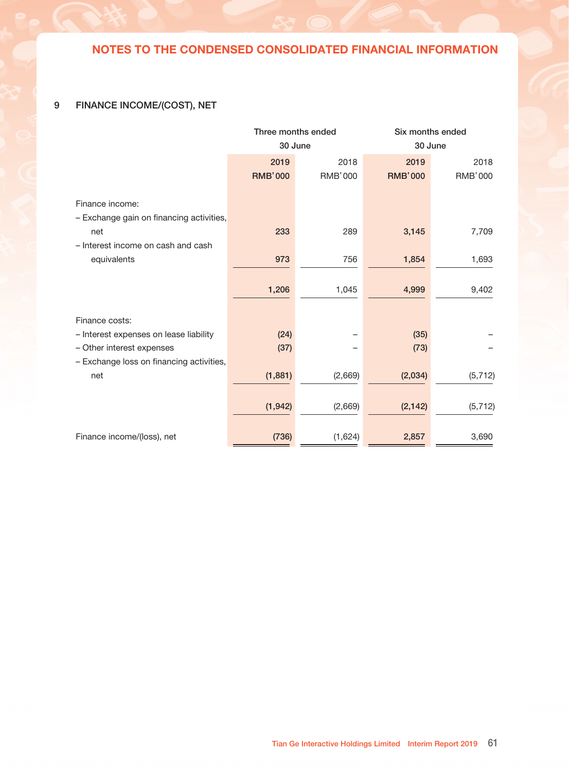## 9 FINANCE INCOME/(COST), NET

| | Three months ended 30 June | | Six months ended 30 June | |
|---|---|---|---|---|
| | 2019 | 2018 | 2019 | 2018 |
| | RMB'000 | RMB'000 | RMB'000 | RMB'000 |
| Finance income: | | | | |
| – Exchange gain on financing activities, net | 233 | 289 | 3,145 | 7,709 |
| – Interest income on cash and cash equivalents | 973 | 756 | 1,854 | 1,693 |
| | 1,206 | 1,045 | 4,999 | 9,402 |
| Finance costs: | | | | |
| – Interest expenses on lease liability | (24) | – | (35) | – |
| – Other interest expenses | (37) | – | (73) | – |
| – Exchange loss on financing activities, net | (1,881) | (2,669) | (2,034) | (5,712) |
| | (1,942) | (2,669) | (2,142) | (5,712) |
| Finance income/(loss), net | (736) | (1,624) | 2,857 | 3,690 |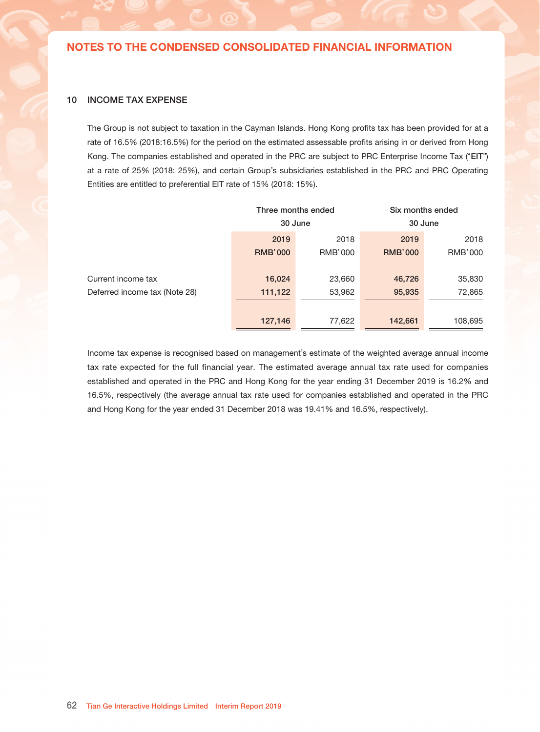## NOTES TO THE CONDENSED CONSOLIDATED FINANCIAL INFORMATION

### 10 INCOME TAX EXPENSE

The Group is not subject to taxation in the Cayman Islands. Hong Kong profits tax has been provided for at a rate of 16.5% (2018:16.5%) for the period on the estimated assessable profits arising in or derived from Hong Kong. The companies established and operated in the PRC are subject to PRC Enterprise Income Tax ("**EIT**") at a rate of 25% (2018: 25%), and certain Group's subsidiaries established in the PRC and PRC Operating Entities are entitled to preferential EIT rate of 15% (2018: 15%).

| | Three months ended 30 June | | Six months ended 30 June | |
|---|---|---|---|---|
| | **2019** | 2018 | **2019** | 2018 |
| | **RMB'000** | RMB'000 | **RMB'000** | RMB'000 |
| Current income tax | **16,024** | 23,660 | **46,726** | 35,830 |
| Deferred income tax (Note 28) | **111,122** | 53,962 | **95,935** | 72,865 |
| | **127,146** | 77,622 | **142,661** | 108,695 |

Income tax expense is recognised based on management's estimate of the weighted average annual income tax rate expected for the full financial year. The estimated average annual tax rate used for companies established and operated in the PRC and Hong Kong for the year ending 31 December 2019 is 16.2% and 16.5%, respectively (the average annual tax rate used for companies established and operated in the PRC and Hong Kong for the year ended 31 December 2018 was 19.41% and 16.5%, respectively).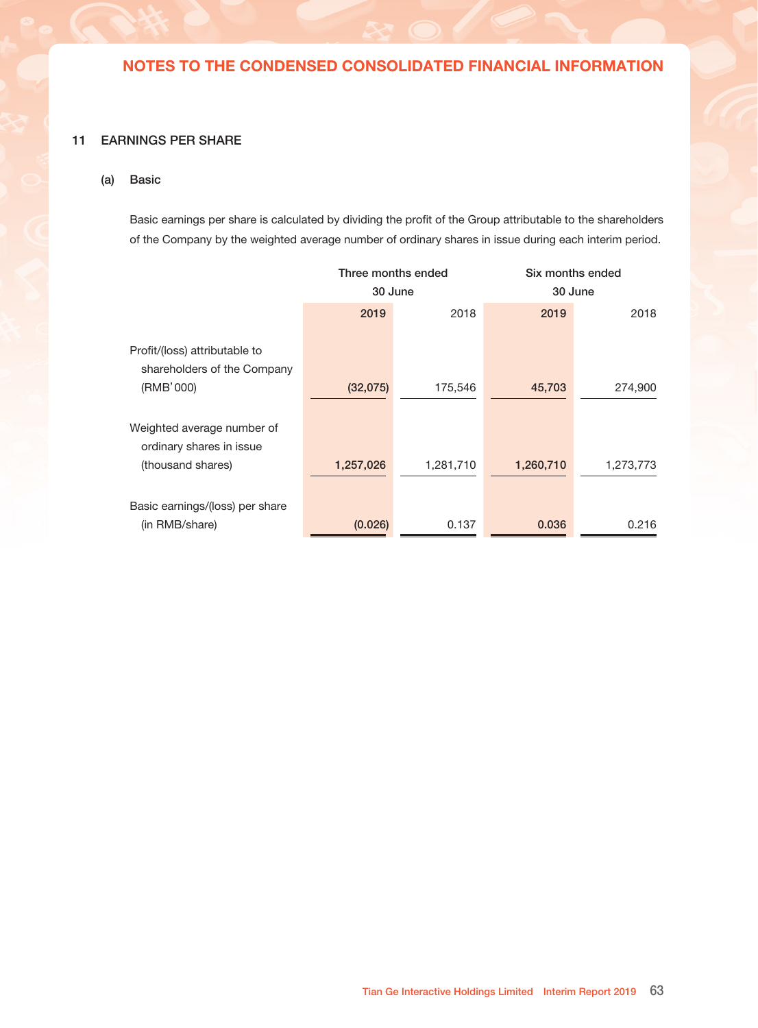## NOTES TO THE CONDENSED CONSOLIDATED FINANCIAL INFORMATION

### 11 EARNINGS PER SHARE

#### (a) Basic

Basic earnings per share is calculated by dividing the profit of the Group attributable to the shareholders of the Company by the weighted average number of ordinary shares in issue during each interim period.

| | Three months ended 30 June | | Six months ended 30 June | |
|---|---|---|---|---|
| | **2019** | 2018 | **2019** | 2018 |
| Profit/(loss) attributable to shareholders of the Company (RMB'000) | **(32,075)** | 175,546 | **45,703** | 274,900 |
| Weighted average number of ordinary shares in issue (thousand shares) | **1,257,026** | 1,281,710 | **1,260,710** | 1,273,773 |
| Basic earnings/(loss) per share (in RMB/share) | **(0.026)** | 0.137 | **0.036** | 0.216 |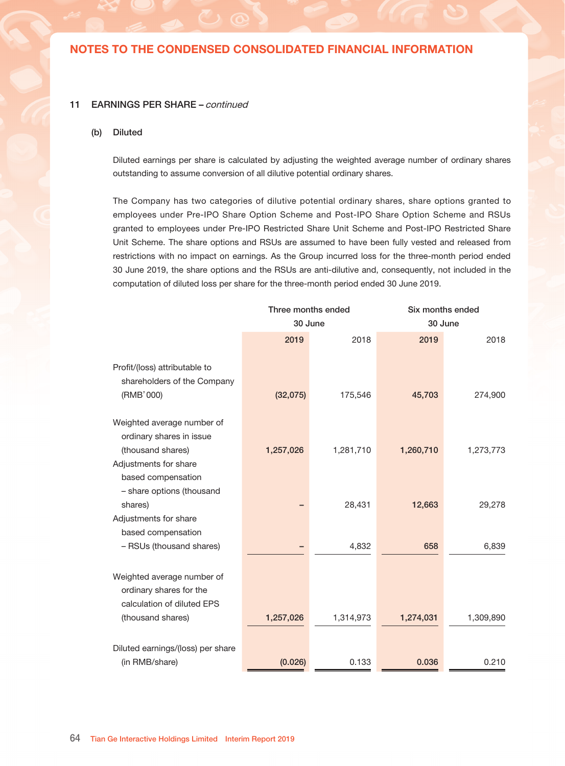# NOTES TO THE CONDENSED CONSOLIDATED FINANCIAL INFORMATION

## 11 EARNINGS PER SHARE – *continued*

### (b) Diluted

Diluted earnings per share is calculated by adjusting the weighted average number of ordinary shares outstanding to assume conversion of all dilutive potential ordinary shares.

The Company has two categories of dilutive potential ordinary shares, share options granted to employees under Pre-IPO Share Option Scheme and Post-IPO Share Option Scheme and RSUs granted to employees under Pre-IPO Restricted Share Unit Scheme and Post-IPO Restricted Share Unit Scheme. The share options and RSUs are assumed to have been fully vested and released from restrictions with no impact on earnings. As the Group incurred loss for the three-month period ended 30 June 2019, the share options and the RSUs are anti-dilutive and, consequently, not included in the computation of diluted loss per share for the three-month period ended 30 June 2019.

| | Three months ended 30 June | | Six months ended 30 June | |
|---|---|---|---|---|
| | **2019** | 2018 | **2019** | 2018 |
| Profit/(loss) attributable to shareholders of the Company (RMB'000) | **(32,075)** | 175,546 | **45,703** | 274,900 |
| Weighted average number of ordinary shares in issue (thousand shares) | **1,257,026** | 1,281,710 | **1,260,710** | 1,273,773 |
| Adjustments for share based compensation – share options (thousand shares) | **–** | 28,431 | **12,663** | 29,278 |
| Adjustments for share based compensation – RSUs (thousand shares) | **–** | 4,832 | **658** | 6,839 |
| Weighted average number of ordinary shares for the calculation of diluted EPS (thousand shares) | **1,257,026** | 1,314,973 | **1,274,031** | 1,309,890 |
| Diluted earnings/(loss) per share (in RMB/share) | **(0.026)** | 0.133 | **0.036** | 0.210 |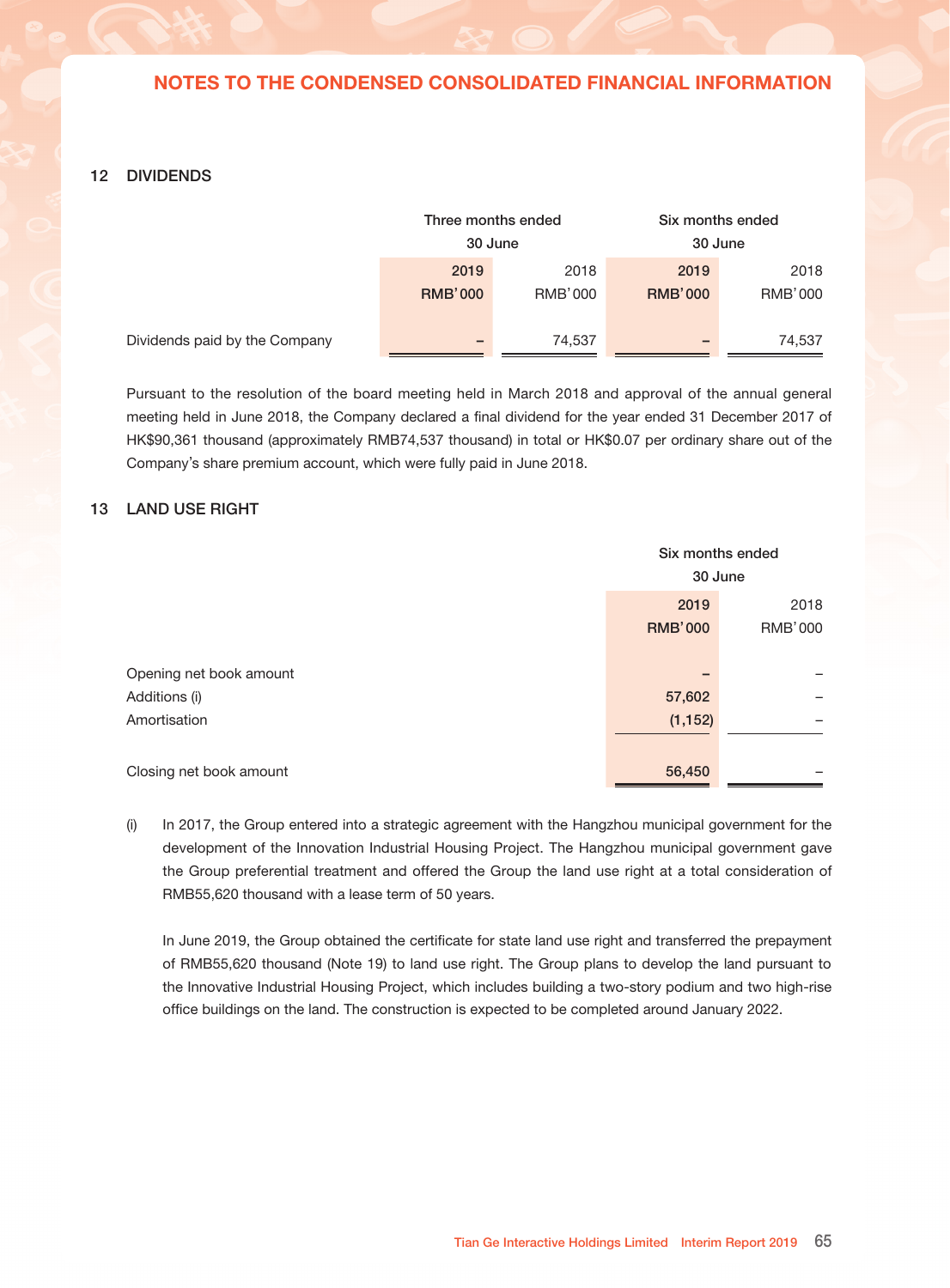## NOTES TO THE CONDENSED CONSOLIDATED FINANCIAL INFORMATION

### 12 DIVIDENDS

| | Three months ended 30 June | | Six months ended 30 June | |
|---|---|---|---|---|
| | **2019** | 2018 | **2019** | 2018 |
| | **RMB'000** | RMB'000 | **RMB'000** | RMB'000 |
| Dividends paid by the Company | **–** | 74,537 | **–** | 74,537 |

Pursuant to the resolution of the board meeting held in March 2018 and approval of the annual general meeting held in June 2018, the Company declared a final dividend for the year ended 31 December 2017 of HK$90,361 thousand (approximately RMB74,537 thousand) in total or HK$0.07 per ordinary share out of the Company's share premium account, which were fully paid in June 2018.

### 13 LAND USE RIGHT

| | Six months ended 30 June | |
|---|---|---|
| | **2019** | 2018 |
| | **RMB'000** | RMB'000 |
| Opening net book amount | **–** | – |
| Additions (i) | **57,602** | – |
| Amortisation | **(1,152)** | – |
| Closing net book amount | **56,450** | – |

(i) In 2017, the Group entered into a strategic agreement with the Hangzhou municipal government for the development of the Innovation Industrial Housing Project. The Hangzhou municipal government gave the Group preferential treatment and offered the Group the land use right at a total consideration of RMB55,620 thousand with a lease term of 50 years.

In June 2019, the Group obtained the certificate for state land use right and transferred the prepayment of RMB55,620 thousand (Note 19) to land use right. The Group plans to develop the land pursuant to the Innovative Industrial Housing Project, which includes building a two-story podium and two high-rise office buildings on the land. The construction is expected to be completed around January 2022.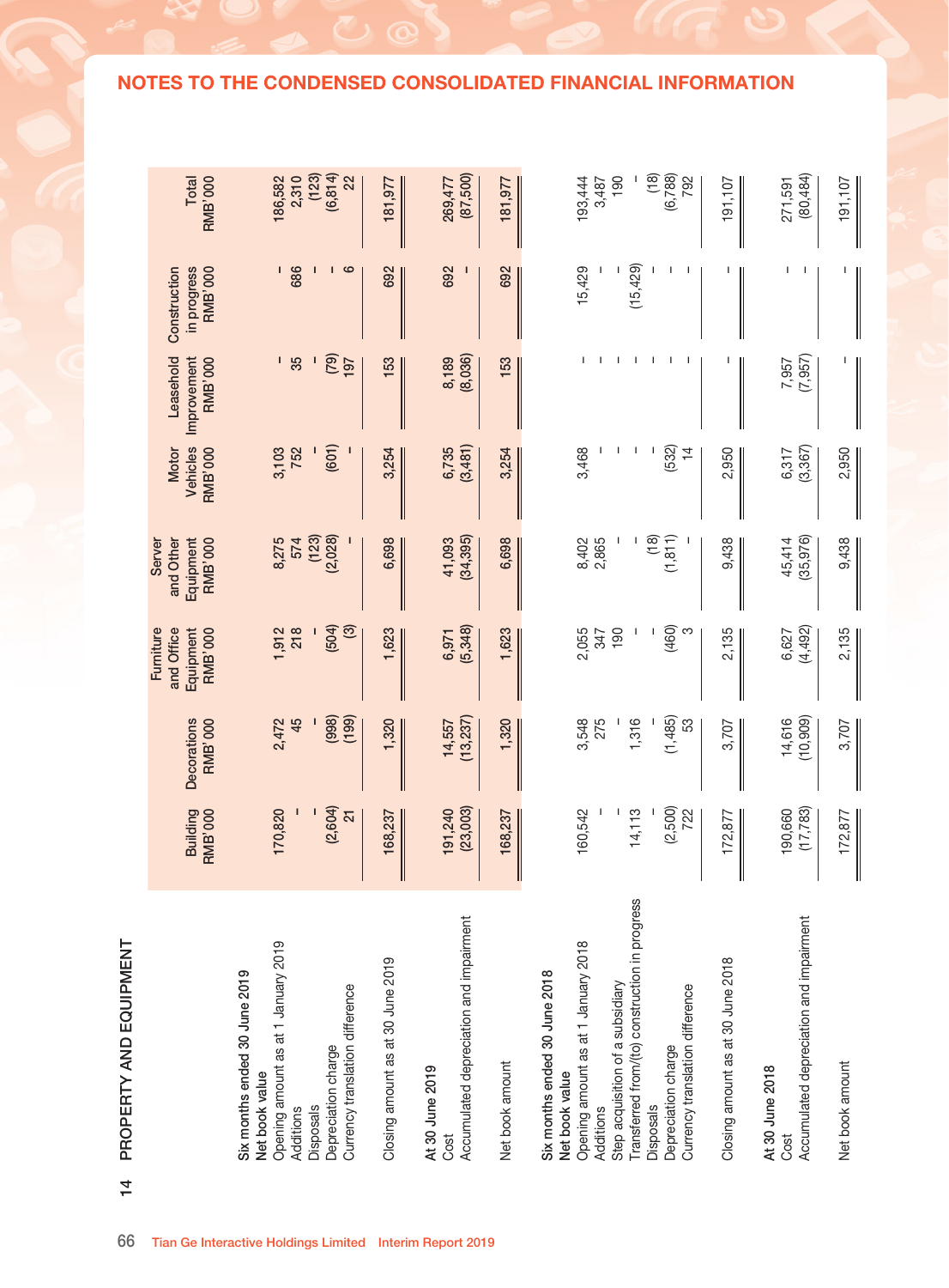## NOTES TO THE CONDENSED CONSOLIDATED FINANCIAL INFORMATION

### 14 PROPERTY AND EQUIPMENT

| | Building RMB'000 | Decorations RMB'000 | Furniture and Office Equipment RMB'000 | Server and Other Equipment RMB'000 | Motor Vehicles RMB'000 | Leasehold Improvement RMB'000 | Construction in progress RMB'000 | Total RMB'000 |
|---|---|---|---|---|---|---|---|---|
| **Six months ended 30 June 2019** | | | | | | | | |
| **Net book value** | | | | | | | | |
| Opening amount as at 1 January 2019 | 170,820 | 2,472 | 1,912 | 8,275 | 3,103 | - | - | 186,582 |
| Additions | - | 45 | 218 | 574 | 752 | 35 | 686 | 2,310 |
| Disposals | - | - | - | (123) | - | - | - | (123) |
| Depreciation charge | (2,604) | (998) | (504) | (2,028) | (601) | (79) | - | (6,814) |
| Currency translation difference | 21 | (199) | (3) | - | - | 197 | 6 | 22 |
| Closing amount as at 30 June 2019 | 168,237 | 1,320 | 1,623 | 6,698 | 3,254 | 153 | 692 | 181,977 |
| **At 30 June 2019** | | | | | | | | |
| Cost | 191,240 | 14,557 | 6,971 | 41,093 | 6,735 | 8,189 | 692 | 269,477 |
| Accumulated depreciation and impairment | (23,003) | (13,237) | (5,348) | (34,395) | (3,481) | (8,036) | - | (87,500) |
| Net book amount | 168,237 | 1,320 | 1,623 | 6,698 | 3,254 | 153 | 692 | 181,977 |
| **Six months ended 30 June 2018** | | | | | | | | |
| **Net book value** | | | | | | | | |
| Opening amount as at 1 January 2018 | 160,542 | 3,548 | 2,055 | 8,402 | 3,468 | - | 15,429 | 193,444 |
| Additions | - | 275 | 347 | 2,865 | - | - | - | 3,487 |
| Step acquisition of a subsidiary | - | - | 190 | - | - | - | - | 190 |
| Transferred from/(to) construction in progress | 14,113 | 1,316 | - | - | - | - | (15,429) | - |
| Disposals | - | - | - | (18) | - | - | - | (18) |
| Depreciation charge | (2,500) | (1,485) | (460) | (1,811) | (532) | - | - | (6,788) |
| Currency translation difference | 722 | 53 | 3 | - | 14 | - | - | 792 |
| Closing amount as at 30 June 2018 | 172,877 | 3,707 | 2,135 | 9,438 | 2,950 | - | - | 191,107 |
| **At 30 June 2018** | | | | | | | | |
| Cost | 190,660 | 14,616 | 6,627 | 45,414 | 6,317 | 7,957 | - | 271,591 |
| Accumulated depreciation and impairment | (17,783) | (10,909) | (4,492) | (35,976) | (3,367) | (7,957) | - | (80,484) |
| Net book amount | 172,877 | 3,707 | 2,135 | 9,438 | 2,950 | - | - | 191,107 |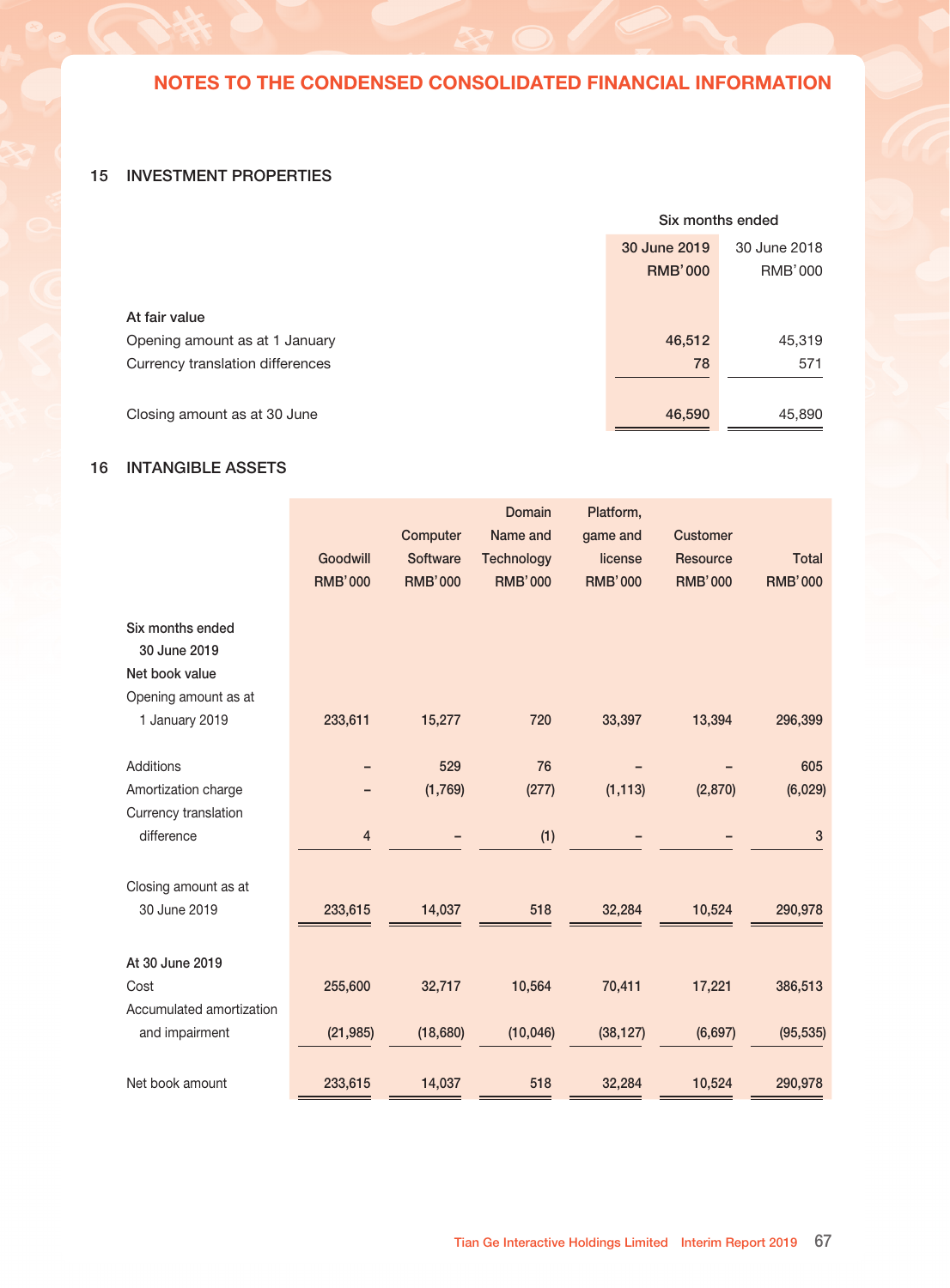# NOTES TO THE CONDENSED CONSOLIDATED FINANCIAL INFORMATION

## 15 INVESTMENT PROPERTIES

| | Six months ended | |
|---|---|---|
| | **30 June 2019** | 30 June 2018 |
| | **RMB'000** | RMB'000 |
| At fair value | | |
| Opening amount as at 1 January | **46,512** | 45,319 |
| Currency translation differences | **78** | 571 |
| Closing amount as at 30 June | **46,590** | 45,890 |

## 16 INTANGIBLE ASSETS

| | Goodwill | Computer Software | Domain Name and Technology | Platform, game and license | Customer Resource | Total |
|---|---|---|---|---|---|---|
| | RMB'000 | RMB'000 | RMB'000 | RMB'000 | RMB'000 | RMB'000 |
| **Six months ended 30 June 2019** | | | | | | |
| **Net book value** | | | | | | |
| Opening amount as at 1 January 2019 | 233,611 | 15,277 | 720 | 33,397 | 13,394 | 296,399 |
| Additions | – | 529 | 76 | – | – | 605 |
| Amortization charge | – | (1,769) | (277) | (1,113) | (2,870) | (6,029) |
| Currency translation difference | 4 | – | (1) | – | – | 3 |
| Closing amount as at 30 June 2019 | 233,615 | 14,037 | 518 | 32,284 | 10,524 | 290,978 |
| **At 30 June 2019** | | | | | | |
| Cost | 255,600 | 32,717 | 10,564 | 70,411 | 17,221 | 386,513 |
| Accumulated amortization and impairment | (21,985) | (18,680) | (10,046) | (38,127) | (6,697) | (95,535) |
| Net book amount | 233,615 | 14,037 | 518 | 32,284 | 10,524 | 290,978 |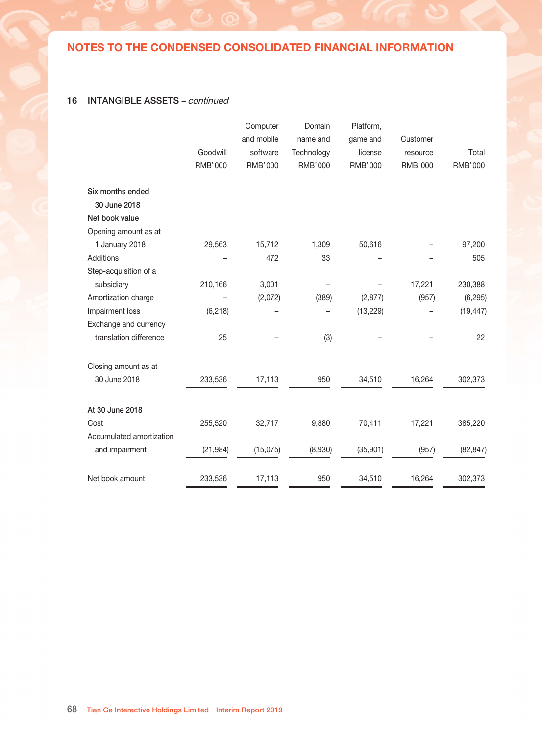## NOTES TO THE CONDENSED CONSOLIDATED FINANCIAL INFORMATION

### 16 INTANGIBLE ASSETS – *continued*

| | Goodwill RMB'000 | Computer and mobile software RMB'000 | Domain name and Technology RMB'000 | Platform, game and license RMB'000 | Customer resource RMB'000 | Total RMB'000 |
|---|---|---|---|---|---|---|
| **Six months ended 30 June 2018** | | | | | | |
| **Net book value** | | | | | | |
| Opening amount as at 1 January 2018 | 29,563 | 15,712 | 1,309 | 50,616 | – | 97,200 |
| Additions | – | 472 | 33 | – | – | 505 |
| Step-acquisition of a subsidiary | 210,166 | 3,001 | – | – | 17,221 | 230,388 |
| Amortization charge | – | (2,072) | (389) | (2,877) | (957) | (6,295) |
| Impairment loss | (6,218) | – | – | (13,229) | – | (19,447) |
| Exchange and currency translation difference | 25 | – | (3) | – | – | 22 |
| Closing amount as at 30 June 2018 | 233,536 | 17,113 | 950 | 34,510 | 16,264 | 302,373 |
| **At 30 June 2018** | | | | | | |
| Cost | 255,520 | 32,717 | 9,880 | 70,411 | 17,221 | 385,220 |
| Accumulated amortization and impairment | (21,984) | (15,075) | (8,930) | (35,901) | (957) | (82,847) |
| Net book amount | 233,536 | 17,113 | 950 | 34,510 | 16,264 | 302,373 |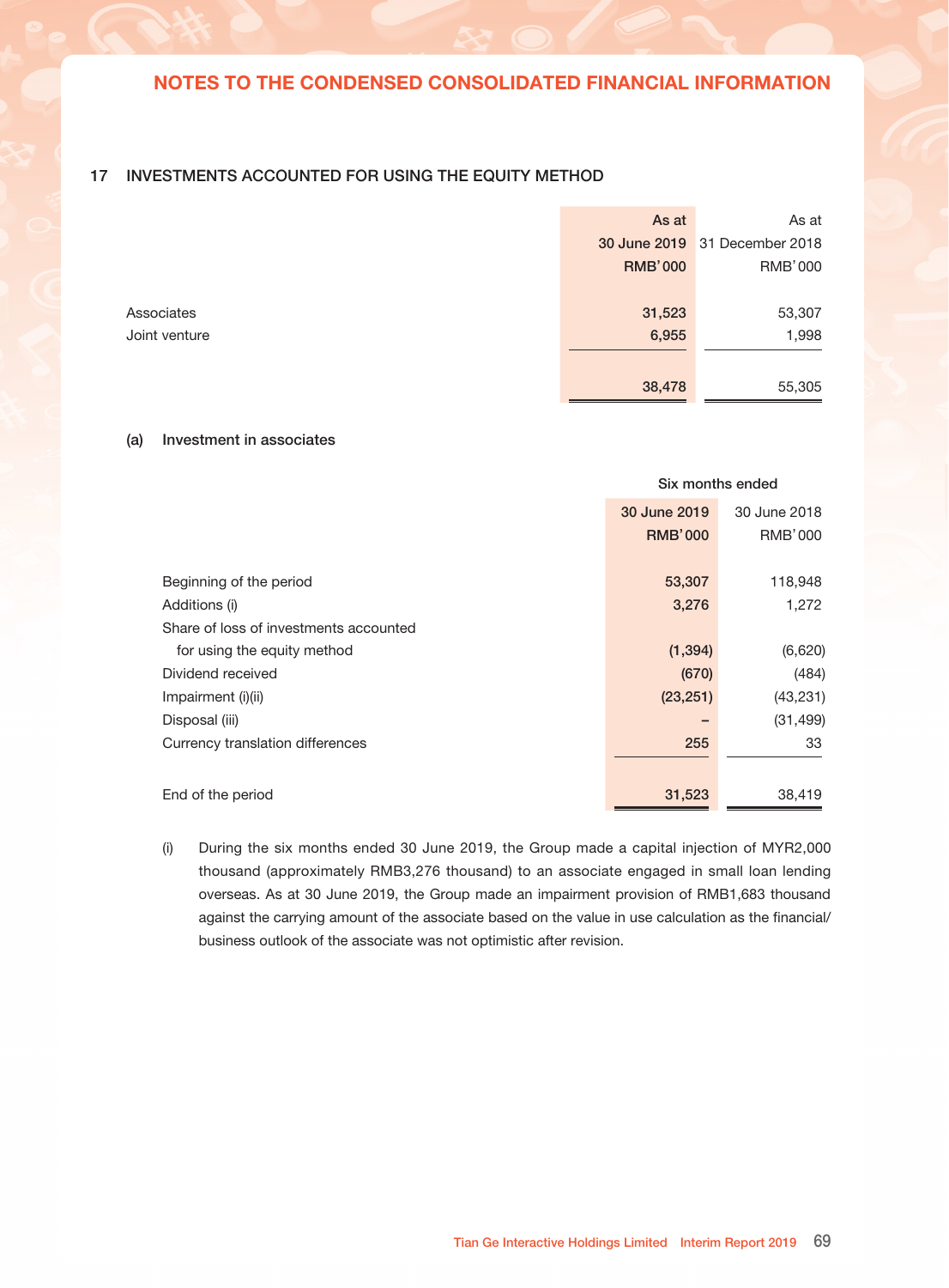## 17 INVESTMENTS ACCOUNTED FOR USING THE EQUITY METHOD

| | As at 30 June 2019 RMB'000 | As at 31 December 2018 RMB'000 |
|---|---|---|
| Associates | 31,523 | 53,307 |
| Joint venture | 6,955 | 1,998 |
| | 38,478 | 55,305 |

### (a) Investment in associates

| | Six months ended | |
|---|---|---|
| | 30 June 2019 RMB'000 | 30 June 2018 RMB'000 |
| Beginning of the period | 53,307 | 118,948 |
| Additions (i) | 3,276 | 1,272 |
| Share of loss of investments accounted for using the equity method | (1,394) | (6,620) |
| Dividend received | (670) | (484) |
| Impairment (i)(ii) | (23,251) | (43,231) |
| Disposal (iii) | – | (31,499) |
| Currency translation differences | 255 | 33 |
| End of the period | 31,523 | 38,419 |

(i) During the six months ended 30 June 2019, the Group made a capital injection of MYR2,000 thousand (approximately RMB3,276 thousand) to an associate engaged in small loan lending overseas. As at 30 June 2019, the Group made an impairment provision of RMB1,683 thousand against the carrying amount of the associate based on the value in use calculation as the financial/business outlook of the associate was not optimistic after revision.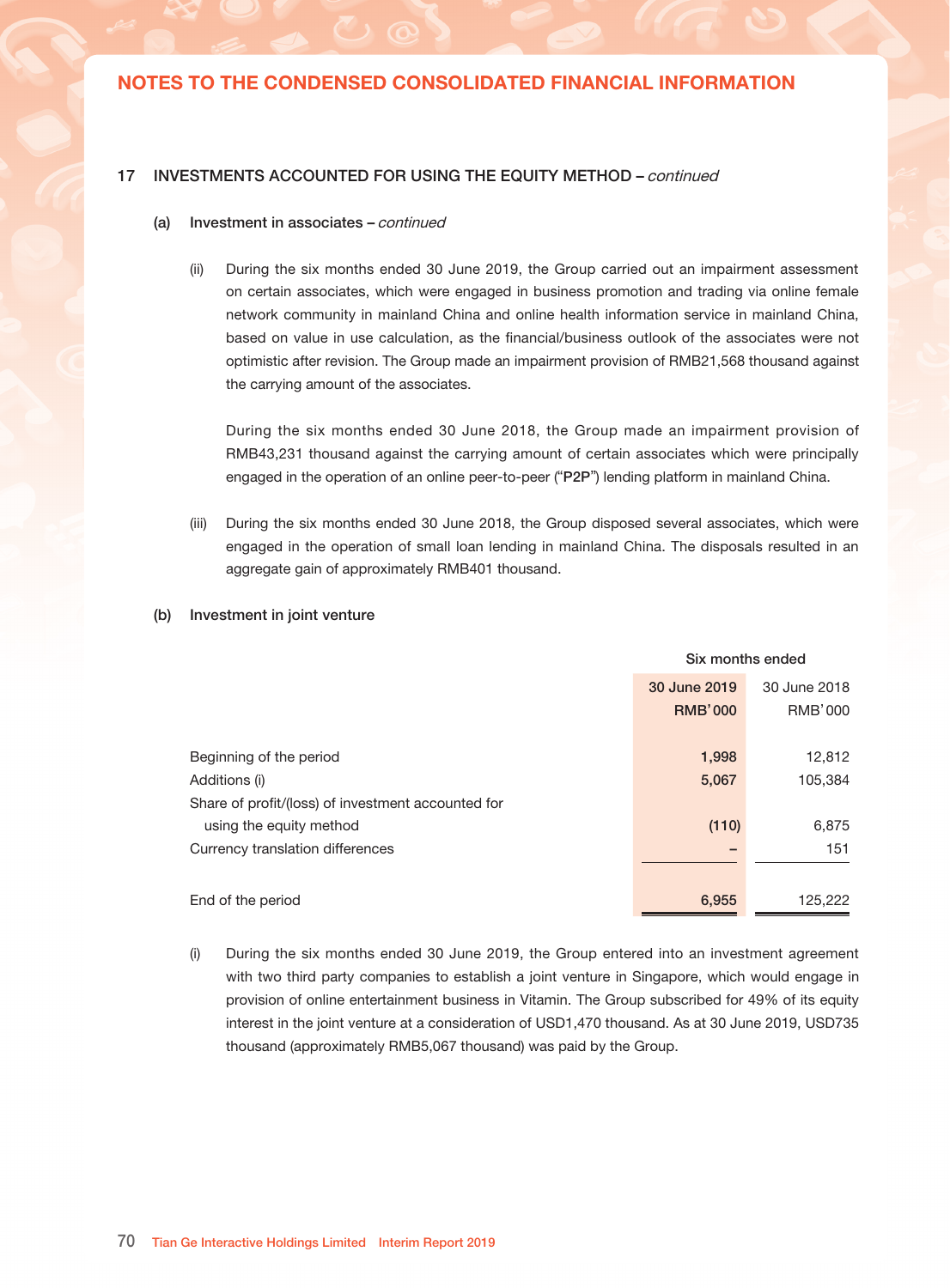## NOTES TO THE CONDENSED CONSOLIDATED FINANCIAL INFORMATION

### 17 INVESTMENTS ACCOUNTED FOR USING THE EQUITY METHOD – *continued*

#### (a) Investment in associates – *continued*

(ii) During the six months ended 30 June 2019, the Group carried out an impairment assessment on certain associates, which were engaged in business promotion and trading via online female network community in mainland China and online health information service in mainland China, based on value in use calculation, as the financial/business outlook of the associates were not optimistic after revision. The Group made an impairment provision of RMB21,568 thousand against the carrying amount of the associates.

During the six months ended 30 June 2018, the Group made an impairment provision of RMB43,231 thousand against the carrying amount of certain associates which were principally engaged in the operation of an online peer-to-peer ("**P2P**") lending platform in mainland China.

(iii) During the six months ended 30 June 2018, the Group disposed several associates, which were engaged in the operation of small loan lending in mainland China. The disposals resulted in an aggregate gain of approximately RMB401 thousand.

#### (b) Investment in joint venture

| | Six months ended | |
|---|---|---|
| | **30 June 2019** | 30 June 2018 |
| | **RMB'000** | RMB'000 |
| Beginning of the period | **1,998** | 12,812 |
| Additions (i) | **5,067** | 105,384 |
| Share of profit/(loss) of investment accounted for using the equity method | **(110)** | 6,875 |
| Currency translation differences | **–** | 151 |
| End of the period | **6,955** | 125,222 |

(i) During the six months ended 30 June 2019, the Group entered into an investment agreement with two third party companies to establish a joint venture in Singapore, which would engage in provision of online entertainment business in Vitamin. The Group subscribed for 49% of its equity interest in the joint venture at a consideration of USD1,470 thousand. As at 30 June 2019, USD735 thousand (approximately RMB5,067 thousand) was paid by the Group.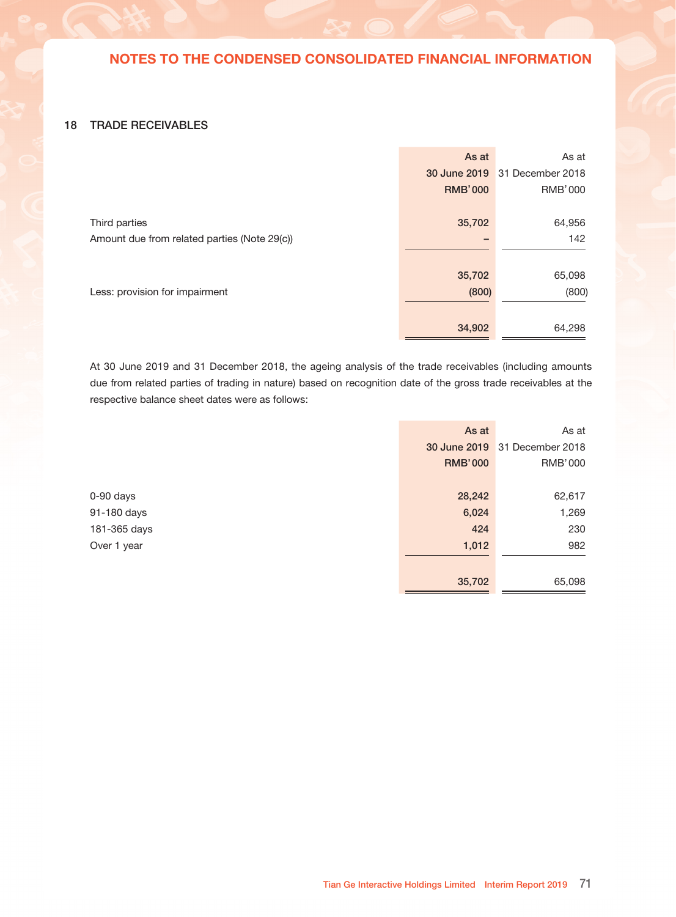## 18 TRADE RECEIVABLES

| | As at 30 June 2019 RMB'000 | As at 31 December 2018 RMB'000 |
|---|---|---|
| Third parties | 35,702 | 64,956 |
| Amount due from related parties (Note 29(c)) | – | 142 |
| | 35,702 | 65,098 |
| Less: provision for impairment | (800) | (800) |
| | 34,902 | 64,298 |

At 30 June 2019 and 31 December 2018, the ageing analysis of the trade receivables (including amounts due from related parties of trading in nature) based on recognition date of the gross trade receivables at the respective balance sheet dates were as follows:

| | As at 30 June 2019 RMB'000 | As at 31 December 2018 RMB'000 |
|---|---|---|
| 0-90 days | 28,242 | 62,617 |
| 91-180 days | 6,024 | 1,269 |
| 181-365 days | 424 | 230 |
| Over 1 year | 1,012 | 982 |
| | 35,702 | 65,098 |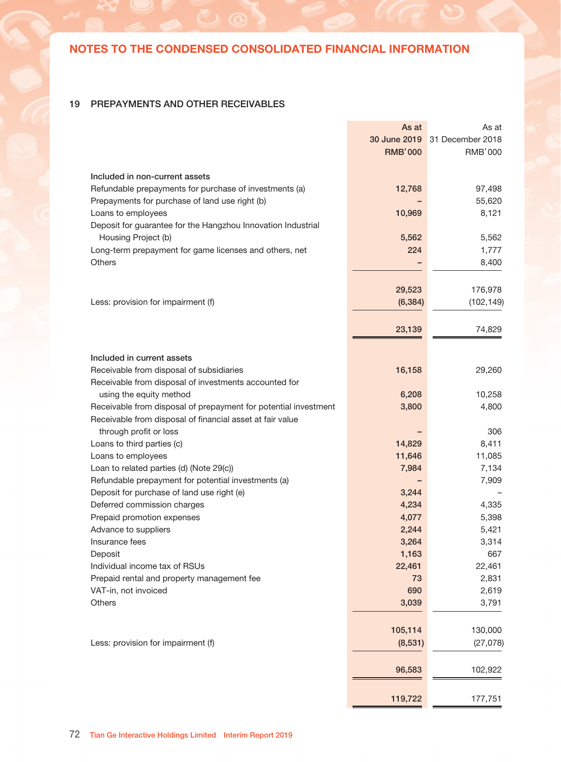## NOTES TO THE CONDENSED CONSOLIDATED FINANCIAL INFORMATION

### 19 PREPAYMENTS AND OTHER RECEIVABLES

| | As at 30 June 2019 RMB'000 | As at 31 December 2018 RMB'000 |
|---|---|---|
| **Included in non-current assets** | | |
| Refundable prepayments for purchase of investments (a) | 12,768 | 97,498 |
| Prepayments for purchase of land use right (b) | – | 55,620 |
| Loans to employees | 10,969 | 8,121 |
| Deposit for guarantee for the Hangzhou Innovation Industrial Housing Project (b) | 5,562 | 5,562 |
| Long-term prepayment for game licenses and others, net | 224 | 1,777 |
| Others | – | 8,400 |
| | 29,523 | 176,978 |
| Less: provision for impairment (f) | (6,384) | (102,149) |
| | 23,139 | 74,829 |
| **Included in current assets** | | |
| Receivable from disposal of subsidiaries | 16,158 | 29,260 |
| Receivable from disposal of investments accounted for using the equity method | 6,208 | 10,258 |
| Receivable from disposal of prepayment for potential investment | 3,800 | 4,800 |
| Receivable from disposal of financial asset at fair value through profit or loss | – | 306 |
| Loans to third parties (c) | 14,829 | 8,411 |
| Loans to employees | 11,646 | 11,085 |
| Loan to related parties (d) (Note 29(c)) | 7,984 | 7,134 |
| Refundable prepayment for potential investments (a) | – | 7,909 |
| Deposit for purchase of land use right (e) | 3,244 | – |
| Deferred commission charges | 4,234 | 4,335 |
| Prepaid promotion expenses | 4,077 | 5,398 |
| Advance to suppliers | 2,244 | 5,421 |
| Insurance fees | 3,264 | 3,314 |
| Deposit | 1,163 | 667 |
| Individual income tax of RSUs | 22,461 | 22,461 |
| Prepaid rental and property management fee | 73 | 2,831 |
| VAT-in, not invoiced | 690 | 2,619 |
| Others | 3,039 | 3,791 |
| | 105,114 | 130,000 |
| Less: provision for impairment (f) | (8,531) | (27,078) |
| | 96,583 | 102,922 |
| | 119,722 | 177,751 |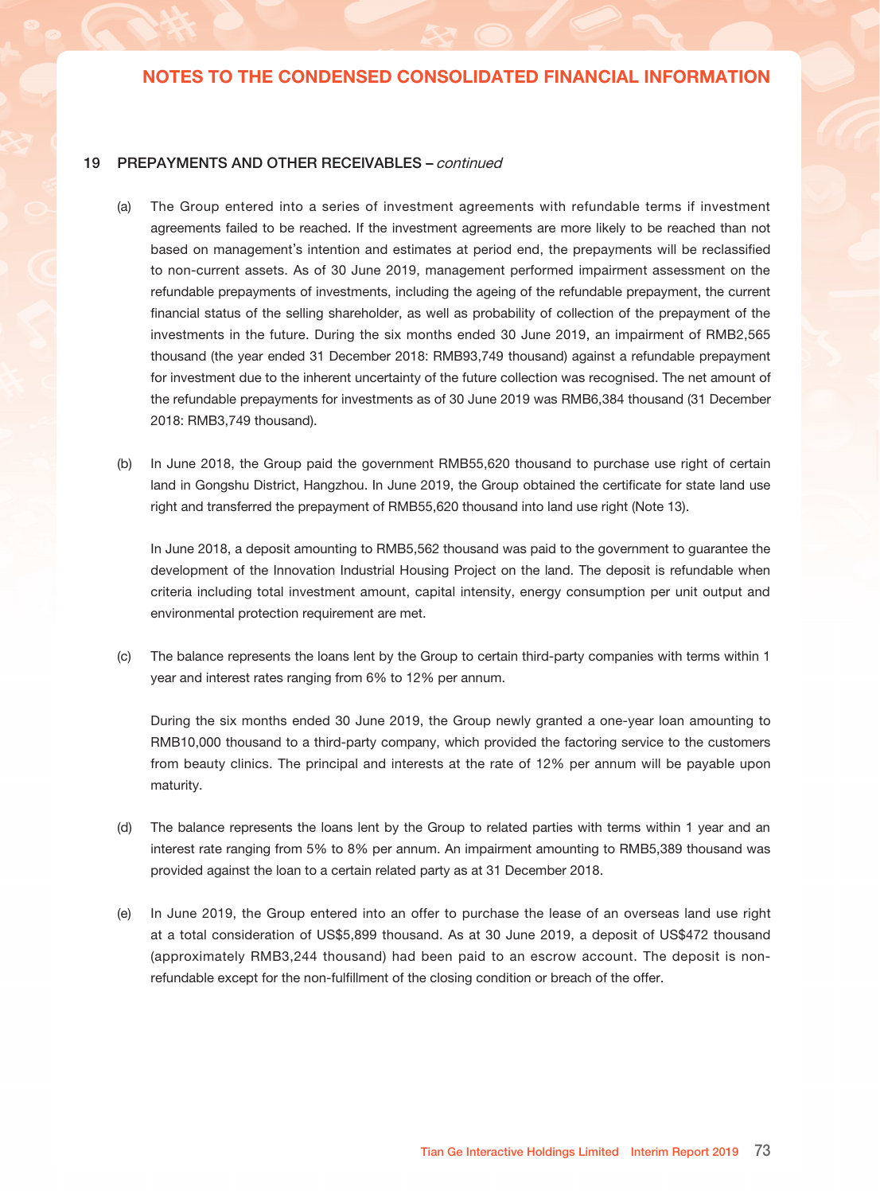## 19 PREPAYMENTS AND OTHER RECEIVABLES – *continued*

(a) The Group entered into a series of investment agreements with refundable terms if investment agreements failed to be reached. If the investment agreements are more likely to be reached than not based on management's intention and estimates at period end, the prepayments will be reclassified to non-current assets. As of 30 June 2019, management performed impairment assessment on the refundable prepayments of investments, including the ageing of the refundable prepayment, the current financial status of the selling shareholder, as well as probability of collection of the prepayment of the investments in the future. During the six months ended 30 June 2019, an impairment of RMB2,565 thousand (the year ended 31 December 2018: RMB93,749 thousand) against a refundable prepayment for investment due to the inherent uncertainty of the future collection was recognised. The net amount of the refundable prepayments for investments as of 30 June 2019 was RMB6,384 thousand (31 December 2018: RMB3,749 thousand).

(b) In June 2018, the Group paid the government RMB55,620 thousand to purchase use right of certain land in Gongshu District, Hangzhou. In June 2019, the Group obtained the certificate for state land use right and transferred the prepayment of RMB55,620 thousand into land use right (Note 13).

In June 2018, a deposit amounting to RMB5,562 thousand was paid to the government to guarantee the development of the Innovation Industrial Housing Project on the land. The deposit is refundable when criteria including total investment amount, capital intensity, energy consumption per unit output and environmental protection requirement are met.

(c) The balance represents the loans lent by the Group to certain third-party companies with terms within 1 year and interest rates ranging from 6% to 12% per annum.

During the six months ended 30 June 2019, the Group newly granted a one-year loan amounting to RMB10,000 thousand to a third-party company, which provided the factoring service to the customers from beauty clinics. The principal and interests at the rate of 12% per annum will be payable upon maturity.

(d) The balance represents the loans lent by the Group to related parties with terms within 1 year and an interest rate ranging from 5% to 8% per annum. An impairment amounting to RMB5,389 thousand was provided against the loan to a certain related party as at 31 December 2018.

(e) In June 2019, the Group entered into an offer to purchase the lease of an overseas land use right at a total consideration of US$5,899 thousand. As at 30 June 2019, a deposit of US$472 thousand (approximately RMB3,244 thousand) had been paid to an escrow account. The deposit is non-refundable except for the non-fulfillment of the closing condition or breach of the offer.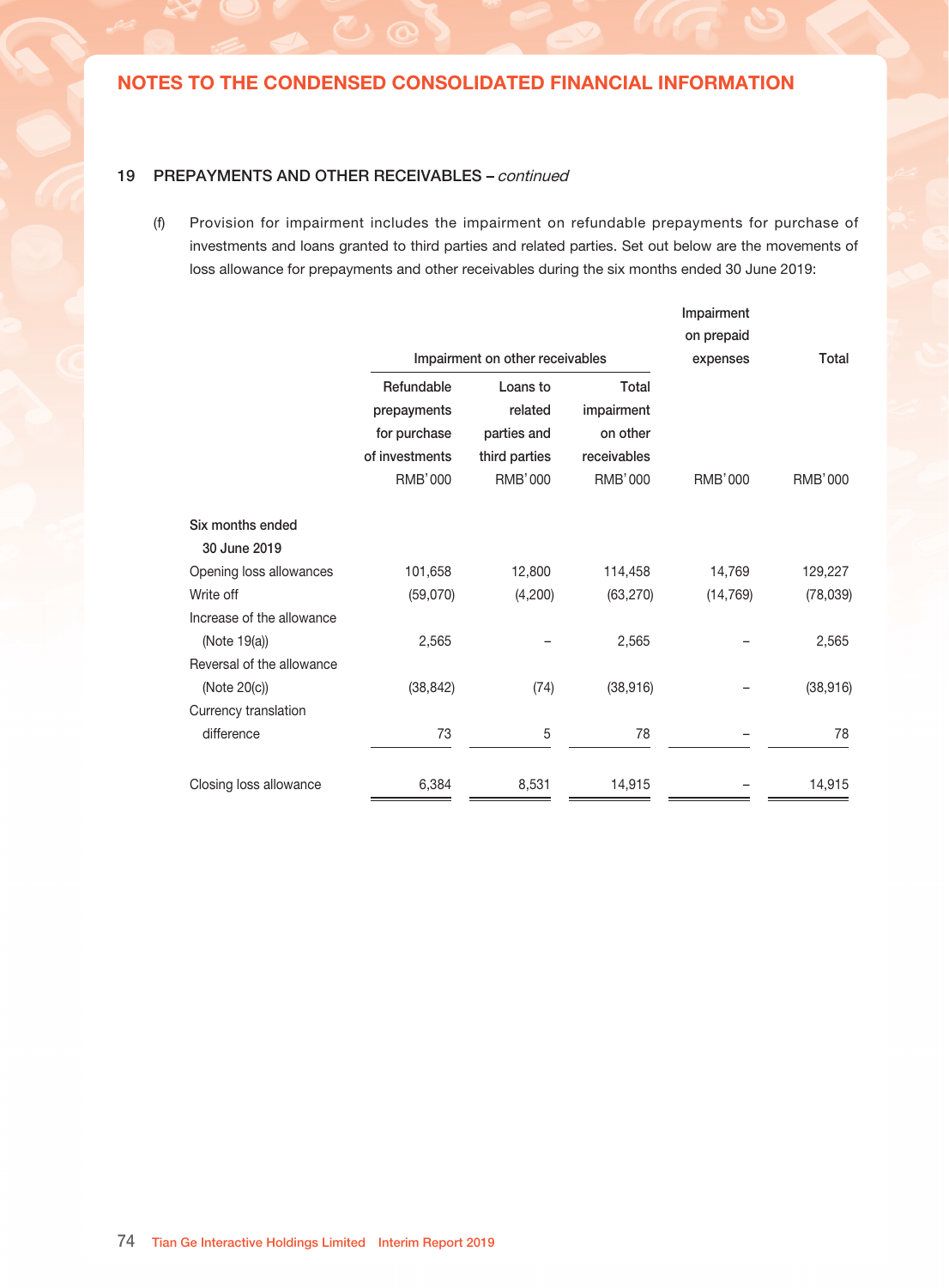## NOTES TO THE CONDENSED CONSOLIDATED FINANCIAL INFORMATION

### 19 PREPAYMENTS AND OTHER RECEIVABLES – *continued*

(f) Provision for impairment includes the impairment on refundable prepayments for purchase of investments and loans granted to third parties and related parties. Set out below are the movements of loss allowance for prepayments and other receivables during the six months ended 30 June 2019:

| | Impairment on other receivables | | | Impairment on prepaid expenses | Total |
|---|---|---|---|---|---|
| | Refundable prepayments for purchase of investments | Loans to related parties and third parties | Total impairment on other receivables | | |
| | RMB'000 | RMB'000 | RMB'000 | RMB'000 | RMB'000 |
| **Six months ended 30 June 2019** | | | | | |
| Opening loss allowances | 101,658 | 12,800 | 114,458 | 14,769 | 129,227 |
| Write off | (59,070) | (4,200) | (63,270) | (14,769) | (78,039) |
| Increase of the allowance (Note 19(a)) | 2,565 | – | 2,565 | – | 2,565 |
| Reversal of the allowance (Note 20(c)) | (38,842) | (74) | (38,916) | – | (38,916) |
| Currency translation difference | 73 | 5 | 78 | – | 78 |
| Closing loss allowance | 6,384 | 8,531 | 14,915 | – | 14,915 |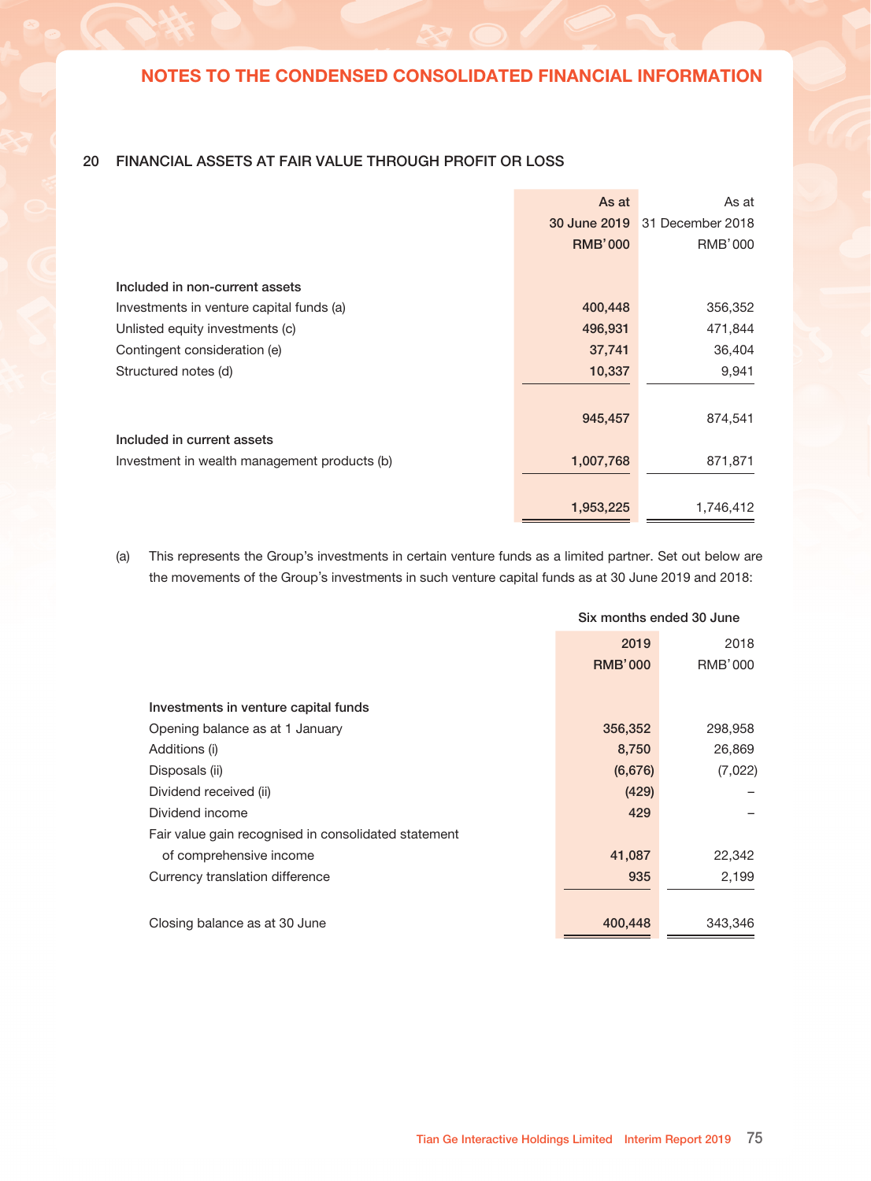## NOTES TO THE CONDENSED CONSOLIDATED FINANCIAL INFORMATION

### 20 FINANCIAL ASSETS AT FAIR VALUE THROUGH PROFIT OR LOSS

| | As at 30 June 2019 RMB'000 | As at 31 December 2018 RMB'000 |
|---|---|---|
| **Included in non-current assets** | | |
| Investments in venture capital funds (a) | 400,448 | 356,352 |
| Unlisted equity investments (c) | 496,931 | 471,844 |
| Contingent consideration (e) | 37,741 | 36,404 |
| Structured notes (d) | 10,337 | 9,941 |
| | 945,457 | 874,541 |
| **Included in current assets** | | |
| Investment in wealth management products (b) | 1,007,768 | 871,871 |
| | 1,953,225 | 1,746,412 |

(a) This represents the Group's investments in certain venture funds as a limited partner. Set out below are the movements of the Group's investments in such venture capital funds as at 30 June 2019 and 2018:

| | Six months ended 30 June | |
|---|---|---|
| | 2019 RMB'000 | 2018 RMB'000 |
| **Investments in venture capital funds** | | |
| Opening balance as at 1 January | 356,352 | 298,958 |
| Additions (i) | 8,750 | 26,869 |
| Disposals (ii) | (6,676) | (7,022) |
| Dividend received (ii) | (429) | – |
| Dividend income | 429 | – |
| Fair value gain recognised in consolidated statement of comprehensive income | 41,087 | 22,342 |
| Currency translation difference | 935 | 2,199 |
| Closing balance as at 30 June | 400,448 | 343,346 |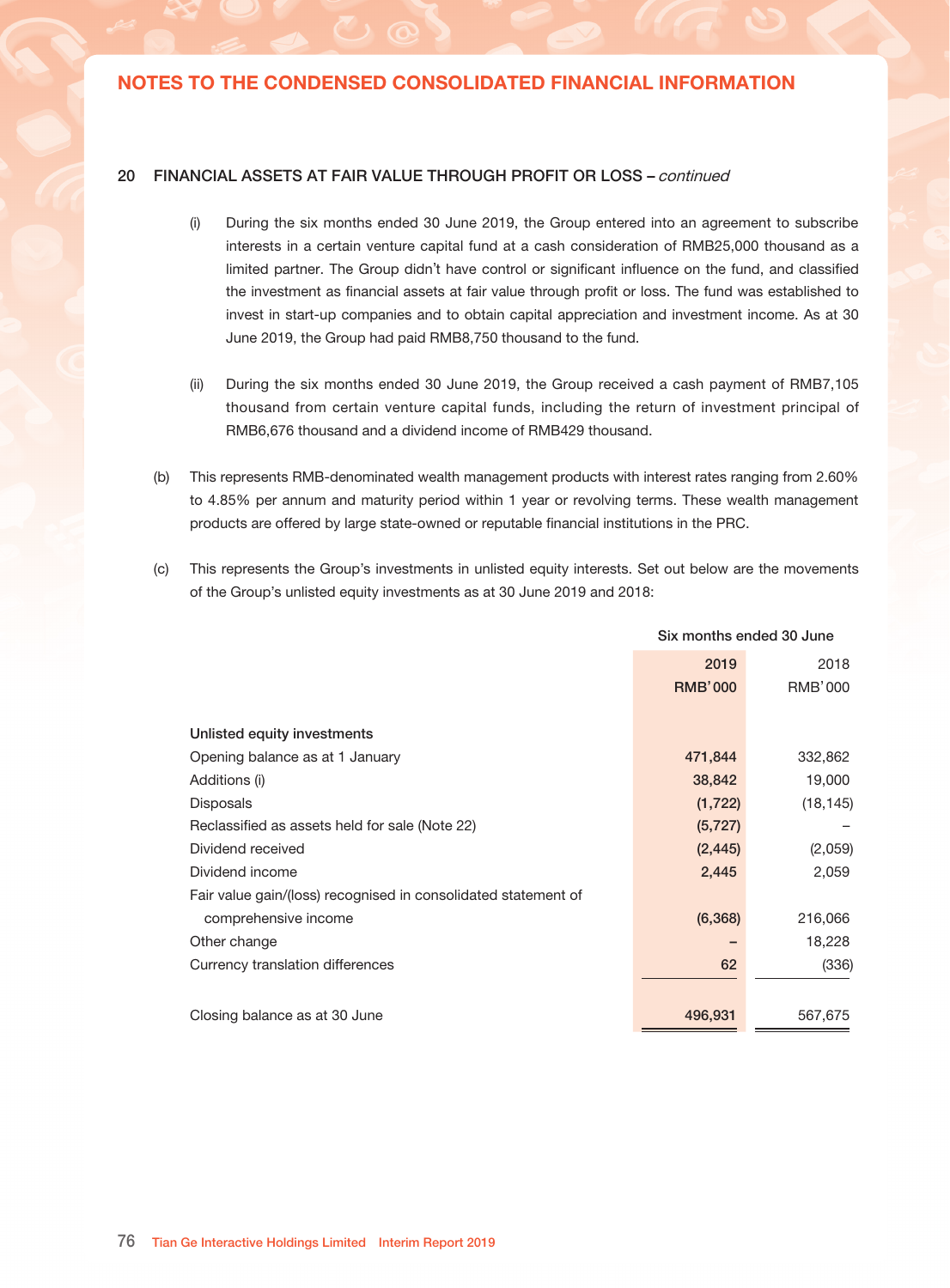## 20 FINANCIAL ASSETS AT FAIR VALUE THROUGH PROFIT OR LOSS – *continued*

(i) During the six months ended 30 June 2019, the Group entered into an agreement to subscribe interests in a certain venture capital fund at a cash consideration of RMB25,000 thousand as a limited partner. The Group didn't have control or significant influence on the fund, and classified the investment as financial assets at fair value through profit or loss. The fund was established to invest in start-up companies and to obtain capital appreciation and investment income. As at 30 June 2019, the Group had paid RMB8,750 thousand to the fund.

(ii) During the six months ended 30 June 2019, the Group received a cash payment of RMB7,105 thousand from certain venture capital funds, including the return of investment principal of RMB6,676 thousand and a dividend income of RMB429 thousand.

(b) This represents RMB-denominated wealth management products with interest rates ranging from 2.60% to 4.85% per annum and maturity period within 1 year or revolving terms. These wealth management products are offered by large state-owned or reputable financial institutions in the PRC.

(c) This represents the Group's investments in unlisted equity interests. Set out below are the movements of the Group's unlisted equity investments as at 30 June 2019 and 2018:

| | Six months ended 30 June | |
|---|---|---|
| | **2019** | 2018 |
| | **RMB'000** | RMB'000 |
| **Unlisted equity investments** | | |
| Opening balance as at 1 January | **471,844** | 332,862 |
| Additions (i) | **38,842** | 19,000 |
| Disposals | **(1,722)** | (18,145) |
| Reclassified as assets held for sale (Note 22) | **(5,727)** | – |
| Dividend received | **(2,445)** | (2,059) |
| Dividend income | **2,445** | 2,059 |
| Fair value gain/(loss) recognised in consolidated statement of comprehensive income | **(6,368)** | 216,066 |
| Other change | **–** | 18,228 |
| Currency translation differences | **62** | (336) |
| Closing balance as at 30 June | **496,931** | 567,675 |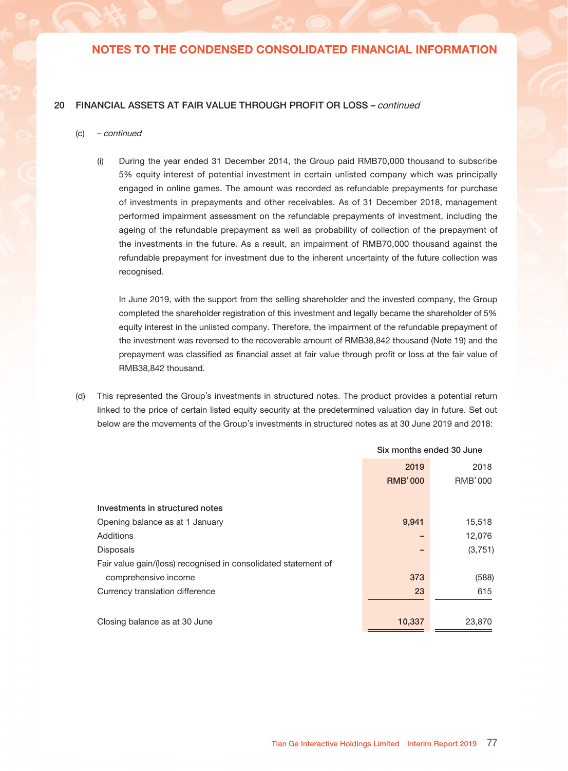## NOTES TO THE CONDENSED CONSOLIDATED FINANCIAL INFORMATION

### 20 FINANCIAL ASSETS AT FAIR VALUE THROUGH PROFIT OR LOSS – *continued*

(c) – *continued*

(i) During the year ended 31 December 2014, the Group paid RMB70,000 thousand to subscribe 5% equity interest of potential investment in certain unlisted company which was principally engaged in online games. The amount was recorded as refundable prepayments for purchase of investments in prepayments and other receivables. As of 31 December 2018, management performed impairment assessment on the refundable prepayments of investment, including the ageing of the refundable prepayment as well as probability of collection of the prepayment of the investments in the future. As a result, an impairment of RMB70,000 thousand against the refundable prepayment for investment due to the inherent uncertainty of the future collection was recognised.

In June 2019, with the support from the selling shareholder and the invested company, the Group completed the shareholder registration of this investment and legally became the shareholder of 5% equity interest in the unlisted company. Therefore, the impairment of the refundable prepayment of the investment was reversed to the recoverable amount of RMB38,842 thousand (Note 19) and the prepayment was classified as financial asset at fair value through profit or loss at the fair value of RMB38,842 thousand.

(d) This represented the Group's investments in structured notes. The product provides a potential return linked to the price of certain listed equity security at the predetermined valuation day in future. Set out below are the movements of the Group's investments in structured notes as at 30 June 2019 and 2018:

| | Six months ended 30 June | |
|---|---|---|
| | **2019** | 2018 |
| | **RMB'000** | RMB'000 |
| **Investments in structured notes** | | |
| Opening balance as at 1 January | **9,941** | 15,518 |
| Additions | **–** | 12,076 |
| Disposals | **–** | (3,751) |
| Fair value gain/(loss) recognised in consolidated statement of comprehensive income | **373** | (588) |
| Currency translation difference | **23** | 615 |
| Closing balance as at 30 June | **10,337** | 23,870 |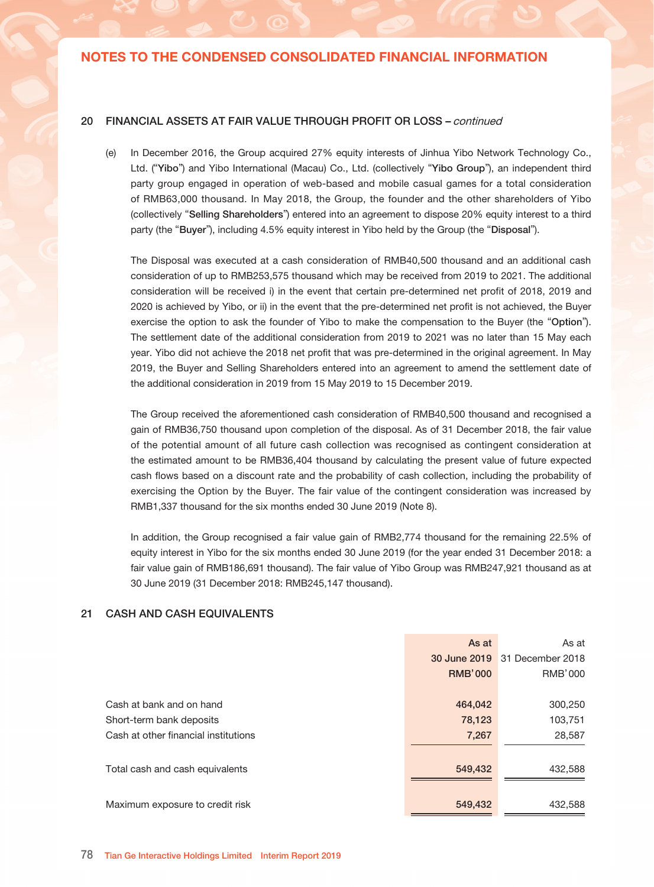## 20 FINANCIAL ASSETS AT FAIR VALUE THROUGH PROFIT OR LOSS – *continued*

(e) In December 2016, the Group acquired 27% equity interests of Jinhua Yibo Network Technology Co., Ltd. ("**Yibo**") and Yibo International (Macau) Co., Ltd. (collectively "**Yibo Group**"), an independent third party group engaged in operation of web-based and mobile casual games for a total consideration of RMB63,000 thousand. In May 2018, the Group, the founder and the other shareholders of Yibo (collectively "**Selling Shareholders**") entered into an agreement to dispose 20% equity interest to a third party (the "**Buyer**"), including 4.5% equity interest in Yibo held by the Group (the "**Disposal**").

The Disposal was executed at a cash consideration of RMB40,500 thousand and an additional cash consideration of up to RMB253,575 thousand which may be received from 2019 to 2021. The additional consideration will be received i) in the event that certain pre-determined net profit of 2018, 2019 and 2020 is achieved by Yibo, or ii) in the event that the pre-determined net profit is not achieved, the Buyer exercise the option to ask the founder of Yibo to make the compensation to the Buyer (the "**Option**"). The settlement date of the additional consideration from 2019 to 2021 was no later than 15 May each year. Yibo did not achieve the 2018 net profit that was pre-determined in the original agreement. In May 2019, the Buyer and Selling Shareholders entered into an agreement to amend the settlement date of the additional consideration in 2019 from 15 May 2019 to 15 December 2019.

The Group received the aforementioned cash consideration of RMB40,500 thousand and recognised a gain of RMB36,750 thousand upon completion of the disposal. As of 31 December 2018, the fair value of the potential amount of all future cash collection was recognised as contingent consideration at the estimated amount to be RMB36,404 thousand by calculating the present value of future expected cash flows based on a discount rate and the probability of cash collection, including the probability of exercising the Option by the Buyer. The fair value of the contingent consideration was increased by RMB1,337 thousand for the six months ended 30 June 2019 (Note 8).

In addition, the Group recognised a fair value gain of RMB2,774 thousand for the remaining 22.5% of equity interest in Yibo for the six months ended 30 June 2019 (for the year ended 31 December 2018: a fair value gain of RMB186,691 thousand). The fair value of Yibo Group was RMB247,921 thousand as at 30 June 2019 (31 December 2018: RMB245,147 thousand).

## 21 CASH AND CASH EQUIVALENTS

| | As at 30 June 2019 RMB'000 | As at 31 December 2018 RMB'000 |
|---|---|---|
| Cash at bank and on hand | 464,042 | 300,250 |
| Short-term bank deposits | 78,123 | 103,751 |
| Cash at other financial institutions | 7,267 | 28,587 |
| Total cash and cash equivalents | 549,432 | 432,588 |
| Maximum exposure to credit risk | 549,432 | 432,588 |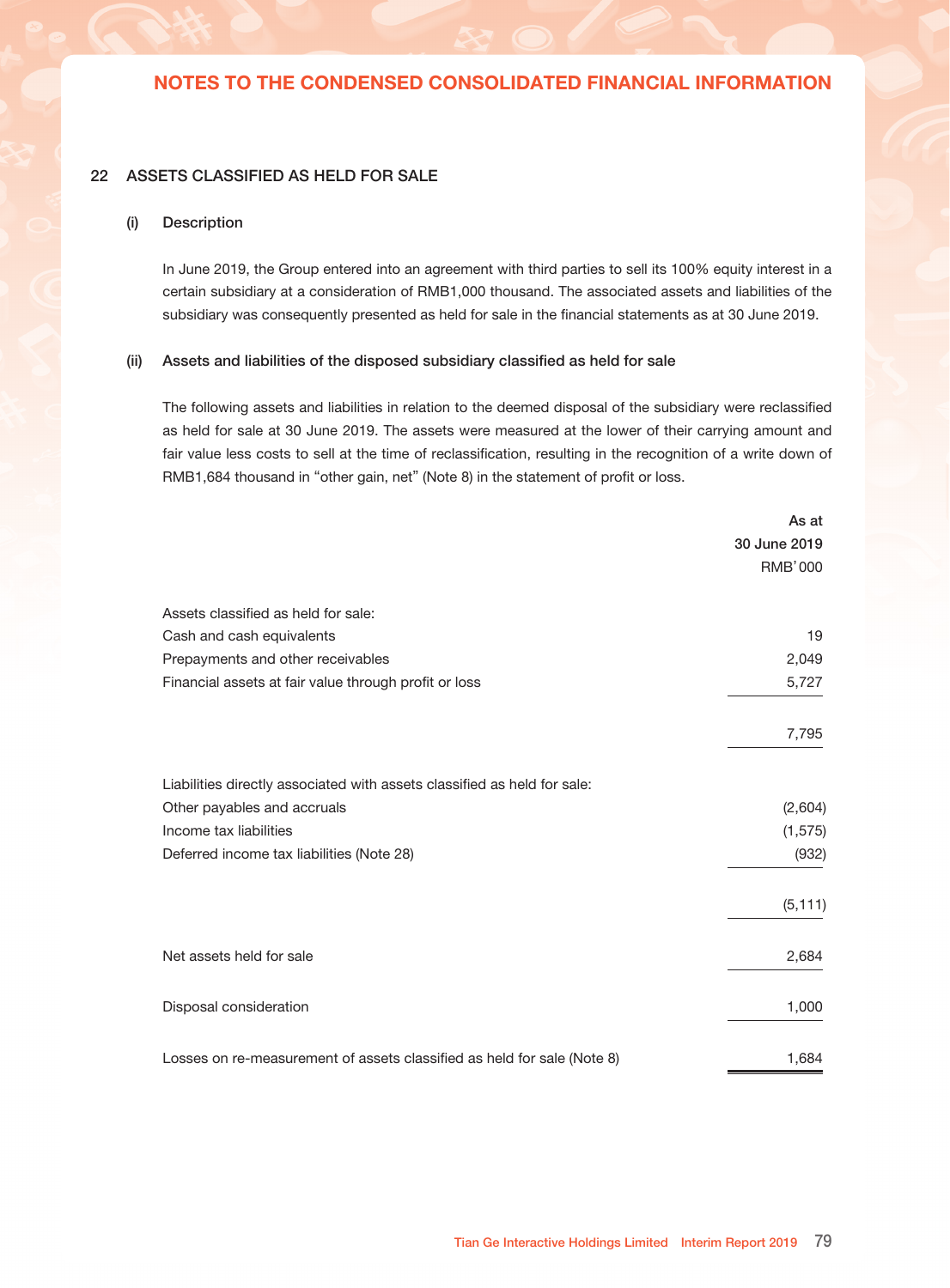## NOTES TO THE CONDENSED CONSOLIDATED FINANCIAL INFORMATION

### 22 ASSETS CLASSIFIED AS HELD FOR SALE

#### (i) Description

In June 2019, the Group entered into an agreement with third parties to sell its 100% equity interest in a certain subsidiary at a consideration of RMB1,000 thousand. The associated assets and liabilities of the subsidiary was consequently presented as held for sale in the financial statements as at 30 June 2019.

#### (ii) Assets and liabilities of the disposed subsidiary classified as held for sale

The following assets and liabilities in relation to the deemed disposal of the subsidiary were reclassified as held for sale at 30 June 2019. The assets were measured at the lower of their carrying amount and fair value less costs to sell at the time of reclassification, resulting in the recognition of a write down of RMB1,684 thousand in "other gain, net" (Note 8) in the statement of profit or loss.

| | As at 30 June 2019 RMB'000 |
|---|---|
| Assets classified as held for sale: | |
| Cash and cash equivalents | 19 |
| Prepayments and other receivables | 2,049 |
| Financial assets at fair value through profit or loss | 5,727 |
| | 7,795 |
| Liabilities directly associated with assets classified as held for sale: | |
| Other payables and accruals | (2,604) |
| Income tax liabilities | (1,575) |
| Deferred income tax liabilities (Note 28) | (932) |
| | (5,111) |
| Net assets held for sale | 2,684 |
| Disposal consideration | 1,000 |
| Losses on re-measurement of assets classified as held for sale (Note 8) | 1,684 |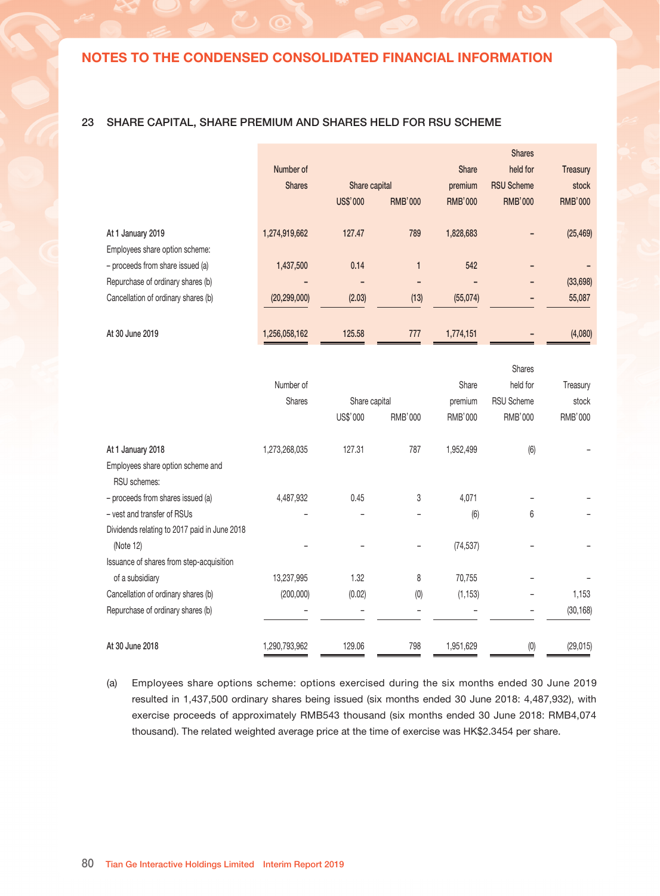## NOTES TO THE CONDENSED CONSOLIDATED FINANCIAL INFORMATION

### 23 SHARE CAPITAL, SHARE PREMIUM AND SHARES HELD FOR RSU SCHEME

| | Number of Shares | Share capital | | Share premium | Shares held for RSU Scheme | Treasury stock |
|---|---|---|---|---|---|---|
| | | US$'000 | RMB'000 | RMB'000 | RMB'000 | RMB'000 |
| At 1 January 2019 | 1,274,919,662 | 127.47 | 789 | 1,828,683 | – | (25,469) |
| Employees share option scheme: | | | | | | |
| – proceeds from share issued (a) | 1,437,500 | 0.14 | 1 | 542 | – | – |
| Repurchase of ordinary shares (b) | – | – | – | – | – | (33,698) |
| Cancellation of ordinary shares (b) | (20,299,000) | (2.03) | (13) | (55,074) | – | 55,087 |
| At 30 June 2019 | 1,256,058,162 | 125.58 | 777 | 1,774,151 | – | (4,080) |

| | Number of Shares | Share capital | | Share premium | Shares held for RSU Scheme | Treasury stock |
|---|---|---|---|---|---|---|
| | | US$'000 | RMB'000 | RMB'000 | RMB'000 | RMB'000 |
| At 1 January 2018 | 1,273,268,035 | 127.31 | 787 | 1,952,499 | (6) | – |
| Employees share option scheme and RSU schemes: | | | | | | |
| – proceeds from shares issued (a) | 4,487,932 | 0.45 | 3 | 4,071 | – | – |
| – vest and transfer of RSUs | – | – | – | (6) | 6 | – |
| Dividends relating to 2017 paid in June 2018 (Note 12) | – | – | – | (74,537) | – | – |
| Issuance of shares from step-acquisition of a subsidiary | 13,237,995 | 1.32 | 8 | 70,755 | – | – |
| Cancellation of ordinary shares (b) | (200,000) | (0.02) | (0) | (1,153) | – | 1,153 |
| Repurchase of ordinary shares (b) | – | – | – | – | – | (30,168) |
| At 30 June 2018 | 1,290,793,962 | 129.06 | 798 | 1,951,629 | (0) | (29,015) |

(a) Employees share options scheme: options exercised during the six months ended 30 June 2019 resulted in 1,437,500 ordinary shares being issued (six months ended 30 June 2018: 4,487,932), with exercise proceeds of approximately RMB543 thousand (six months ended 30 June 2018: RMB4,074 thousand). The related weighted average price at the time of exercise was HK$2.3454 per share.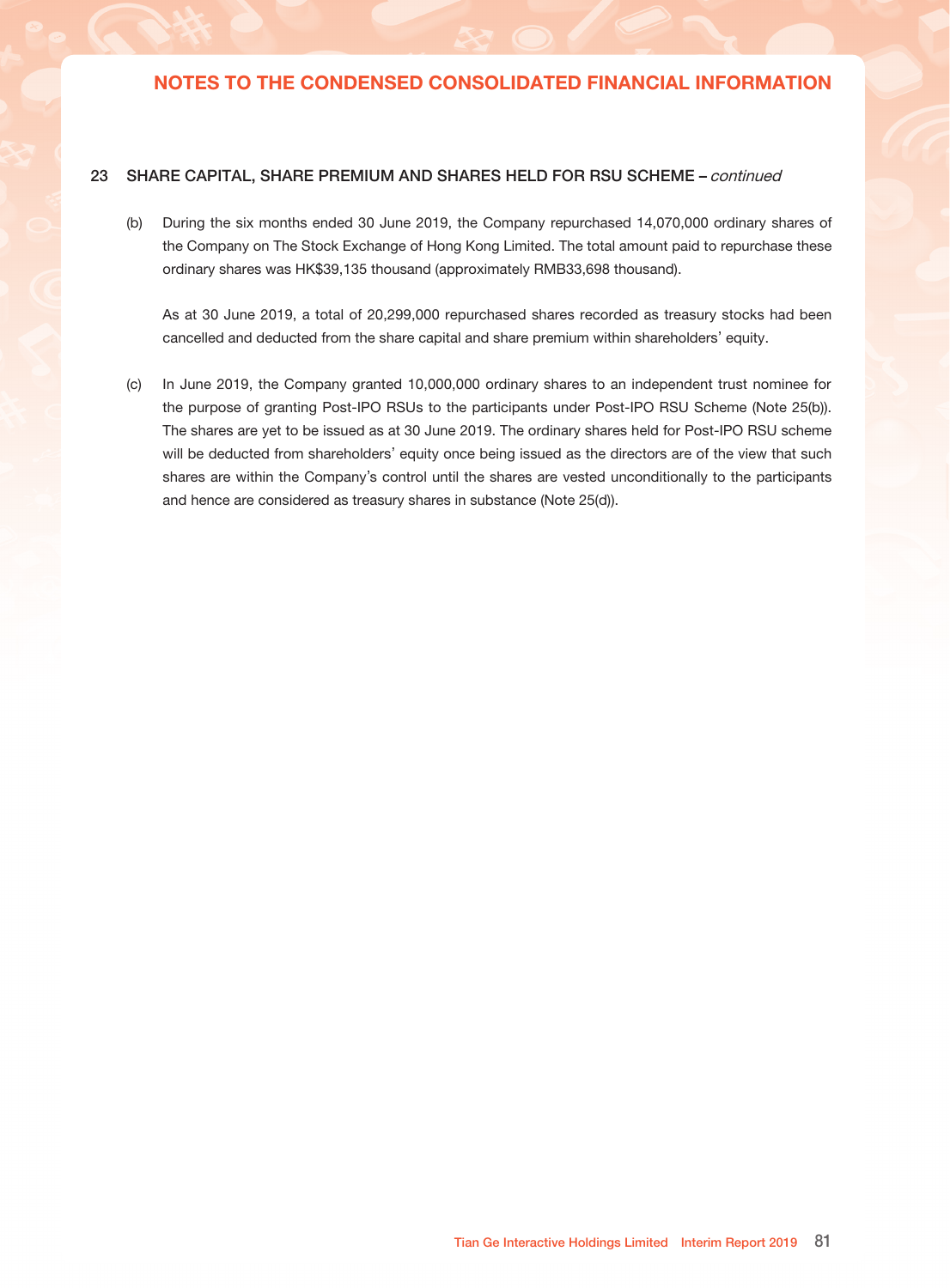## 23 SHARE CAPITAL, SHARE PREMIUM AND SHARES HELD FOR RSU SCHEME – *continued*

(b) During the six months ended 30 June 2019, the Company repurchased 14,070,000 ordinary shares of the Company on The Stock Exchange of Hong Kong Limited. The total amount paid to repurchase these ordinary shares was HK$39,135 thousand (approximately RMB33,698 thousand).

As at 30 June 2019, a total of 20,299,000 repurchased shares recorded as treasury stocks had been cancelled and deducted from the share capital and share premium within shareholders' equity.

(c) In June 2019, the Company granted 10,000,000 ordinary shares to an independent trust nominee for the purpose of granting Post-IPO RSUs to the participants under Post-IPO RSU Scheme (Note 25(b)). The shares are yet to be issued as at 30 June 2019. The ordinary shares held for Post-IPO RSU scheme will be deducted from shareholders' equity once being issued as the directors are of the view that such shares are within the Company's control until the shares are vested unconditionally to the participants and hence are considered as treasury shares in substance (Note 25(d)).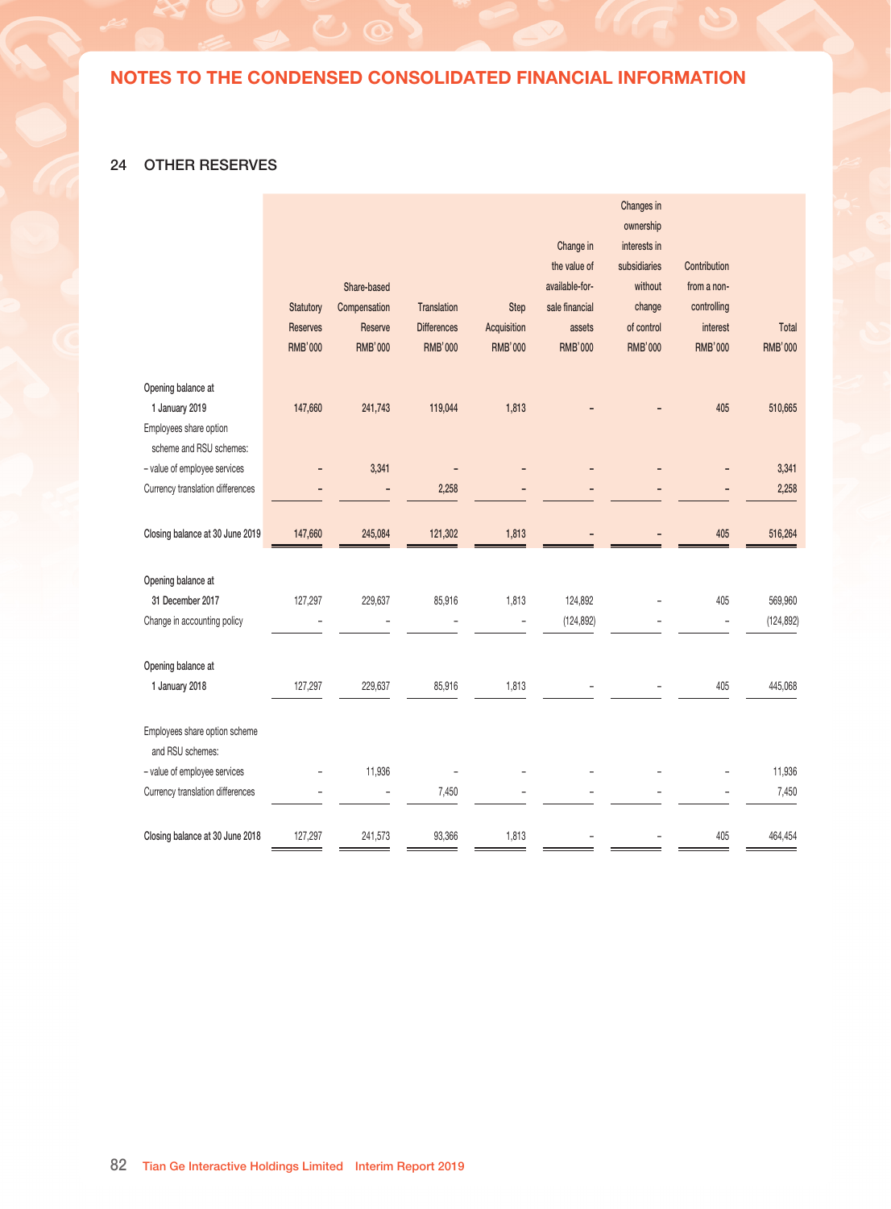## 24 OTHER RESERVES

| | Statutory Reserves RMB'000 | Share-based Compensation Reserve RMB'000 | Translation Differences RMB'000 | Step Acquisition RMB'000 | Change in the value of available-for-sale financial assets RMB'000 | Changes in ownership interests in subsidiaries without change of control RMB'000 | Contribution from a non-controlling interest RMB'000 | Total RMB'000 |
|---|---|---|---|---|---|---|---|---|
| **Opening balance at 1 January 2019** | **147,660** | **241,743** | **119,044** | **1,813** | **–** | **–** | **405** | **510,665** |
| **Employees share option scheme and RSU schemes:** | | | | | | | | |
| **– value of employee services** | **–** | **3,341** | **–** | **–** | **–** | **–** | **–** | **3,341** |
| **Currency translation differences** | **–** | **–** | **2,258** | **–** | **–** | **–** | **–** | **2,258** |
| **Closing balance at 30 June 2019** | **147,660** | **245,084** | **121,302** | **1,813** | **–** | **–** | **405** | **516,264** |
| Opening balance at 31 December 2017 | 127,297 | 229,637 | 85,916 | 1,813 | 124,892 | – | 405 | 569,960 |
| Change in accounting policy | – | – | – | – | (124,892) | – | – | (124,892) |
| Opening balance at 1 January 2018 | 127,297 | 229,637 | 85,916 | 1,813 | – | – | 405 | 445,068 |
| Employees share option scheme and RSU schemes: | | | | | | | | |
| – value of employee services | – | 11,936 | – | – | – | – | – | 11,936 |
| Currency translation differences | – | – | 7,450 | – | – | – | – | 7,450 |
| Closing balance at 30 June 2018 | 127,297 | 241,573 | 93,366 | 1,813 | – | – | 405 | 464,454 |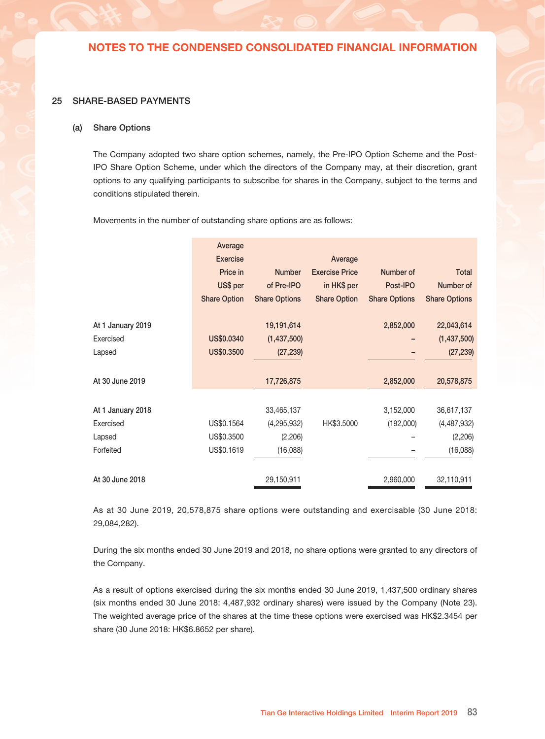## NOTES TO THE CONDENSED CONSOLIDATED FINANCIAL INFORMATION

### 25 SHARE-BASED PAYMENTS

#### (a) Share Options

The Company adopted two share option schemes, namely, the Pre-IPO Option Scheme and the Post-IPO Share Option Scheme, under which the directors of the Company may, at their discretion, grant options to any qualifying participants to subscribe for shares in the Company, subject to the terms and conditions stipulated therein.

Movements in the number of outstanding share options are as follows:

| | Average Exercise Price in US$ per Share Option | Number of Pre-IPO Share Options | Average Exercise Price in HK$ per Share Option | Number of Post-IPO Share Options | Total Number of Share Options |
|---|---|---|---|---|---|
| **At 1 January 2019** | | **19,191,614** | | **2,852,000** | **22,043,614** |
| Exercised | **US$0.0340** | **(1,437,500)** | | **–** | **(1,437,500)** |
| Lapsed | **US$0.3500** | **(27,239)** | | **–** | **(27,239)** |
| **At 30 June 2019** | | **17,726,875** | | **2,852,000** | **20,578,875** |
| **At 1 January 2018** | | 33,465,137 | | 3,152,000 | 36,617,137 |
| Exercised | US$0.1564 | (4,295,932) | HK$3.5000 | (192,000) | (4,487,932) |
| Lapsed | US$0.3500 | (2,206) | | – | (2,206) |
| Forfeited | US$0.1619 | (16,088) | | – | (16,088) |
| **At 30 June 2018** | | 29,150,911 | | 2,960,000 | 32,110,911 |

As at 30 June 2019, 20,578,875 share options were outstanding and exercisable (30 June 2018: 29,084,282).

During the six months ended 30 June 2019 and 2018, no share options were granted to any directors of the Company.

As a result of options exercised during the six months ended 30 June 2019, 1,437,500 ordinary shares (six months ended 30 June 2018: 4,487,932 ordinary shares) were issued by the Company (Note 23). The weighted average price of the shares at the time these options were exercised was HK$2.3454 per share (30 June 2018: HK$6.8652 per share).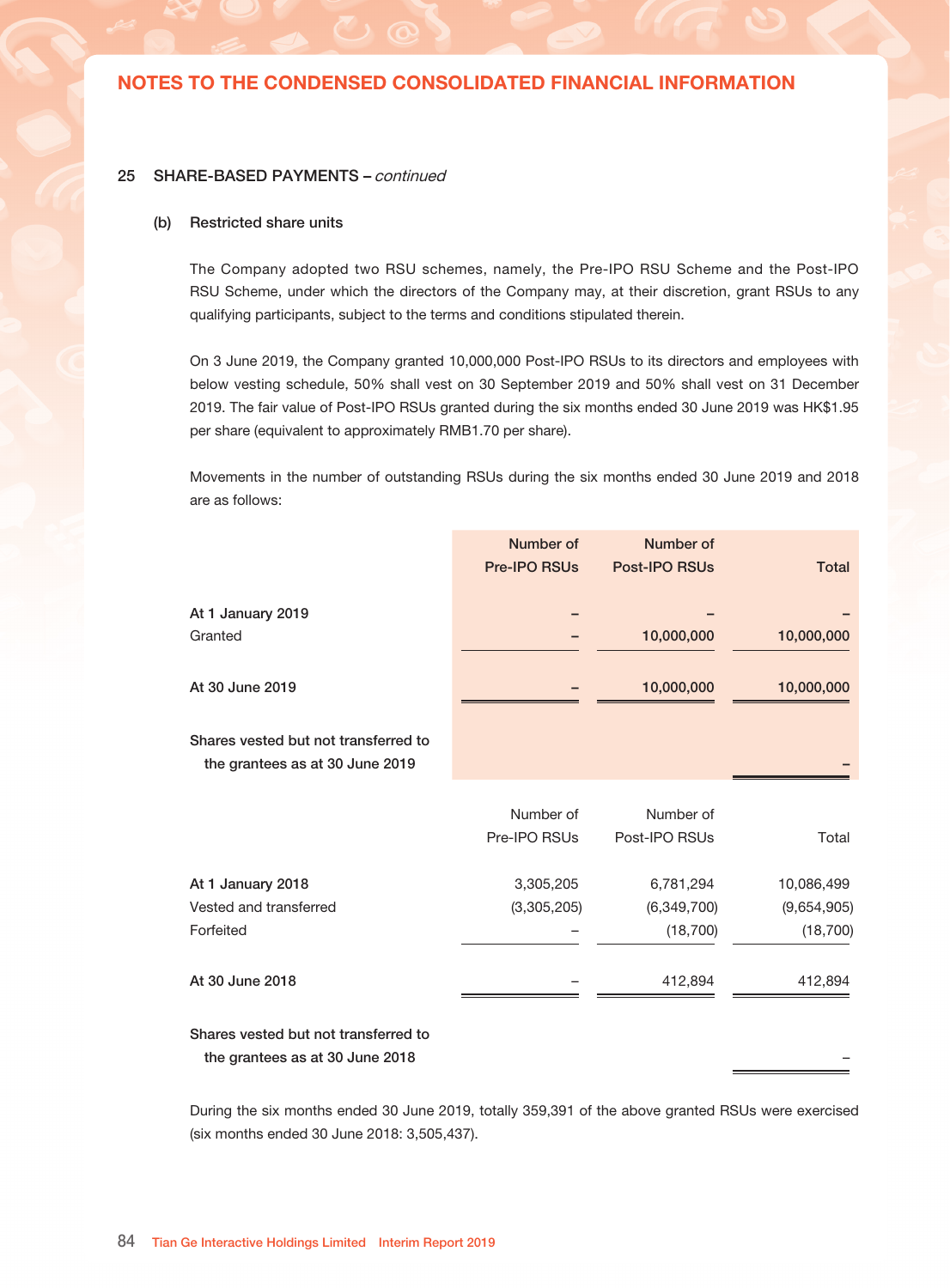## 25 SHARE-BASED PAYMENTS – *continued*

### (b) Restricted share units

The Company adopted two RSU schemes, namely, the Pre-IPO RSU Scheme and the Post-IPO RSU Scheme, under which the directors of the Company may, at their discretion, grant RSUs to any qualifying participants, subject to the terms and conditions stipulated therein.

On 3 June 2019, the Company granted 10,000,000 Post-IPO RSUs to its directors and employees with below vesting schedule, 50% shall vest on 30 September 2019 and 50% shall vest on 31 December 2019. The fair value of Post-IPO RSUs granted during the six months ended 30 June 2019 was HK$1.95 per share (equivalent to approximately RMB1.70 per share).

Movements in the number of outstanding RSUs during the six months ended 30 June 2019 and 2018 are as follows:

| | Number of Pre-IPO RSUs | Number of Post-IPO RSUs | Total |
|---|---|---|---|
| **At 1 January 2019** | **–** | **–** | **–** |
| Granted | **–** | **10,000,000** | **10,000,000** |
| **At 30 June 2019** | **–** | **10,000,000** | **10,000,000** |
| **Shares vested but not transferred to the grantees as at 30 June 2019** | | | **–** |

| | Number of Pre-IPO RSUs | Number of Post-IPO RSUs | Total |
|---|---|---|---|
| **At 1 January 2018** | 3,305,205 | 6,781,294 | 10,086,499 |
| Vested and transferred | (3,305,205) | (6,349,700) | (9,654,905) |
| Forfeited | – | (18,700) | (18,700) |
| **At 30 June 2018** | – | 412,894 | 412,894 |
| **Shares vested but not transferred to the grantees as at 30 June 2018** | | | – |

During the six months ended 30 June 2019, totally 359,391 of the above granted RSUs were exercised (six months ended 30 June 2018: 3,505,437).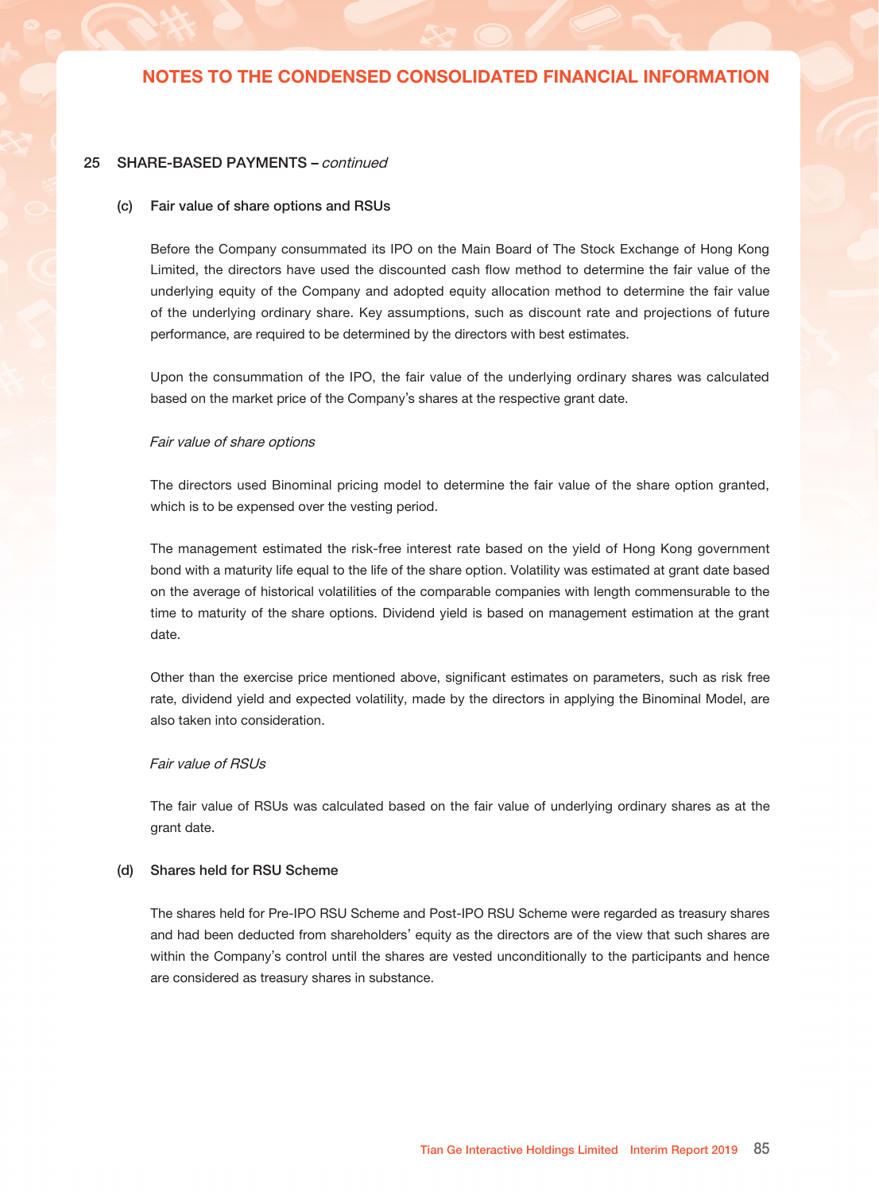## 25 SHARE-BASED PAYMENTS – *continued*

### (c) Fair value of share options and RSUs

Before the Company consummated its IPO on the Main Board of The Stock Exchange of Hong Kong Limited, the directors have used the discounted cash flow method to determine the fair value of the underlying equity of the Company and adopted equity allocation method to determine the fair value of the underlying ordinary share. Key assumptions, such as discount rate and projections of future performance, are required to be determined by the directors with best estimates.

Upon the consummation of the IPO, the fair value of the underlying ordinary shares was calculated based on the market price of the Company's shares at the respective grant date.

*Fair value of share options*

The directors used Binominal pricing model to determine the fair value of the share option granted, which is to be expensed over the vesting period.

The management estimated the risk-free interest rate based on the yield of Hong Kong government bond with a maturity life equal to the life of the share option. Volatility was estimated at grant date based on the average of historical volatilities of the comparable companies with length commensurable to the time to maturity of the share options. Dividend yield is based on management estimation at the grant date.

Other than the exercise price mentioned above, significant estimates on parameters, such as risk free rate, dividend yield and expected volatility, made by the directors in applying the Binominal Model, are also taken into consideration.

*Fair value of RSUs*

The fair value of RSUs was calculated based on the fair value of underlying ordinary shares as at the grant date.

### (d) Shares held for RSU Scheme

The shares held for Pre-IPO RSU Scheme and Post-IPO RSU Scheme were regarded as treasury shares and had been deducted from shareholders' equity as the directors are of the view that such shares are within the Company's control until the shares are vested unconditionally to the participants and hence are considered as treasury shares in substance.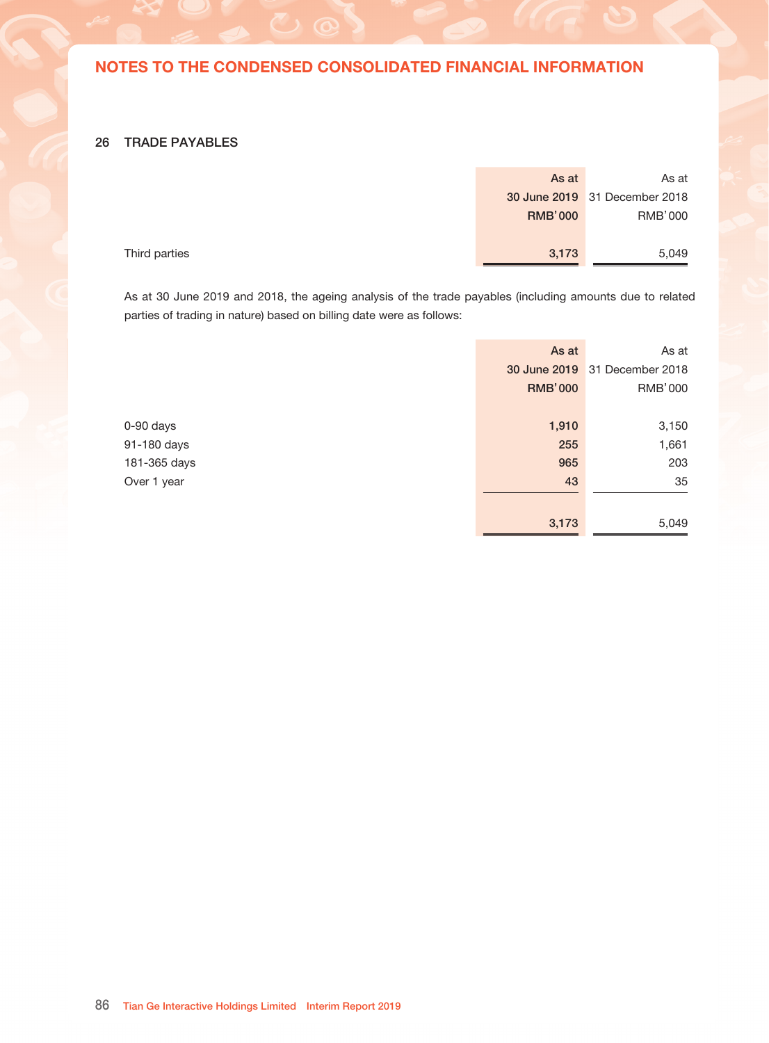## NOTES TO THE CONDENSED CONSOLIDATED FINANCIAL INFORMATION

### 26 TRADE PAYABLES

| | As at 30 June 2019 RMB'000 | As at 31 December 2018 RMB'000 |
|---|---|---|
| Third parties | 3,173 | 5,049 |

As at 30 June 2019 and 2018, the ageing analysis of the trade payables (including amounts due to related parties of trading in nature) based on billing date were as follows:

| | As at 30 June 2019 RMB'000 | As at 31 December 2018 RMB'000 |
|---|---|---|
| 0-90 days | 1,910 | 3,150 |
| 91-180 days | 255 | 1,661 |
| 181-365 days | 965 | 203 |
| Over 1 year | 43 | 35 |
| | 3,173 | 5,049 |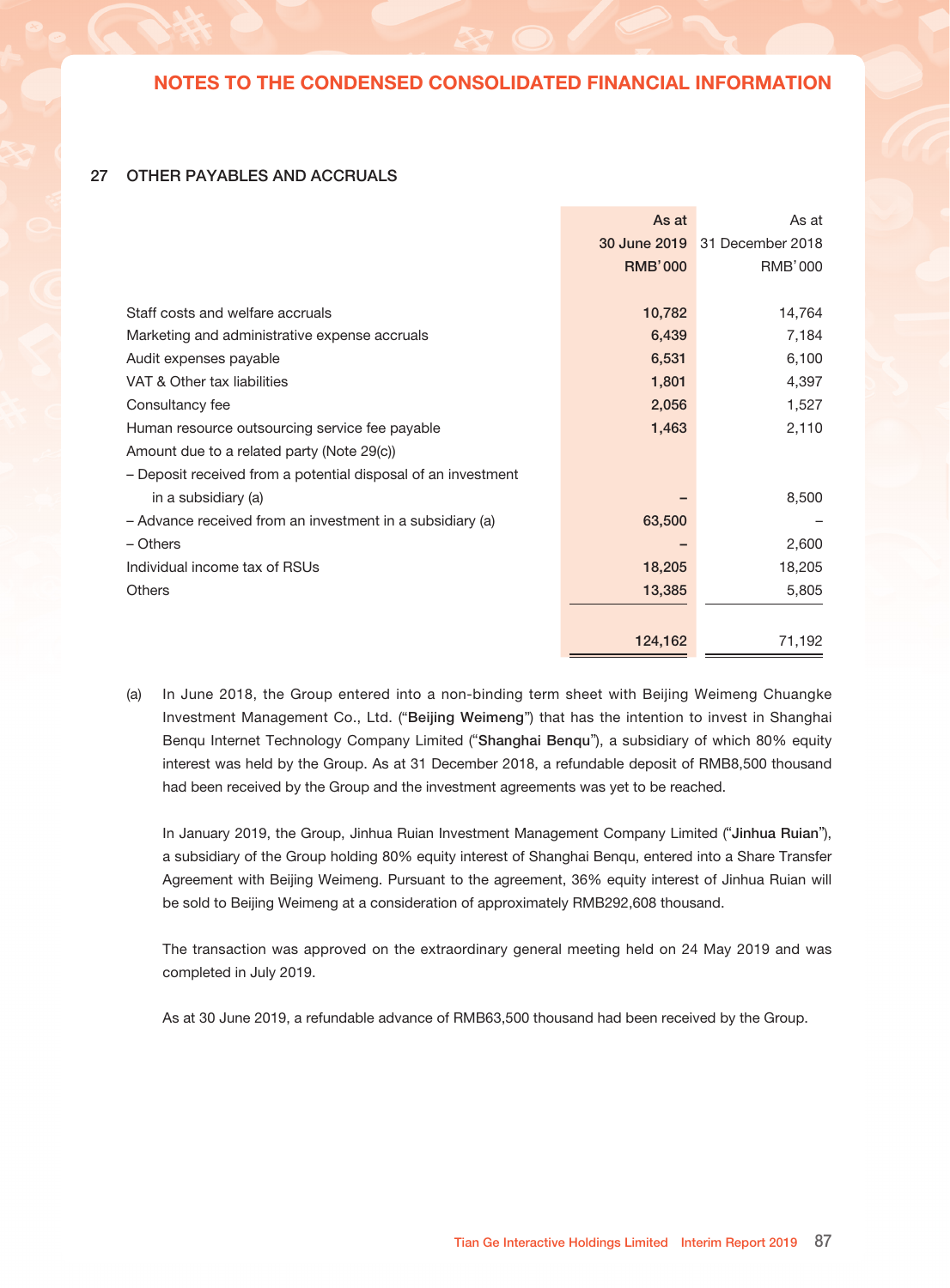## NOTES TO THE CONDENSED CONSOLIDATED FINANCIAL INFORMATION

### 27 OTHER PAYABLES AND ACCRUALS

| | As at 30 June 2019 RMB'000 | As at 31 December 2018 RMB'000 |
|---|---|---|
| Staff costs and welfare accruals | 10,782 | 14,764 |
| Marketing and administrative expense accruals | 6,439 | 7,184 |
| Audit expenses payable | 6,531 | 6,100 |
| VAT & Other tax liabilities | 1,801 | 4,397 |
| Consultancy fee | 2,056 | 1,527 |
| Human resource outsourcing service fee payable | 1,463 | 2,110 |
| Amount due to a related party (Note 29(c)) | | |
| – Deposit received from a potential disposal of an investment in a subsidiary (a) | – | 8,500 |
| – Advance received from an investment in a subsidiary (a) | 63,500 | – |
| – Others | – | 2,600 |
| Individual income tax of RSUs | 18,205 | 18,205 |
| Others | 13,385 | 5,805 |
| | 124,162 | 71,192 |

(a) In June 2018, the Group entered into a non-binding term sheet with Beijing Weimeng Chuangke Investment Management Co., Ltd. ("**Beijing Weimeng**") that has the intention to invest in Shanghai Benqu Internet Technology Company Limited ("**Shanghai Benqu**"), a subsidiary of which 80% equity interest was held by the Group. As at 31 December 2018, a refundable deposit of RMB8,500 thousand had been received by the Group and the investment agreements was yet to be reached.

In January 2019, the Group, Jinhua Ruian Investment Management Company Limited ("**Jinhua Ruian**"), a subsidiary of the Group holding 80% equity interest of Shanghai Benqu, entered into a Share Transfer Agreement with Beijing Weimeng. Pursuant to the agreement, 36% equity interest of Jinhua Ruian will be sold to Beijing Weimeng at a consideration of approximately RMB292,608 thousand.

The transaction was approved on the extraordinary general meeting held on 24 May 2019 and was completed in July 2019.

As at 30 June 2019, a refundable advance of RMB63,500 thousand had been received by the Group.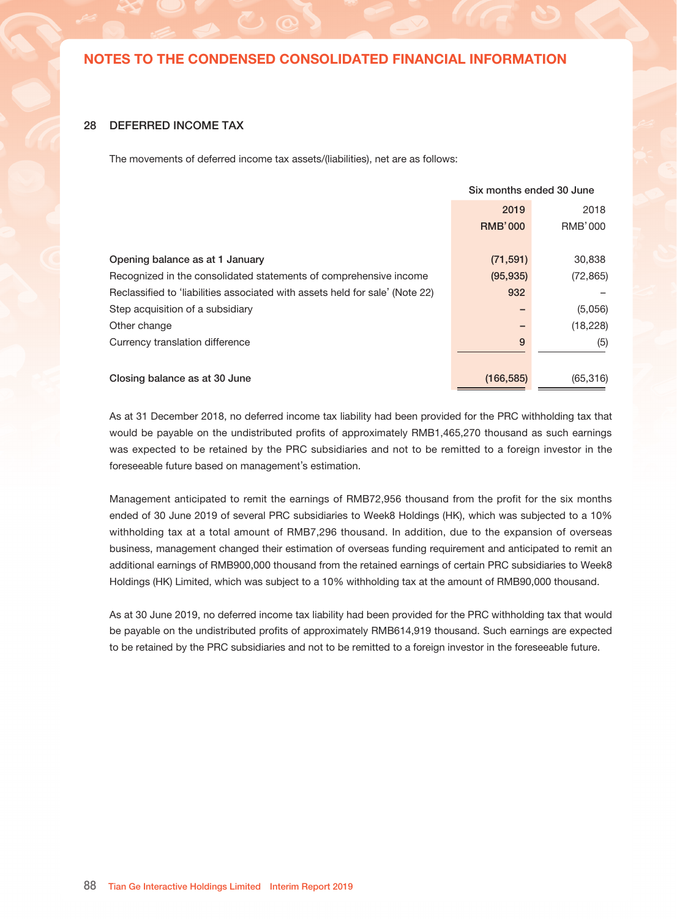## 28 DEFERRED INCOME TAX

The movements of deferred income tax assets/(liabilities), net are as follows:

| | Six months ended 30 June | |
|---|---|---|
| | 2019 | 2018 |
| | RMB'000 | RMB'000 |
| **Opening balance as at 1 January** | (71,591) | 30,838 |
| Recognized in the consolidated statements of comprehensive income | (95,935) | (72,865) |
| Reclassified to 'liabilities associated with assets held for sale' (Note 22) | 932 | – |
| Step acquisition of a subsidiary | – | (5,056) |
| Other change | – | (18,228) |
| Currency translation difference | 9 | (5) |
| **Closing balance as at 30 June** | (166,585) | (65,316) |

As at 31 December 2018, no deferred income tax liability had been provided for the PRC withholding tax that would be payable on the undistributed profits of approximately RMB1,465,270 thousand as such earnings was expected to be retained by the PRC subsidiaries and not to be remitted to a foreign investor in the foreseeable future based on management's estimation.

Management anticipated to remit the earnings of RMB72,956 thousand from the profit for the six months ended of 30 June 2019 of several PRC subsidiaries to Week8 Holdings (HK), which was subjected to a 10% withholding tax at a total amount of RMB7,296 thousand. In addition, due to the expansion of overseas business, management changed their estimation of overseas funding requirement and anticipated to remit an additional earnings of RMB900,000 thousand from the retained earnings of certain PRC subsidiaries to Week8 Holdings (HK) Limited, which was subject to a 10% withholding tax at the amount of RMB90,000 thousand.

As at 30 June 2019, no deferred income tax liability had been provided for the PRC withholding tax that would be payable on the undistributed profits of approximately RMB614,919 thousand. Such earnings are expected to be retained by the PRC subsidiaries and not to be remitted to a foreign investor in the foreseeable future.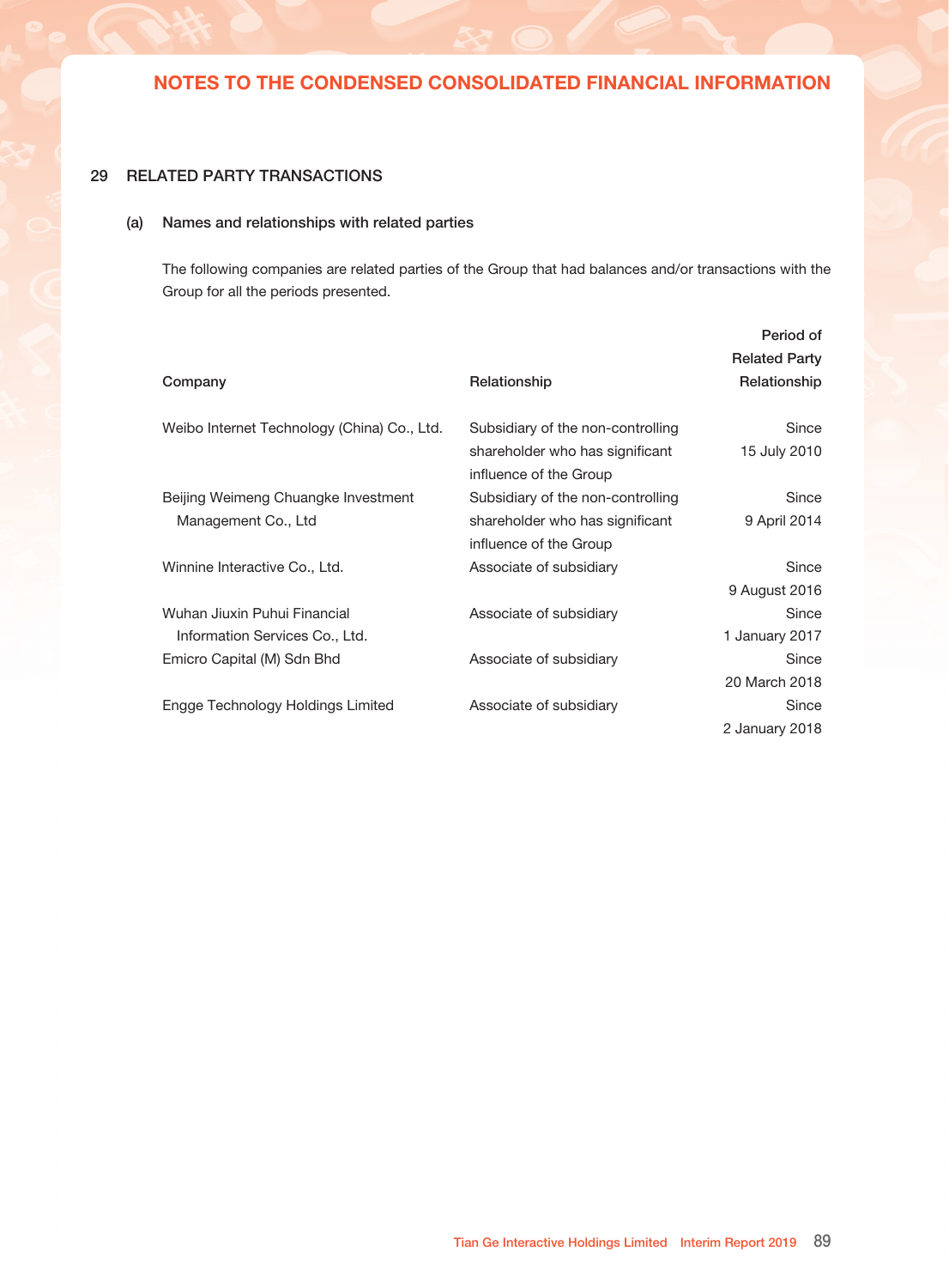## 29 RELATED PARTY TRANSACTIONS

### (a) Names and relationships with related parties

The following companies are related parties of the Group that had balances and/or transactions with the Group for all the periods presented.

| Company | Relationship | Period of Related Party Relationship |
|---|---|---|
| Weibo Internet Technology (China) Co., Ltd. | Subsidiary of the non-controlling shareholder who has significant influence of the Group | Since 15 July 2010 |
| Beijing Weimeng Chuangke Investment Management Co., Ltd | Subsidiary of the non-controlling shareholder who has significant influence of the Group | Since 9 April 2014 |
| Winnine Interactive Co., Ltd. | Associate of subsidiary | Since 9 August 2016 |
| Wuhan Jiuxin Puhui Financial Information Services Co., Ltd. | Associate of subsidiary | Since 1 January 2017 |
| Emicro Capital (M) Sdn Bhd | Associate of subsidiary | Since 20 March 2018 |
| Engge Technology Holdings Limited | Associate of subsidiary | Since 2 January 2018 |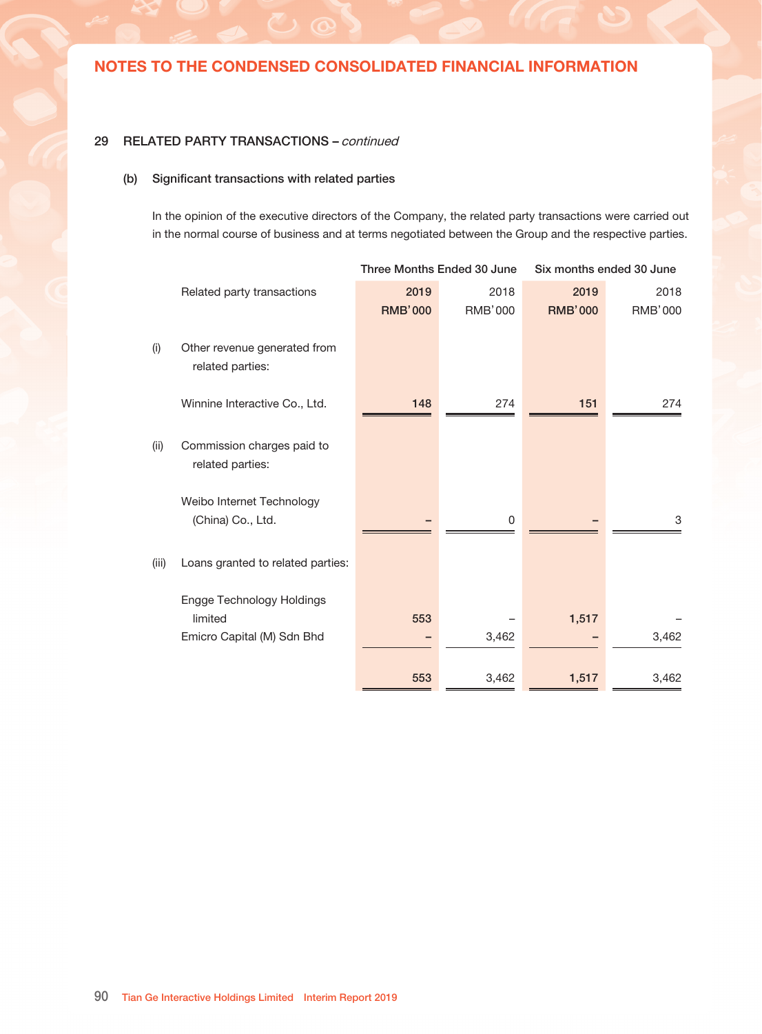## NOTES TO THE CONDENSED CONSOLIDATED FINANCIAL INFORMATION

### 29 RELATED PARTY TRANSACTIONS – *continued*

#### (b) Significant transactions with related parties

In the opinion of the executive directors of the Company, the related party transactions were carried out in the normal course of business and at terms negotiated between the Group and the respective parties.

| | Related party transactions | Three Months Ended 30 June | | Six months ended 30 June | |
|---|---|---|---|---|---|
| | | **2019 RMB'000** | 2018 RMB'000 | **2019 RMB'000** | 2018 RMB'000 |
| (i) | Other revenue generated from related parties: | | | | |
| | Winnine Interactive Co., Ltd. | **148** | 274 | **151** | 274 |
| (ii) | Commission charges paid to related parties: | | | | |
| | Weibo Internet Technology (China) Co., Ltd. | **–** | 0 | **–** | 3 |
| (iii) | Loans granted to related parties: | | | | |
| | Engge Technology Holdings limited | **553** | – | **1,517** | – |
| | Emicro Capital (M) Sdn Bhd | **–** | 3,462 | **–** | 3,462 |
| | | **553** | 3,462 | **1,517** | 3,462 |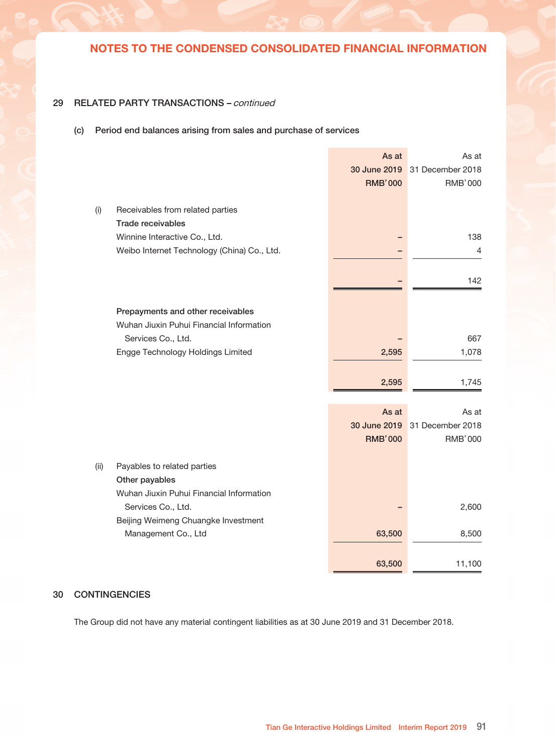## 29 RELATED PARTY TRANSACTIONS – *continued*

### (c) Period end balances arising from sales and purchase of services

| | As at 30 June 2019 RMB'000 | As at 31 December 2018 RMB'000 |
|---|---|---|
| (i) Receivables from related parties | | |
| **Trade receivables** | | |
| Winnine Interactive Co., Ltd. | – | 138 |
| Weibo Internet Technology (China) Co., Ltd. | – | 4 |
| | – | 142 |
| **Prepayments and other receivables** | | |
| Wuhan Jiuxin Puhui Financial Information Services Co., Ltd. | – | 667 |
| Engge Technology Holdings Limited | 2,595 | 1,078 |
| | 2,595 | 1,745 |

| | As at 30 June 2019 RMB'000 | As at 31 December 2018 RMB'000 |
|---|---|---|
| (ii) Payables to related parties | | |
| **Other payables** | | |
| Wuhan Jiuxin Puhui Financial Information Services Co., Ltd. | – | 2,600 |
| Beijing Weimeng Chuangke Investment Management Co., Ltd | 63,500 | 8,500 |
| | 63,500 | 11,100 |

## 30 CONTINGENCIES

The Group did not have any material contingent liabilities as at 30 June 2019 and 31 December 2018.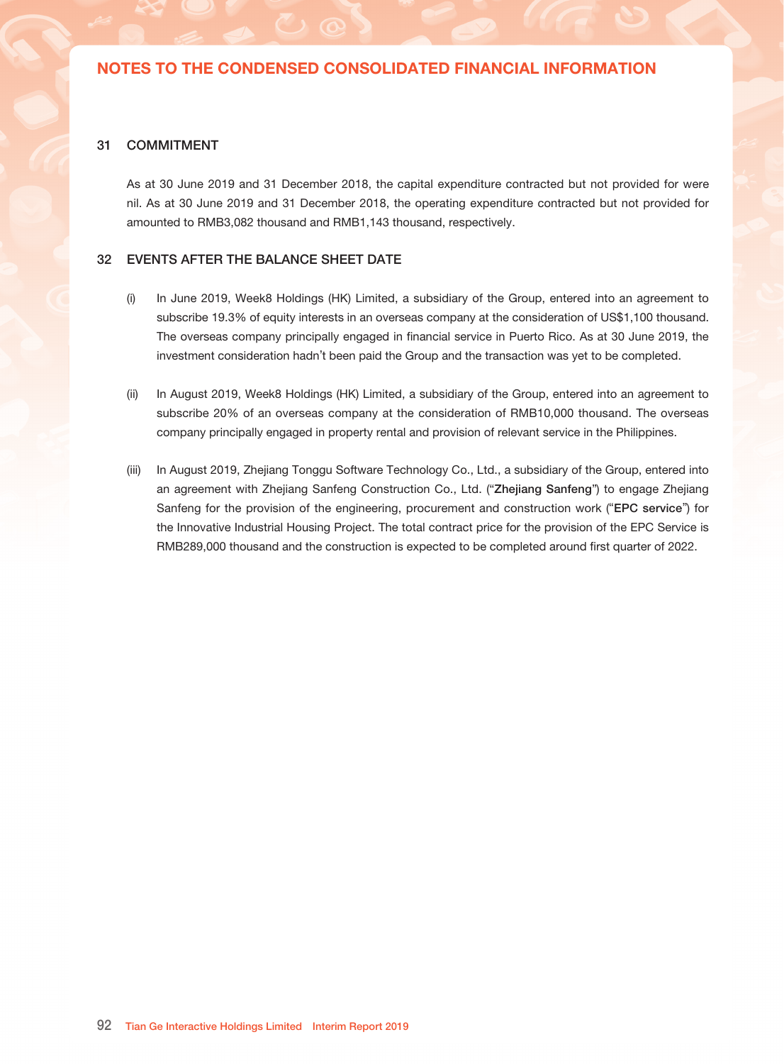# NOTES TO THE CONDENSED CONSOLIDATED FINANCIAL INFORMATION

## 31 COMMITMENT

As at 30 June 2019 and 31 December 2018, the capital expenditure contracted but not provided for were nil. As at 30 June 2019 and 31 December 2018, the operating expenditure contracted but not provided for amounted to RMB3,082 thousand and RMB1,143 thousand, respectively.

## 32 EVENTS AFTER THE BALANCE SHEET DATE

(i) In June 2019, Week8 Holdings (HK) Limited, a subsidiary of the Group, entered into an agreement to subscribe 19.3% of equity interests in an overseas company at the consideration of US$1,100 thousand. The overseas company principally engaged in financial service in Puerto Rico. As at 30 June 2019, the investment consideration hadn't been paid the Group and the transaction was yet to be completed.

(ii) In August 2019, Week8 Holdings (HK) Limited, a subsidiary of the Group, entered into an agreement to subscribe 20% of an overseas company at the consideration of RMB10,000 thousand. The overseas company principally engaged in property rental and provision of relevant service in the Philippines.

(iii) In August 2019, Zhejiang Tonggu Software Technology Co., Ltd., a subsidiary of the Group, entered into an agreement with Zhejiang Sanfeng Construction Co., Ltd. ("**Zhejiang Sanfeng**") to engage Zhejiang Sanfeng for the provision of the engineering, procurement and construction work ("**EPC service**") for the Innovative Industrial Housing Project. The total contract price for the provision of the EPC Service is RMB289,000 thousand and the construction is expected to be completed around first quarter of 2022.